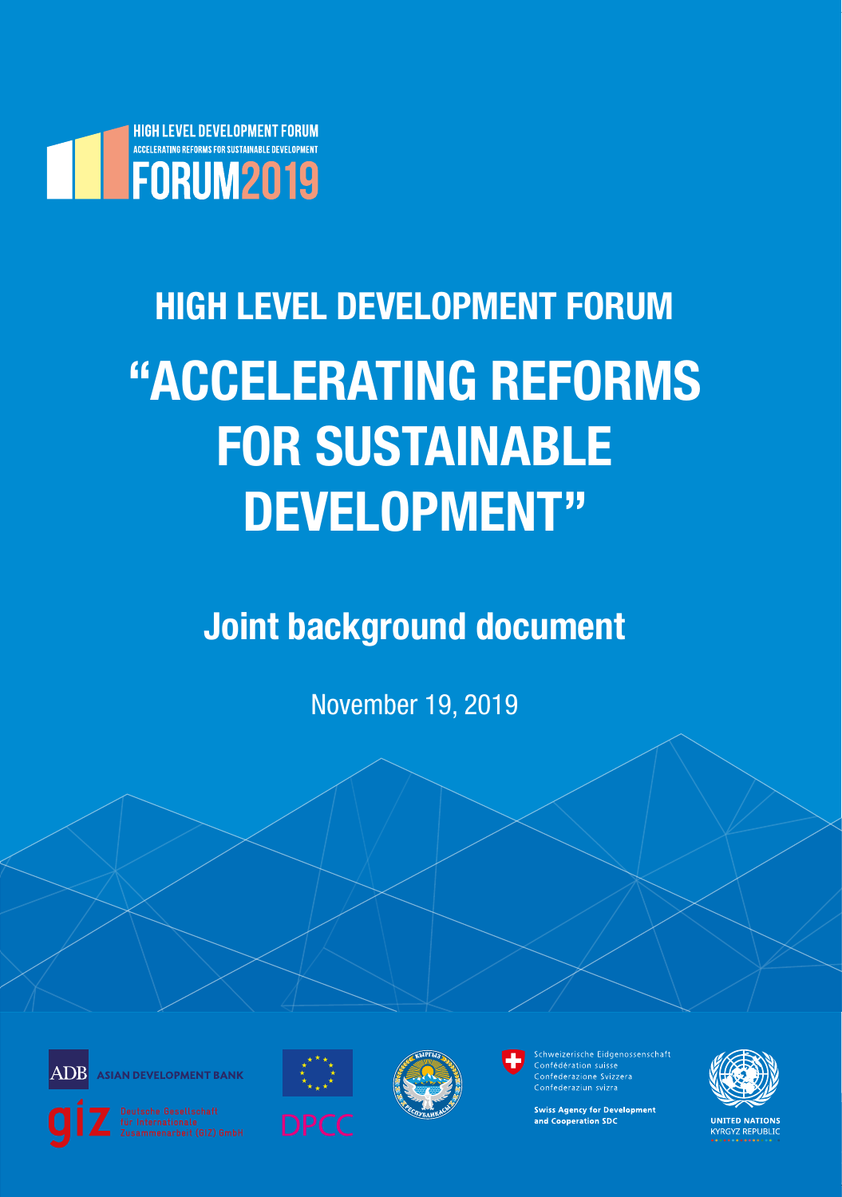HIGH LEVEL DEVELOPMENT FORUM
ACCELERATING REFORMS FOR SUSTAINABLE DEVELOPMENT
FORUM2019

# HIGH LEVEL DEVELOPMENT FORUM

# "ACCELERATING REFORMS FOR SUSTAINABLE DEVELOPMENT"

## Joint background document

November 19, 2019

ADB ASIAN DEVELOPMENT BANK

giz Deutsche Gesellschaft für Internationale Zusammenarbeit (GIZ) GmbH

DPCC

Schweizerische Eidgenossenschaft
Confédération suisse
Confederazione Svizzera
Confederaziun svizra

Swiss Agency for Development and Cooperation SDC

UNITED NATIONS
KYRGYZ REPUBLIC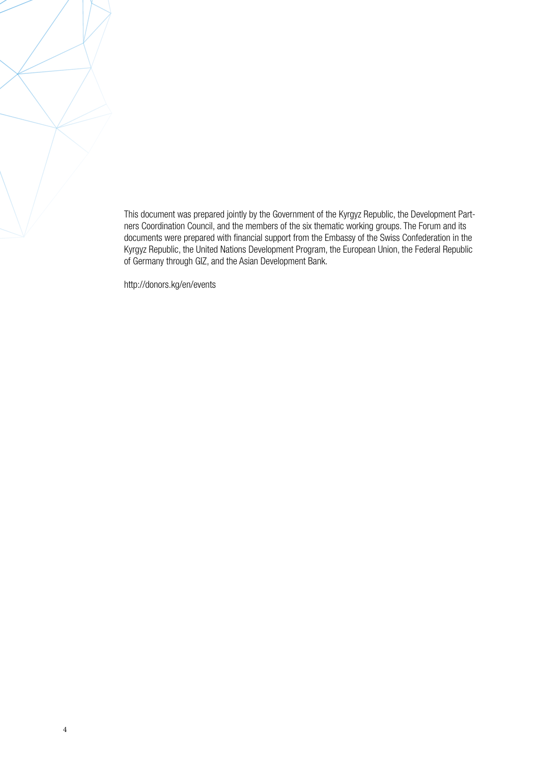This document was prepared jointly by the Government of the Kyrgyz Republic, the Development Partners Coordination Council, and the members of the six thematic working groups. The Forum and its documents were prepared with financial support from the Embassy of the Swiss Confederation in the Kyrgyz Republic, the United Nations Development Program, the European Union, the Federal Republic of Germany through GIZ, and the Asian Development Bank.

http://donors.kg/en/events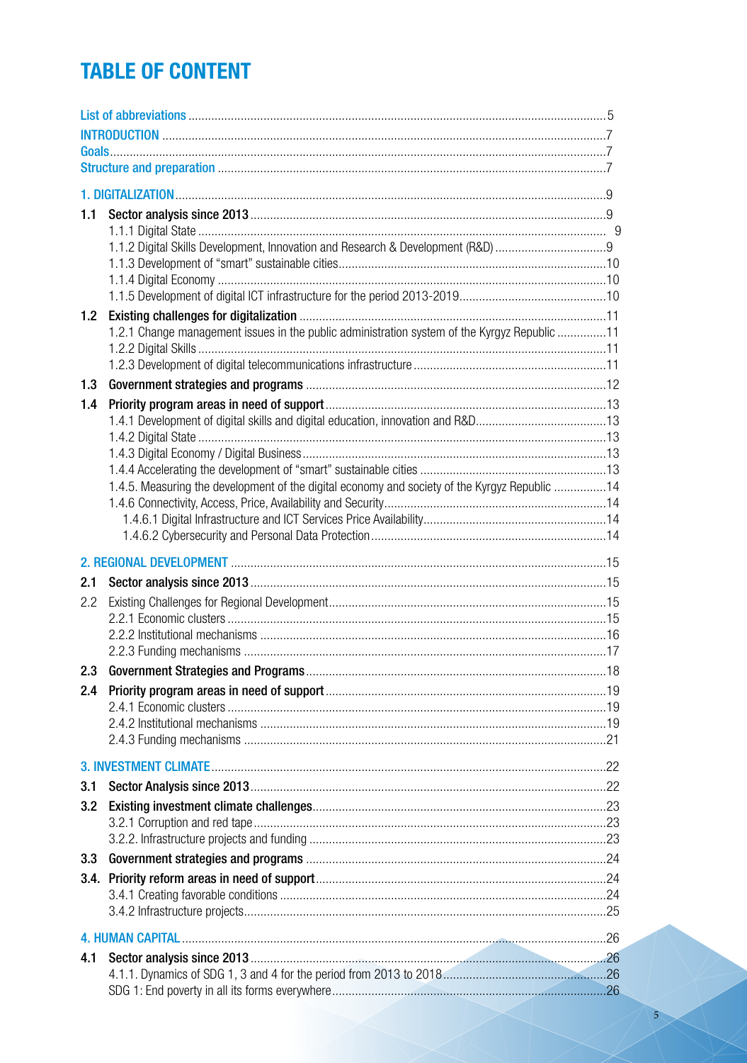# TABLE OF CONTENT

List of abbreviations ........ 5

INTRODUCTION ........ 7

Goals ........ 7

Structure and preparation ........ 7

1. DIGITALIZATION ........ 9

**1.1 Sector analysis since 2013** ........ 9

- 1.1.1 Digital State ........ 9
- 1.1.2 Digital Skills Development, Innovation and Research & Development (R&D) ........ 9
- 1.1.3 Development of "smart" sustainable cities ........ 10
- 1.1.4 Digital Economy ........ 10
- 1.1.5 Development of digital ICT infrastructure for the period 2013-2019 ........ 10

**1.2 Existing challenges for digitalization** ........ 11

- 1.2.1 Change management issues in the public administration system of the Kyrgyz Republic ........ 11
- 1.2.2 Digital Skills ........ 11
- 1.2.3 Development of digital telecommunications infrastructure ........ 11

**1.3 Government strategies and programs** ........ 12

**1.4 Priority program areas in need of support** ........ 13

- 1.4.1 Development of digital skills and digital education, innovation and R&D ........ 13
- 1.4.2 Digital State ........ 13
- 1.4.3 Digital Economy / Digital Business ........ 13
- 1.4.4 Accelerating the development of "smart" sustainable cities ........ 13
- 1.4.5. Measuring the development of the digital economy and society of the Kyrgyz Republic ........ 14
- 1.4.6 Connectivity, Access, Price, Availability and Security ........ 14
  - 1.4.6.1 Digital Infrastructure and ICT Services Price Availability ........ 14
  - 1.4.6.2 Cybersecurity and Personal Data Protection ........ 14

2. REGIONAL DEVELOPMENT ........ 15

**2.1 Sector analysis since 2013** ........ 15

2.2 Existing Challenges for Regional Development ........ 15

- 2.2.1 Economic clusters ........ 15
- 2.2.2 Institutional mechanisms ........ 16
- 2.2.3 Funding mechanisms ........ 17

**2.3 Government Strategies and Programs** ........ 18

**2.4 Priority program areas in need of support** ........ 19

- 2.4.1 Economic clusters ........ 19
- 2.4.2 Institutional mechanisms ........ 19
- 2.4.3 Funding mechanisms ........ 21

3. INVESTMENT CLIMATE ........ 22

**3.1 Sector Analysis since 2013** ........ 22

**3.2 Existing investment climate challenges** ........ 23

- 3.2.1 Corruption and red tape ........ 23
- 3.2.2. Infrastructure projects and funding ........ 23

**3.3 Government strategies and programs** ........ 24

**3.4. Priority reform areas in need of support** ........ 24

- 3.4.1 Creating favorable conditions ........ 24
- 3.4.2 Infrastructure projects ........ 25

4. HUMAN CAPITAL ........ 26

**4.1 Sector analysis since 2013** ........ 26

- 4.1.1. Dynamics of SDG 1, 3 and 4 for the period from 2013 to 2018 ........ 26
- SDG 1: End poverty in all its forms everywhere ........ 26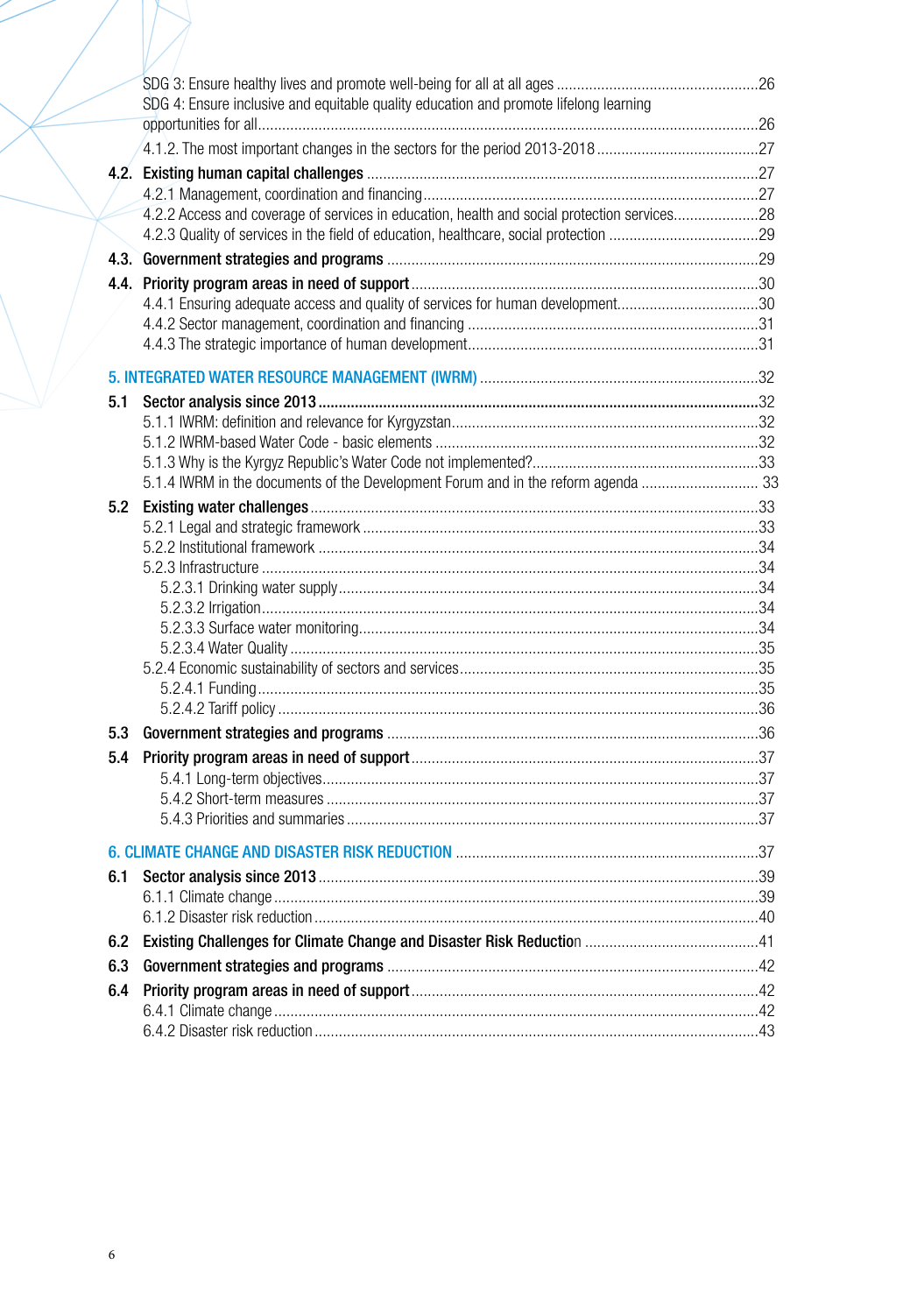SDG 3: Ensure healthy lives and promote well-being for all at all ages ....................................................26
SDG 4: Ensure inclusive and equitable quality education and promote lifelong learning opportunities for all....................................................................................................................26
4.1.2. The most important changes in the sectors for the period 2013-2018 ........................................27

**4.2. Existing human capital challenges** ..............................................................................27
4.2.1 Management, coordination and financing ..................................................................27
4.2.2 Access and coverage of services in education, health and social protection services.....................28
4.2.3 Quality of services in the field of education, healthcare, social protection .....................................29

**4.3. Government strategies and programs** ..........................................................................29

**4.4. Priority program areas in need of support** ....................................................................30
4.4.1 Ensuring adequate access and quality of services for human development...................................30
4.4.2 Sector management, coordination and financing .......................................................................31
4.4.3 The strategic importance of human development.......................................................................31

**5. INTEGRATED WATER RESOURCE MANAGEMENT (IWRM)** ....................................................................32

**5.1 Sector analysis since 2013** ...........................................................................................32
5.1.1 IWRM: definition and relevance for Kyrgyzstan...........................................................................32
5.1.2 IWRM-based Water Code - basic elements ...............................................................................32
5.1.3 Why is the Kyrgyz Republic's Water Code not implemented?........................................................33
5.1.4 IWRM in the documents of the Development Forum and in the reform agenda ............................. 33

**5.2 Existing water challenges** .............................................................................................33
5.2.1 Legal and strategic framework .................................................................................33
5.2.2 Institutional framework ............................................................................................34
5.2.3 Infrastructure ..........................................................................................................34
5.2.3.1 Drinking water supply......................................................................................34
5.2.3.2 Irrigation.........................................................................................................34
5.2.3.3 Surface water monitoring.................................................................................34
5.2.3.4 Water Quality ..................................................................................................35
5.2.4 Economic sustainability of sectors and services.........................................................35
5.2.4.1 Funding..........................................................................................................35
5.2.4.2 Tariff policy .....................................................................................................36

**5.3 Government strategies and programs** ..........................................................................36

**5.4 Priority program areas in need of support** ....................................................................37
5.4.1 Long-term objectives..........................................................................................37
5.4.2 Short-term measures .........................................................................................37
5.4.3 Priorities and summaries ....................................................................................37

**6. CLIMATE CHANGE AND DISASTER RISK REDUCTION** ..........................................................................37

**6.1 Sector analysis since 2013** ...........................................................................................39
6.1.1 Climate change .......................................................................................................39
6.1.2 Disaster risk reduction .............................................................................................40

**6.2 Existing Challenges for Climate Change and Disaster Risk Reduction** ...........................................41

**6.3 Government strategies and programs** ..........................................................................42

**6.4 Priority program areas in need of support** ....................................................................42
6.4.1 Climate change .......................................................................................................42
6.4.2 Disaster risk reduction .............................................................................................43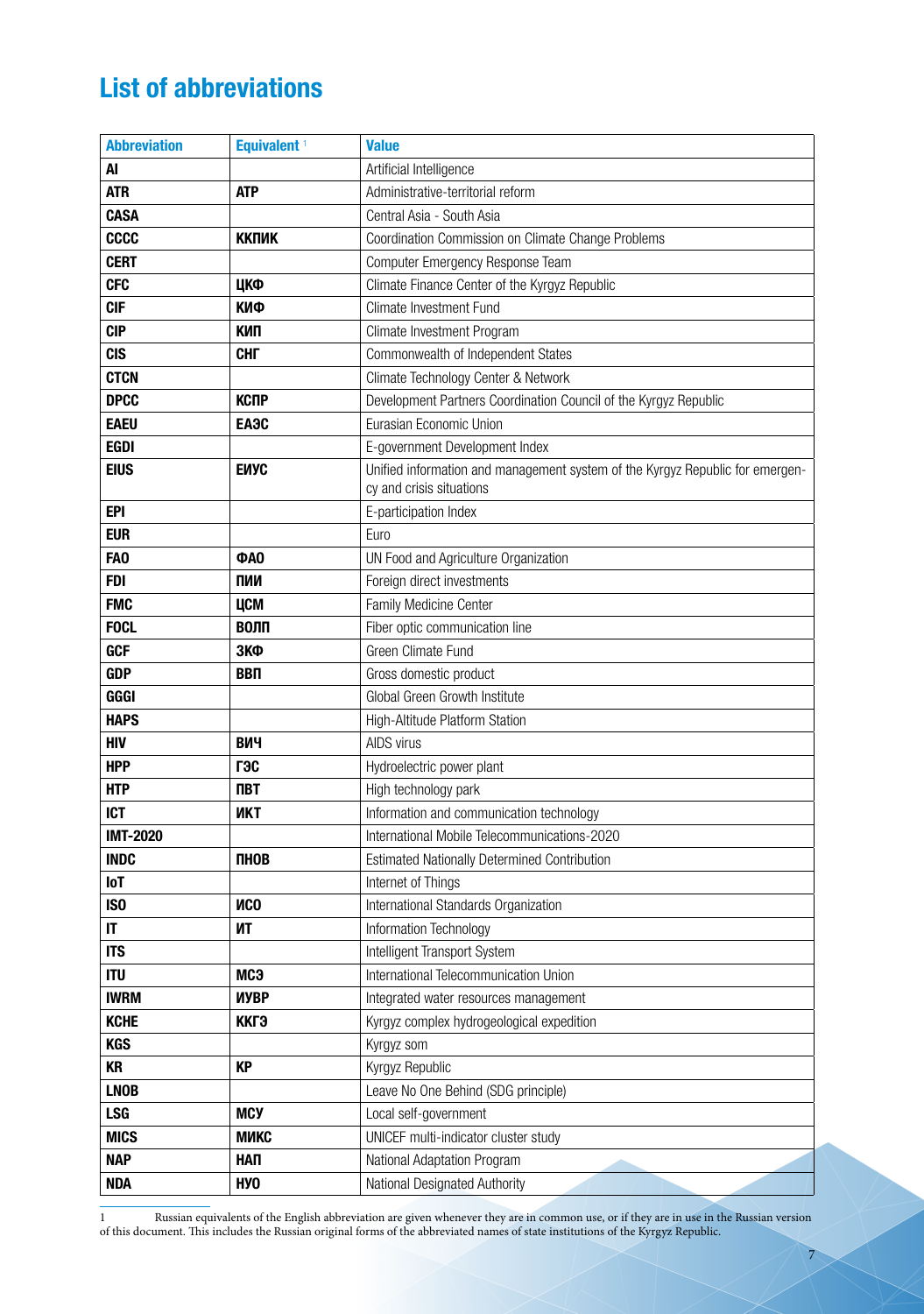## List of abbreviations

| Abbreviation | Equivalent [1] | Value |
|---|---|---|
| **AI** | | Artificial Intelligence |
| **ATR** | **АТР** | Administrative-territorial reform |
| **CASA** | | Central Asia - South Asia |
| **CCCC** | **ККПИК** | Coordination Commission on Climate Change Problems |
| **CERT** | | Computer Emergency Response Team |
| **CFC** | **ЦКФ** | Climate Finance Center of the Kyrgyz Republic |
| **CIF** | **КИФ** | Climate Investment Fund |
| **CIP** | **КИП** | Climate Investment Program |
| **CIS** | **СНГ** | Commonwealth of Independent States |
| **CTCN** | | Climate Technology Center & Network |
| **DPCC** | **КСПР** | Development Partners Coordination Council of the Kyrgyz Republic |
| **EAEU** | **ЕАЭС** | Eurasian Economic Union |
| **EGDI** | | E-government Development Index |
| **EIUS** | **ЕИУС** | Unified information and management system of the Kyrgyz Republic for emergency and crisis situations |
| **EPI** | | E-participation Index |
| **EUR** | | Euro |
| **FAO** | **ФАО** | UN Food and Agriculture Organization |
| **FDI** | **ПИИ** | Foreign direct investments |
| **FMC** | **ЦСМ** | Family Medicine Center |
| **FOCL** | **ВОЛП** | Fiber optic communication line |
| **GCF** | **ЗКФ** | Green Climate Fund |
| **GDP** | **ВВП** | Gross domestic product |
| **GGGI** | | Global Green Growth Institute |
| **HAPS** | | High-Altitude Platform Station |
| **HIV** | **ВИЧ** | AIDS virus |
| **HPP** | **ГЭС** | Hydroelectric power plant |
| **HTP** | **ПВТ** | High technology park |
| **ICT** | **ИКТ** | Information and communication technology |
| **IMT-2020** | | International Mobile Telecommunications-2020 |
| **INDC** | **ПНОВ** | Estimated Nationally Determined Contribution |
| **IoT** | | Internet of Things |
| **ISO** | **ИСО** | International Standards Organization |
| **IT** | **ИТ** | Information Technology |
| **ITS** | | Intelligent Transport System |
| **ITU** | **МСЭ** | International Telecommunication Union |
| **IWRM** | **ИУВР** | Integrated water resources management |
| **KCHE** | **ККГЭ** | Kyrgyz complex hydrogeological expedition |
| **KGS** | | Kyrgyz som |
| **KR** | **КР** | Kyrgyz Republic |
| **LNOB** | | Leave No One Behind (SDG principle) |
| **LSG** | **МСУ** | Local self-government |
| **MICS** | **МИКС** | UNICEF multi-indicator cluster study |
| **NAP** | **НАП** | National Adaptation Program |
| **NDA** | **НУО** | National Designated Authority |

1 Russian equivalents of the English abbreviation are given whenever they are in common use, or if they are in use in the Russian version of this document. This includes the Russian original forms of the abbreviated names of state institutions of the Kyrgyz Republic.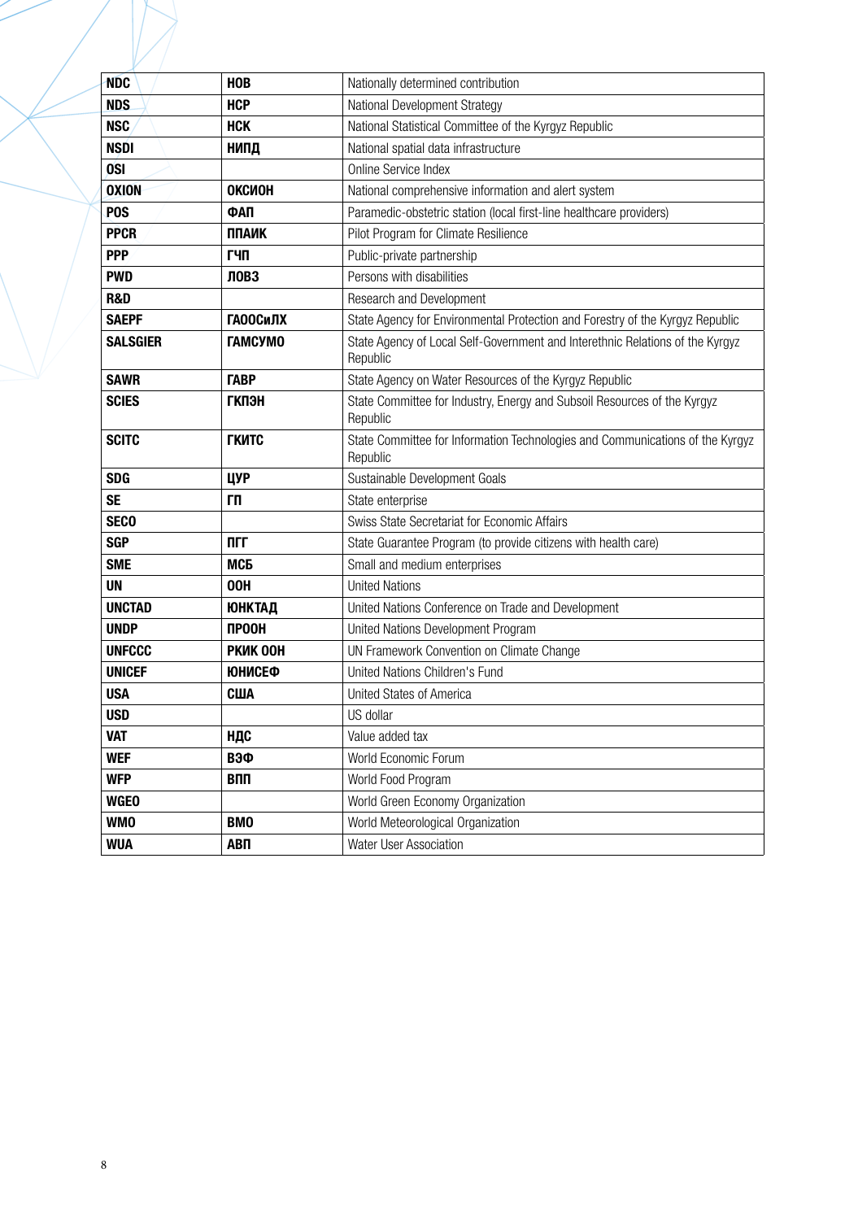| NDC | НОВ | Nationally determined contribution |
|---|---|---|
| NDS | НСР | National Development Strategy |
| NSC | НСК | National Statistical Committee of the Kyrgyz Republic |
| NSDI | НИПД | National spatial data infrastructure |
| OSI | | Online Service Index |
| OXION | ОКСИОН | National comprehensive information and alert system |
| POS | ФАП | Paramedic-obstetric station (local first-line healthcare providers) |
| PPCR | ППАИК | Pilot Program for Climate Resilience |
| PPP | ГЧП | Public-private partnership |
| PWD | ЛОВЗ | Persons with disabilities |
| R&D | | Research and Development |
| SAEPF | ГАООСиЛХ | State Agency for Environmental Protection and Forestry of the Kyrgyz Republic |
| SALSGIER | ГАМСУМО | State Agency of Local Self-Government and Interethnic Relations of the Kyrgyz Republic |
| SAWR | ГАВР | State Agency on Water Resources of the Kyrgyz Republic |
| SCIES | ГКПЭН | State Committee for Industry, Energy and Subsoil Resources of the Kyrgyz Republic |
| SCITC | ГКИТС | State Committee for Information Technologies and Communications of the Kyrgyz Republic |
| SDG | ЦУР | Sustainable Development Goals |
| SE | ГП | State enterprise |
| SECO | | Swiss State Secretariat for Economic Affairs |
| SGP | ПГГ | State Guarantee Program (to provide citizens with health care) |
| SME | МСБ | Small and medium enterprises |
| UN | ООН | United Nations |
| UNCTAD | ЮНКТАД | United Nations Conference on Trade and Development |
| UNDP | ПРООН | United Nations Development Program |
| UNFCCC | РКИК ООН | UN Framework Convention on Climate Change |
| UNICEF | ЮНИСЕФ | United Nations Children's Fund |
| USA | США | United States of America |
| USD | | US dollar |
| VAT | НДС | Value added tax |
| WEF | ВЭФ | World Economic Forum |
| WFP | ВПП | World Food Program |
| WGEO | | World Green Economy Organization |
| WMO | ВМО | World Meteorological Organization |
| WUA | АВП | Water User Association |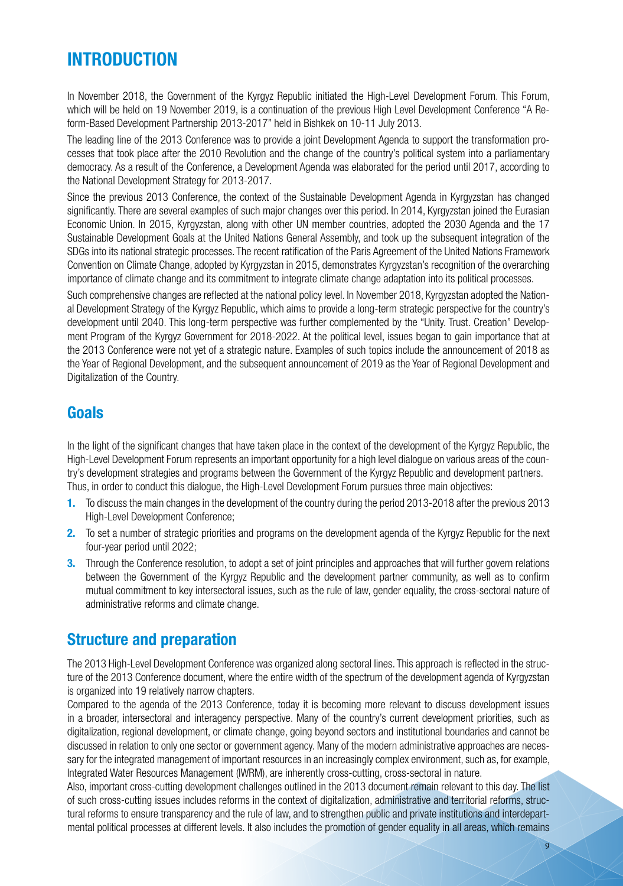# INTRODUCTION

In November 2018, the Government of the Kyrgyz Republic initiated the High-Level Development Forum. This Forum, which will be held on 19 November 2019, is a continuation of the previous High Level Development Conference "A Reform-Based Development Partnership 2013-2017" held in Bishkek on 10-11 July 2013.

The leading line of the 2013 Conference was to provide a joint Development Agenda to support the transformation processes that took place after the 2010 Revolution and the change of the country's political system into a parliamentary democracy. As a result of the Conference, a Development Agenda was elaborated for the period until 2017, according to the National Development Strategy for 2013-2017.

Since the previous 2013 Conference, the context of the Sustainable Development Agenda in Kyrgyzstan has changed significantly. There are several examples of such major changes over this period. In 2014, Kyrgyzstan joined the Eurasian Economic Union. In 2015, Kyrgyzstan, along with other UN member countries, adopted the 2030 Agenda and the 17 Sustainable Development Goals at the United Nations General Assembly, and took up the subsequent integration of the SDGs into its national strategic processes. The recent ratification of the Paris Agreement of the United Nations Framework Convention on Climate Change, adopted by Kyrgyzstan in 2015, demonstrates Kyrgyzstan's recognition of the overarching importance of climate change and its commitment to integrate climate change adaptation into its political processes.

Such comprehensive changes are reflected at the national policy level. In November 2018, Kyrgyzstan adopted the National Development Strategy of the Kyrgyz Republic, which aims to provide a long-term strategic perspective for the country's development until 2040. This long-term perspective was further complemented by the "Unity. Trust. Creation" Development Program of the Kyrgyz Government for 2018-2022. At the political level, issues began to gain importance that at the 2013 Conference were not yet of a strategic nature. Examples of such topics include the announcement of 2018 as the Year of Regional Development, and the subsequent announcement of 2019 as the Year of Regional Development and Digitalization of the Country.

## Goals

In the light of the significant changes that have taken place in the context of the development of the Kyrgyz Republic, the High-Level Development Forum represents an important opportunity for a high level dialogue on various areas of the country's development strategies and programs between the Government of the Kyrgyz Republic and development partners. Thus, in order to conduct this dialogue, the High-Level Development Forum pursues three main objectives:

1. To discuss the main changes in the development of the country during the period 2013-2018 after the previous 2013 High-Level Development Conference;
2. To set a number of strategic priorities and programs on the development agenda of the Kyrgyz Republic for the next four-year period until 2022;
3. Through the Conference resolution, to adopt a set of joint principles and approaches that will further govern relations between the Government of the Kyrgyz Republic and the development partner community, as well as to confirm mutual commitment to key intersectoral issues, such as the rule of law, gender equality, the cross-sectoral nature of administrative reforms and climate change.

## Structure and preparation

The 2013 High-Level Development Conference was organized along sectoral lines. This approach is reflected in the structure of the 2013 Conference document, where the entire width of the spectrum of the development agenda of Kyrgyzstan is organized into 19 relatively narrow chapters.

Compared to the agenda of the 2013 Conference, today it is becoming more relevant to discuss development issues in a broader, intersectoral and interagency perspective. Many of the country's current development priorities, such as digitalization, regional development, or climate change, going beyond sectors and institutional boundaries and cannot be discussed in relation to only one sector or government agency. Many of the modern administrative approaches are necessary for the integrated management of important resources in an increasingly complex environment, such as, for example, Integrated Water Resources Management (IWRM), are inherently cross-cutting, cross-sectoral in nature.

Also, important cross-cutting development challenges outlined in the 2013 document remain relevant to this day. The list of such cross-cutting issues includes reforms in the context of digitalization, administrative and territorial reforms, structural reforms to ensure transparency and the rule of law, and to strengthen public and private institutions and interdepartmental political processes at different levels. It also includes the promotion of gender equality in all areas, which remains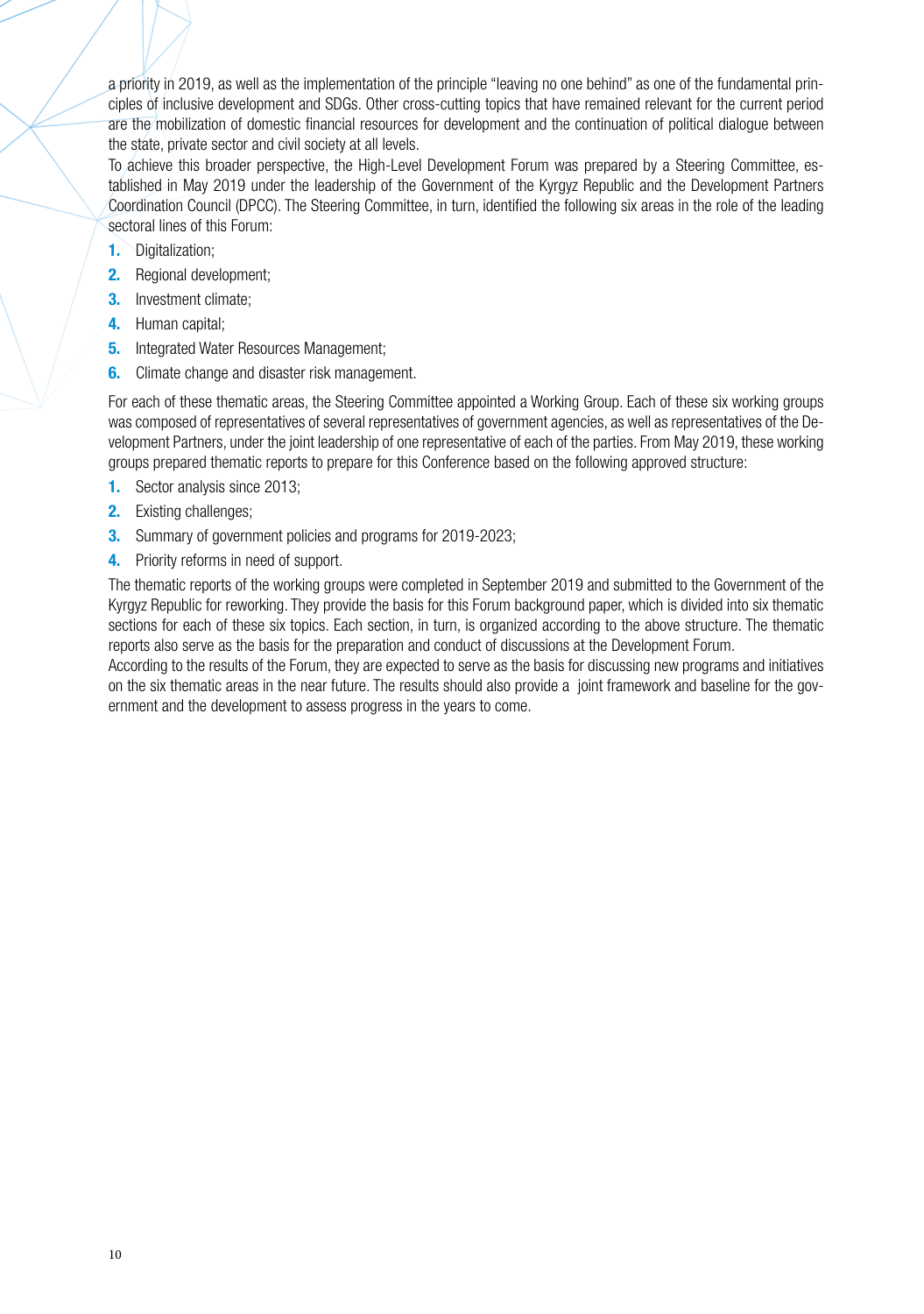a priority in 2019, as well as the implementation of the principle "leaving no one behind" as one of the fundamental principles of inclusive development and SDGs. Other cross-cutting topics that have remained relevant for the current period are the mobilization of domestic financial resources for development and the continuation of political dialogue between the state, private sector and civil society at all levels.

To achieve this broader perspective, the High-Level Development Forum was prepared by a Steering Committee, established in May 2019 under the leadership of the Government of the Kyrgyz Republic and the Development Partners Coordination Council (DPCC). The Steering Committee, in turn, identified the following six areas in the role of the leading sectoral lines of this Forum:

1. Digitalization;
2. Regional development;
3. Investment climate;
4. Human capital;
5. Integrated Water Resources Management;
6. Climate change and disaster risk management.

For each of these thematic areas, the Steering Committee appointed a Working Group. Each of these six working groups was composed of representatives of several representatives of government agencies, as well as representatives of the Development Partners, under the joint leadership of one representative of each of the parties. From May 2019, these working groups prepared thematic reports to prepare for this Conference based on the following approved structure:

1. Sector analysis since 2013;
2. Existing challenges;
3. Summary of government policies and programs for 2019-2023;
4. Priority reforms in need of support.

The thematic reports of the working groups were completed in September 2019 and submitted to the Government of the Kyrgyz Republic for reworking. They provide the basis for this Forum background paper, which is divided into six thematic sections for each of these six topics. Each section, in turn, is organized according to the above structure. The thematic reports also serve as the basis for the preparation and conduct of discussions at the Development Forum.

According to the results of the Forum, they are expected to serve as the basis for discussing new programs and initiatives on the six thematic areas in the near future. The results should also provide a joint framework and baseline for the government and the development to assess progress in the years to come.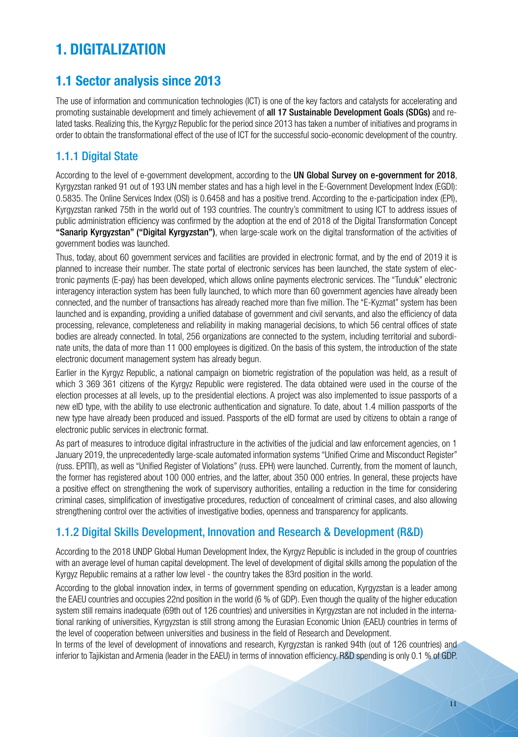# 1. DIGITALIZATION

## 1.1 Sector analysis since 2013

The use of information and communication technologies (ICT) is one of the key factors and catalysts for accelerating and promoting sustainable development and timely achievement of **all 17 Sustainable Development Goals (SDGs)** and related tasks. Realizing this, the Kyrgyz Republic for the period since 2013 has taken a number of initiatives and programs in order to obtain the transformational effect of the use of ICT for the successful socio-economic development of the country.

### 1.1.1 Digital State

According to the level of e-government development, according to the **UN Global Survey on e-government for 2018**, Kyrgyzstan ranked 91 out of 193 UN member states and has a high level in the E-Government Development Index (EGDI): 0.5835. The Online Services Index (OSI) is 0.6458 and has a positive trend. According to the e-participation index (EPI), Kyrgyzstan ranked 75th in the world out of 193 countries. The country's commitment to using ICT to address issues of public administration efficiency was confirmed by the adoption at the end of 2018 of the Digital Transformation Concept **"Sanarip Kyrgyzstan" ("Digital Kyrgyzstan")**, when large-scale work on the digital transformation of the activities of government bodies was launched.

Thus, today, about 60 government services and facilities are provided in electronic format, and by the end of 2019 it is planned to increase their number. The state portal of electronic services has been launched, the state system of electronic payments (E-pay) has been developed, which allows online payments electronic services. The "Tunduk" electronic interagency interaction system has been fully launched, to which more than 60 government agencies have already been connected, and the number of transactions has already reached more than five million. The "E-Kyzmat" system has been launched and is expanding, providing a unified database of government and civil servants, and also the efficiency of data processing, relevance, completeness and reliability in making managerial decisions, to which 56 central offices of state bodies are already connected. In total, 256 organizations are connected to the system, including territorial and subordinate units, the data of more than 11 000 employees is digitized. On the basis of this system, the introduction of the state electronic document management system has already begun.

Earlier in the Kyrgyz Republic, a national campaign on biometric registration of the population was held, as a result of which 3 369 361 citizens of the Kyrgyz Republic were registered. The data obtained were used in the course of the election processes at all levels, up to the presidential elections. A project was also implemented to issue passports of a new eID type, with the ability to use electronic authentication and signature. To date, about 1.4 million passports of the new type have already been produced and issued. Passports of the eID format are used by citizens to obtain a range of electronic public services in electronic format.

As part of measures to introduce digital infrastructure in the activities of the judicial and law enforcement agencies, on 1 January 2019, the unprecedentedly large-scale automated information systems "Unified Crime and Misconduct Register" (russ. ЕРПП), as well as "Unified Register of Violations" (russ. ЕРН) were launched. Currently, from the moment of launch, the former has registered about 100 000 entries, and the latter, about 350 000 entries. In general, these projects have a positive effect on strengthening the work of supervisory authorities, entailing a reduction in the time for considering criminal cases, simplification of investigative procedures, reduction of concealment of criminal cases, and also allowing strengthening control over the activities of investigative bodies, openness and transparency for applicants.

### 1.1.2 Digital Skills Development, Innovation and Research & Development (R&D)

According to the 2018 UNDP Global Human Development Index, the Kyrgyz Republic is included in the group of countries with an average level of human capital development. The level of development of digital skills among the population of the Kyrgyz Republic remains at a rather low level - the country takes the 83rd position in the world.

According to the global innovation index, in terms of government spending on education, Kyrgyzstan is a leader among the EAEU countries and occupies 22nd position in the world (6 % of GDP). Even though the quality of the higher education system still remains inadequate (69th out of 126 countries) and universities in Kyrgyzstan are not included in the international ranking of universities, Kyrgyzstan is still strong among the Eurasian Economic Union (EAEU) countries in terms of the level of cooperation between universities and business in the field of Research and Development.

In terms of the level of development of innovations and research, Kyrgyzstan is ranked 94th (out of 126 countries) and inferior to Tajikistan and Armenia (leader in the EAEU) in terms of innovation efficiency. R&D spending is only 0.1 % of GDP.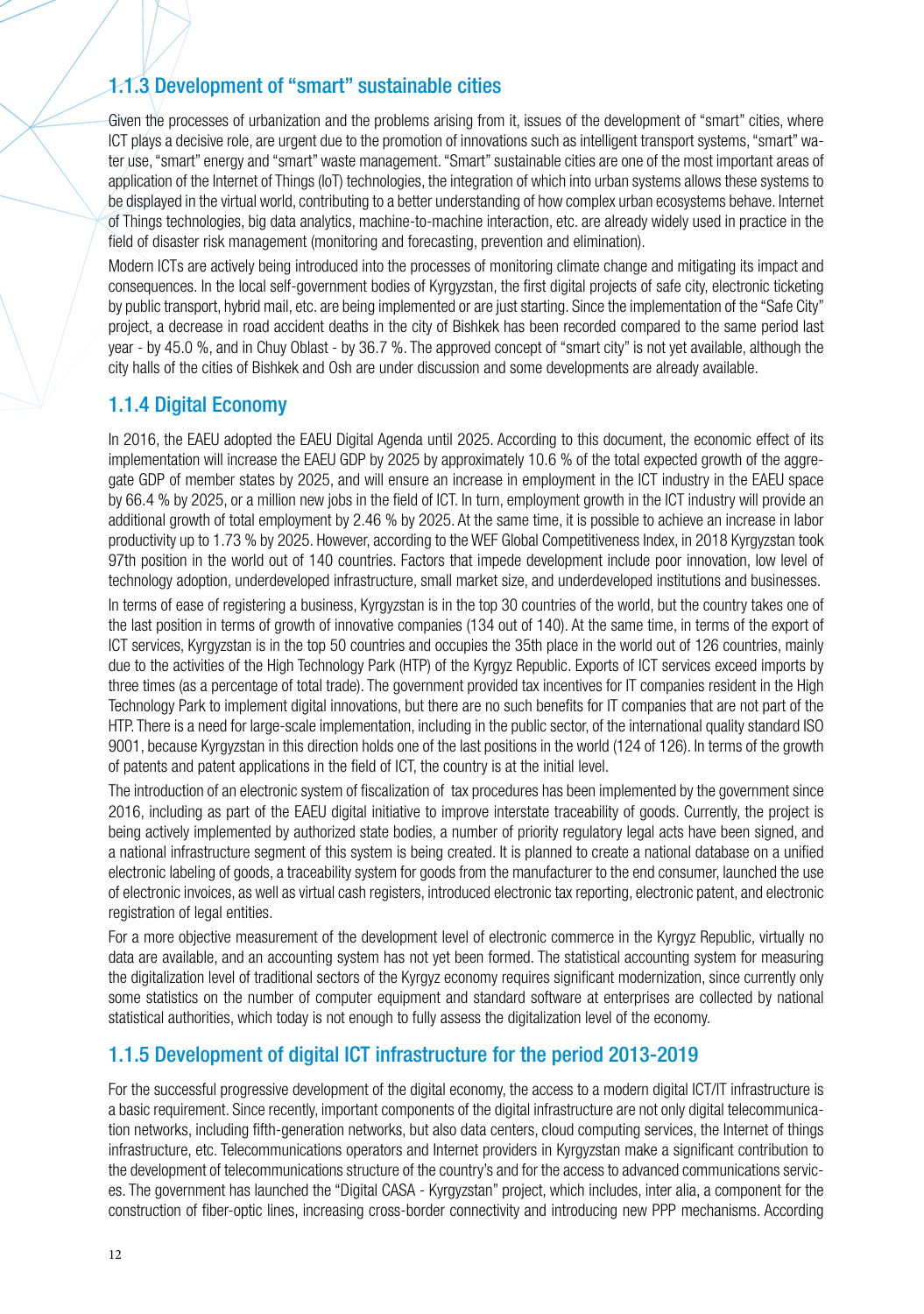### 1.1.3 Development of "smart" sustainable cities

Given the processes of urbanization and the problems arising from it, issues of the development of "smart" cities, where ICT plays a decisive role, are urgent due to the promotion of innovations such as intelligent transport systems, "smart" water use, "smart" energy and "smart" waste management. "Smart" sustainable cities are one of the most important areas of application of the Internet of Things (IoT) technologies, the integration of which into urban systems allows these systems to be displayed in the virtual world, contributing to a better understanding of how complex urban ecosystems behave. Internet of Things technologies, big data analytics, machine-to-machine interaction, etc. are already widely used in practice in the field of disaster risk management (monitoring and forecasting, prevention and elimination).

Modern ICTs are actively being introduced into the processes of monitoring climate change and mitigating its impact and consequences. In the local self-government bodies of Kyrgyzstan, the first digital projects of safe city, electronic ticketing by public transport, hybrid mail, etc. are being implemented or are just starting. Since the implementation of the "Safe City" project, a decrease in road accident deaths in the city of Bishkek has been recorded compared to the same period last year - by 45.0 %, and in Chuy Oblast - by 36.7 %. The approved concept of "smart city" is not yet available, although the city halls of the cities of Bishkek and Osh are under discussion and some developments are already available.

### 1.1.4 Digital Economy

In 2016, the EAEU adopted the EAEU Digital Agenda until 2025. According to this document, the economic effect of its implementation will increase the EAEU GDP by 2025 by approximately 10.6 % of the total expected growth of the aggregate GDP of member states by 2025, and will ensure an increase in employment in the ICT industry in the EAEU space by 66.4 % by 2025, or a million new jobs in the field of ICT. In turn, employment growth in the ICT industry will provide an additional growth of total employment by 2.46 % by 2025. At the same time, it is possible to achieve an increase in labor productivity up to 1.73 % by 2025. However, according to the WEF Global Competitiveness Index, in 2018 Kyrgyzstan took 97th position in the world out of 140 countries. Factors that impede development include poor innovation, low level of technology adoption, underdeveloped infrastructure, small market size, and underdeveloped institutions and businesses.

In terms of ease of registering a business, Kyrgyzstan is in the top 30 countries of the world, but the country takes one of the last position in terms of growth of innovative companies (134 out of 140). At the same time, in terms of the export of ICT services, Kyrgyzstan is in the top 50 countries and occupies the 35th place in the world out of 126 countries, mainly due to the activities of the High Technology Park (HTP) of the Kyrgyz Republic. Exports of ICT services exceed imports by three times (as a percentage of total trade). The government provided tax incentives for IT companies resident in the High Technology Park to implement digital innovations, but there are no such benefits for IT companies that are not part of the HTP. There is a need for large-scale implementation, including in the public sector, of the international quality standard ISO 9001, because Kyrgyzstan in this direction holds one of the last positions in the world (124 of 126). In terms of the growth of patents and patent applications in the field of ICT, the country is at the initial level.

The introduction of an electronic system of fiscalization of tax procedures has been implemented by the government since 2016, including as part of the EAEU digital initiative to improve interstate traceability of goods. Currently, the project is being actively implemented by authorized state bodies, a number of priority regulatory legal acts have been signed, and a national infrastructure segment of this system is being created. It is planned to create a national database on a unified electronic labeling of goods, a traceability system for goods from the manufacturer to the end consumer, launched the use of electronic invoices, as well as virtual cash registers, introduced electronic tax reporting, electronic patent, and electronic registration of legal entities.

For a more objective measurement of the development level of electronic commerce in the Kyrgyz Republic, virtually no data are available, and an accounting system has not yet been formed. The statistical accounting system for measuring the digitalization level of traditional sectors of the Kyrgyz economy requires significant modernization, since currently only some statistics on the number of computer equipment and standard software at enterprises are collected by national statistical authorities, which today is not enough to fully assess the digitalization level of the economy.

### 1.1.5 Development of digital ICT infrastructure for the period 2013-2019

For the successful progressive development of the digital economy, the access to a modern digital ICT/IT infrastructure is a basic requirement. Since recently, important components of the digital infrastructure are not only digital telecommunication networks, including fifth-generation networks, but also data centers, cloud computing services, the Internet of things infrastructure, etc. Telecommunications operators and Internet providers in Kyrgyzstan make a significant contribution to the development of telecommunications structure of the country's and for the access to advanced communications services. The government has launched the "Digital CASA - Kyrgyzstan" project, which includes, inter alia, a component for the construction of fiber-optic lines, increasing cross-border connectivity and introducing new PPP mechanisms. According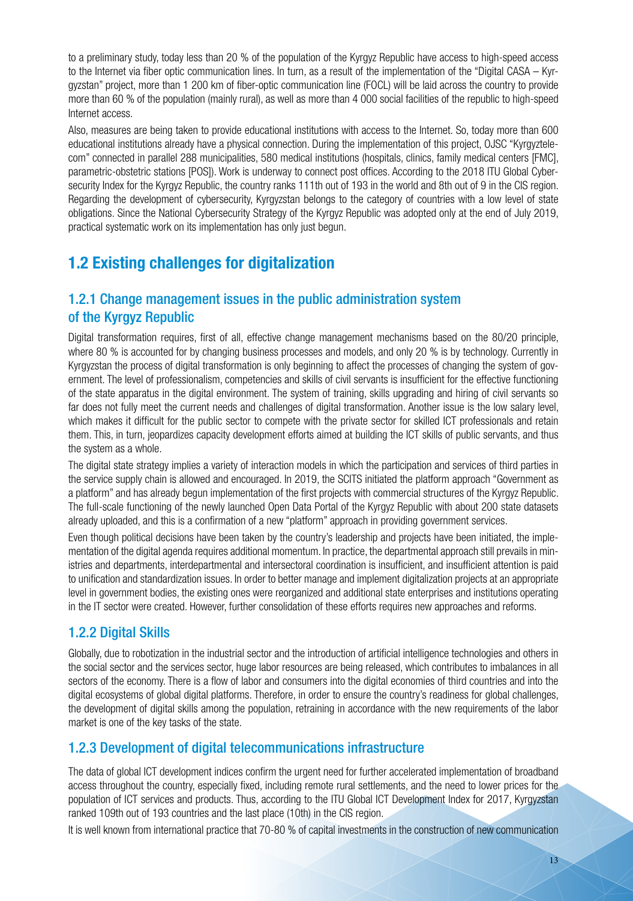to a preliminary study, today less than 20 % of the population of the Kyrgyz Republic have access to high-speed access to the Internet via fiber optic communication lines. In turn, as a result of the implementation of the "Digital CASA – Kyrgyzstan" project, more than 1 200 km of fiber-optic communication line (FOCL) will be laid across the country to provide more than 60 % of the population (mainly rural), as well as more than 4 000 social facilities of the republic to high-speed Internet access.

Also, measures are being taken to provide educational institutions with access to the Internet. So, today more than 600 educational institutions already have a physical connection. During the implementation of this project, OJSC "Kyrgyztelecom" connected in parallel 288 municipalities, 580 medical institutions (hospitals, clinics, family medical centers [FMC], parametric-obstetric stations [POS]). Work is underway to connect post offices. According to the 2018 ITU Global Cybersecurity Index for the Kyrgyz Republic, the country ranks 111th out of 193 in the world and 8th out of 9 in the CIS region. Regarding the development of cybersecurity, Kyrgyzstan belongs to the category of countries with a low level of state obligations. Since the National Cybersecurity Strategy of the Kyrgyz Republic was adopted only at the end of July 2019, practical systematic work on its implementation has only just begun.

## 1.2 Existing challenges for digitalization

### 1.2.1 Change management issues in the public administration system of the Kyrgyz Republic

Digital transformation requires, first of all, effective change management mechanisms based on the 80/20 principle, where 80 % is accounted for by changing business processes and models, and only 20 % is by technology. Currently in Kyrgyzstan the process of digital transformation is only beginning to affect the processes of changing the system of government. The level of professionalism, competencies and skills of civil servants is insufficient for the effective functioning of the state apparatus in the digital environment. The system of training, skills upgrading and hiring of civil servants so far does not fully meet the current needs and challenges of digital transformation. Another issue is the low salary level, which makes it difficult for the public sector to compete with the private sector for skilled ICT professionals and retain them. This, in turn, jeopardizes capacity development efforts aimed at building the ICT skills of public servants, and thus the system as a whole.

The digital state strategy implies a variety of interaction models in which the participation and services of third parties in the service supply chain is allowed and encouraged. In 2019, the SCITS initiated the platform approach "Government as a platform" and has already begun implementation of the first projects with commercial structures of the Kyrgyz Republic. The full-scale functioning of the newly launched Open Data Portal of the Kyrgyz Republic with about 200 state datasets already uploaded, and this is a confirmation of a new "platform" approach in providing government services.

Even though political decisions have been taken by the country's leadership and projects have been initiated, the implementation of the digital agenda requires additional momentum. In practice, the departmental approach still prevails in ministries and departments, interdepartmental and intersectoral coordination is insufficient, and insufficient attention is paid to unification and standardization issues. In order to better manage and implement digitalization projects at an appropriate level in government bodies, the existing ones were reorganized and additional state enterprises and institutions operating in the IT sector were created. However, further consolidation of these efforts requires new approaches and reforms.

### 1.2.2 Digital Skills

Globally, due to robotization in the industrial sector and the introduction of artificial intelligence technologies and others in the social sector and the services sector, huge labor resources are being released, which contributes to imbalances in all sectors of the economy. There is a flow of labor and consumers into the digital economies of third countries and into the digital ecosystems of global digital platforms. Therefore, in order to ensure the country's readiness for global challenges, the development of digital skills among the population, retraining in accordance with the new requirements of the labor market is one of the key tasks of the state.

### 1.2.3 Development of digital telecommunications infrastructure

The data of global ICT development indices confirm the urgent need for further accelerated implementation of broadband access throughout the country, especially fixed, including remote rural settlements, and the need to lower prices for the population of ICT services and products. Thus, according to the ITU Global ICT Development Index for 2017, Kyrgyzstan ranked 109th out of 193 countries and the last place (10th) in the CIS region.

It is well known from international practice that 70-80 % of capital investments in the construction of new communication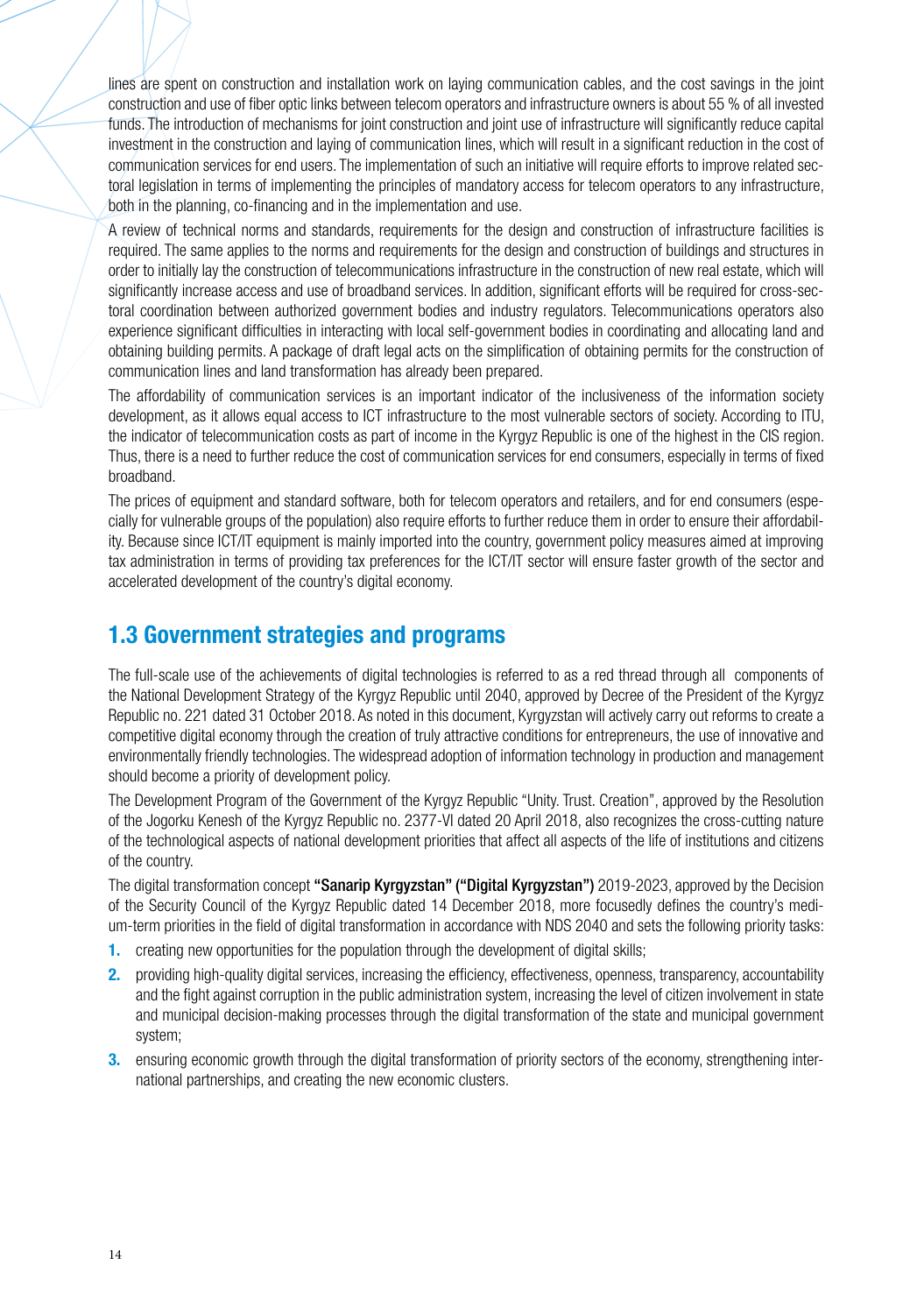lines are spent on construction and installation work on laying communication cables, and the cost savings in the joint construction and use of fiber optic links between telecom operators and infrastructure owners is about 55 % of all invested funds. The introduction of mechanisms for joint construction and joint use of infrastructure will significantly reduce capital investment in the construction and laying of communication lines, which will result in a significant reduction in the cost of communication services for end users. The implementation of such an initiative will require efforts to improve related sectoral legislation in terms of implementing the principles of mandatory access for telecom operators to any infrastructure, both in the planning, co-financing and in the implementation and use.

A review of technical norms and standards, requirements for the design and construction of infrastructure facilities is required. The same applies to the norms and requirements for the design and construction of buildings and structures in order to initially lay the construction of telecommunications infrastructure in the construction of new real estate, which will significantly increase access and use of broadband services. In addition, significant efforts will be required for cross-sectoral coordination between authorized government bodies and industry regulators. Telecommunications operators also experience significant difficulties in interacting with local self-government bodies in coordinating and allocating land and obtaining building permits. A package of draft legal acts on the simplification of obtaining permits for the construction of communication lines and land transformation has already been prepared.

The affordability of communication services is an important indicator of the inclusiveness of the information society development, as it allows equal access to ICT infrastructure to the most vulnerable sectors of society. According to ITU, the indicator of telecommunication costs as part of income in the Kyrgyz Republic is one of the highest in the CIS region. Thus, there is a need to further reduce the cost of communication services for end consumers, especially in terms of fixed broadband.

The prices of equipment and standard software, both for telecom operators and retailers, and for end consumers (especially for vulnerable groups of the population) also require efforts to further reduce them in order to ensure their affordability. Because since ICT/IT equipment is mainly imported into the country, government policy measures aimed at improving tax administration in terms of providing tax preferences for the ICT/IT sector will ensure faster growth of the sector and accelerated development of the country's digital economy.

## 1.3 Government strategies and programs

The full-scale use of the achievements of digital technologies is referred to as a red thread through all components of the National Development Strategy of the Kyrgyz Republic until 2040, approved by Decree of the President of the Kyrgyz Republic no. 221 dated 31 October 2018. As noted in this document, Kyrgyzstan will actively carry out reforms to create a competitive digital economy through the creation of truly attractive conditions for entrepreneurs, the use of innovative and environmentally friendly technologies. The widespread adoption of information technology in production and management should become a priority of development policy.

The Development Program of the Government of the Kyrgyz Republic "Unity. Trust. Creation", approved by the Resolution of the Jogorku Kenesh of the Kyrgyz Republic no. 2377-VI dated 20 April 2018, also recognizes the cross-cutting nature of the technological aspects of national development priorities that affect all aspects of the life of institutions and citizens of the country.

The digital transformation concept **"Sanarip Kyrgyzstan" ("Digital Kyrgyzstan")** 2019-2023, approved by the Decision of the Security Council of the Kyrgyz Republic dated 14 December 2018, more focusedly defines the country's medium-term priorities in the field of digital transformation in accordance with NDS 2040 and sets the following priority tasks:

1. creating new opportunities for the population through the development of digital skills;
2. providing high-quality digital services, increasing the efficiency, effectiveness, openness, transparency, accountability and the fight against corruption in the public administration system, increasing the level of citizen involvement in state and municipal decision-making processes through the digital transformation of the state and municipal government system;
3. ensuring economic growth through the digital transformation of priority sectors of the economy, strengthening international partnerships, and creating the new economic clusters.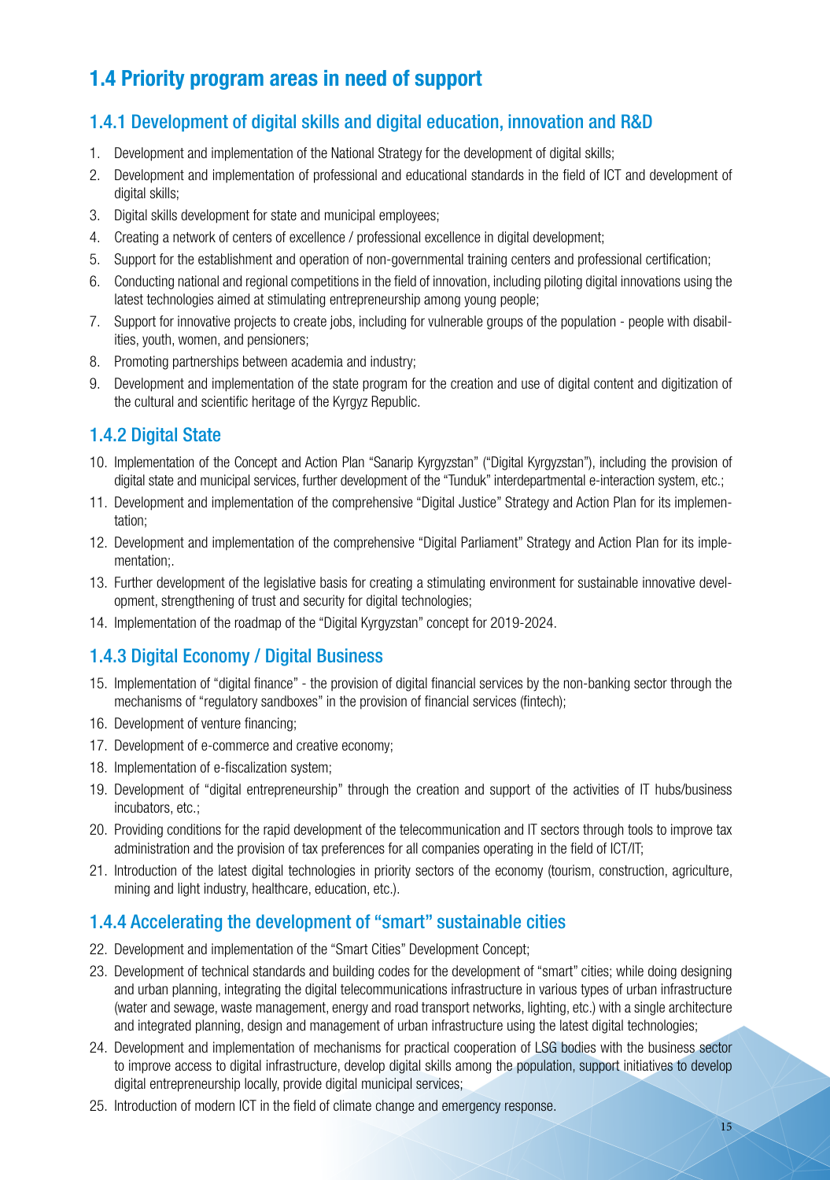## 1.4 Priority program areas in need of support

### 1.4.1 Development of digital skills and digital education, innovation and R&D

1. Development and implementation of the National Strategy for the development of digital skills;
2. Development and implementation of professional and educational standards in the field of ICT and development of digital skills;
3. Digital skills development for state and municipal employees;
4. Creating a network of centers of excellence / professional excellence in digital development;
5. Support for the establishment and operation of non-governmental training centers and professional certification;
6. Conducting national and regional competitions in the field of innovation, including piloting digital innovations using the latest technologies aimed at stimulating entrepreneurship among young people;
7. Support for innovative projects to create jobs, including for vulnerable groups of the population - people with disabilities, youth, women, and pensioners;
8. Promoting partnerships between academia and industry;
9. Development and implementation of the state program for the creation and use of digital content and digitization of the cultural and scientific heritage of the Kyrgyz Republic.

### 1.4.2 Digital State

10. Implementation of the Concept and Action Plan "Sanarip Kyrgyzstan" ("Digital Kyrgyzstan"), including the provision of digital state and municipal services, further development of the "Tunduk" interdepartmental e-interaction system, etc.;
11. Development and implementation of the comprehensive "Digital Justice" Strategy and Action Plan for its implementation;
12. Development and implementation of the comprehensive "Digital Parliament" Strategy and Action Plan for its implementation;.
13. Further development of the legislative basis for creating a stimulating environment for sustainable innovative development, strengthening of trust and security for digital technologies;
14. Implementation of the roadmap of the "Digital Kyrgyzstan" concept for 2019-2024.

### 1.4.3 Digital Economy / Digital Business

15. Implementation of "digital finance" - the provision of digital financial services by the non-banking sector through the mechanisms of "regulatory sandboxes" in the provision of financial services (fintech);
16. Development of venture financing;
17. Development of e-commerce and creative economy;
18. Implementation of e-fiscalization system;
19. Development of "digital entrepreneurship" through the creation and support of the activities of IT hubs/business incubators, etc.;
20. Providing conditions for the rapid development of the telecommunication and IT sectors through tools to improve tax administration and the provision of tax preferences for all companies operating in the field of ICT/IT;
21. Introduction of the latest digital technologies in priority sectors of the economy (tourism, construction, agriculture, mining and light industry, healthcare, education, etc.).

### 1.4.4 Accelerating the development of "smart" sustainable cities

22. Development and implementation of the "Smart Cities" Development Concept;
23. Development of technical standards and building codes for the development of "smart" cities; while doing designing and urban planning, integrating the digital telecommunications infrastructure in various types of urban infrastructure (water and sewage, waste management, energy and road transport networks, lighting, etc.) with a single architecture and integrated planning, design and management of urban infrastructure using the latest digital technologies;
24. Development and implementation of mechanisms for practical cooperation of LSG bodies with the business sector to improve access to digital infrastructure, develop digital skills among the population, support initiatives to develop digital entrepreneurship locally, provide digital municipal services;
25. Introduction of modern ICT in the field of climate change and emergency response.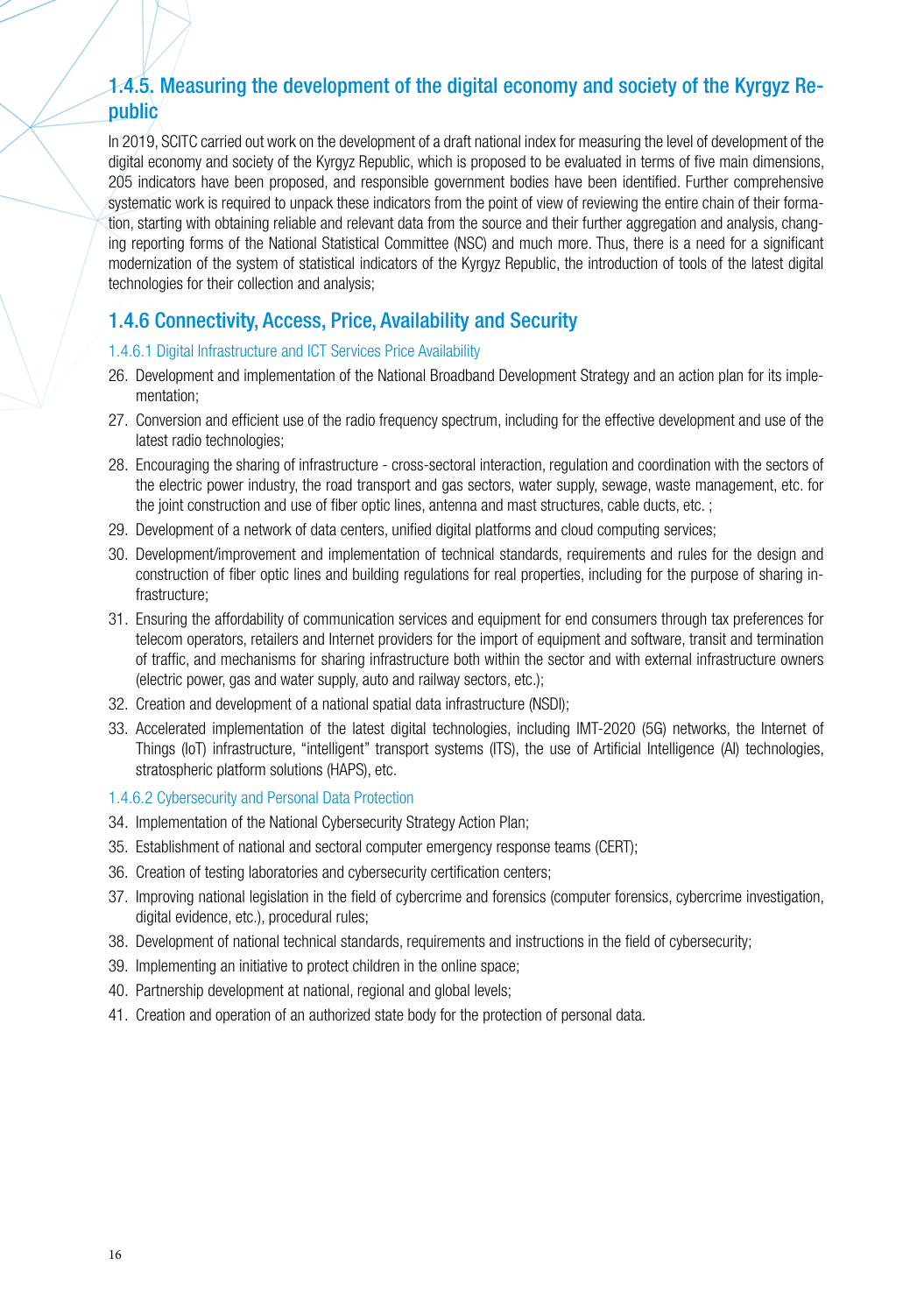## 1.4.5. Measuring the development of the digital economy and society of the Kyrgyz Republic

In 2019, SCITC carried out work on the development of a draft national index for measuring the level of development of the digital economy and society of the Kyrgyz Republic, which is proposed to be evaluated in terms of five main dimensions, 205 indicators have been proposed, and responsible government bodies have been identified. Further comprehensive systematic work is required to unpack these indicators from the point of view of reviewing the entire chain of their formation, starting with obtaining reliable and relevant data from the source and their further aggregation and analysis, changing reporting forms of the National Statistical Committee (NSC) and much more. Thus, there is a need for a significant modernization of the system of statistical indicators of the Kyrgyz Republic, the introduction of tools of the latest digital technologies for their collection and analysis;

## 1.4.6 Connectivity, Access, Price, Availability and Security

### 1.4.6.1 Digital Infrastructure and ICT Services Price Availability

26. Development and implementation of the National Broadband Development Strategy and an action plan for its implementation;
27. Conversion and efficient use of the radio frequency spectrum, including for the effective development and use of the latest radio technologies;
28. Encouraging the sharing of infrastructure - cross-sectoral interaction, regulation and coordination with the sectors of the electric power industry, the road transport and gas sectors, water supply, sewage, waste management, etc. for the joint construction and use of fiber optic lines, antenna and mast structures, cable ducts, etc. ;
29. Development of a network of data centers, unified digital platforms and cloud computing services;
30. Development/improvement and implementation of technical standards, requirements and rules for the design and construction of fiber optic lines and building regulations for real properties, including for the purpose of sharing infrastructure;
31. Ensuring the affordability of communication services and equipment for end consumers through tax preferences for telecom operators, retailers and Internet providers for the import of equipment and software, transit and termination of traffic, and mechanisms for sharing infrastructure both within the sector and with external infrastructure owners (electric power, gas and water supply, auto and railway sectors, etc.);
32. Creation and development of a national spatial data infrastructure (NSDI);
33. Accelerated implementation of the latest digital technologies, including IMT-2020 (5G) networks, the Internet of Things (IoT) infrastructure, "intelligent" transport systems (ITS), the use of Artificial Intelligence (AI) technologies, stratospheric platform solutions (HAPS), etc.

### 1.4.6.2 Cybersecurity and Personal Data Protection

34. Implementation of the National Cybersecurity Strategy Action Plan;
35. Establishment of national and sectoral computer emergency response teams (CERT);
36. Creation of testing laboratories and cybersecurity certification centers;
37. Improving national legislation in the field of cybercrime and forensics (computer forensics, cybercrime investigation, digital evidence, etc.), procedural rules;
38. Development of national technical standards, requirements and instructions in the field of cybersecurity;
39. Implementing an initiative to protect children in the online space;
40. Partnership development at national, regional and global levels;
41. Creation and operation of an authorized state body for the protection of personal data.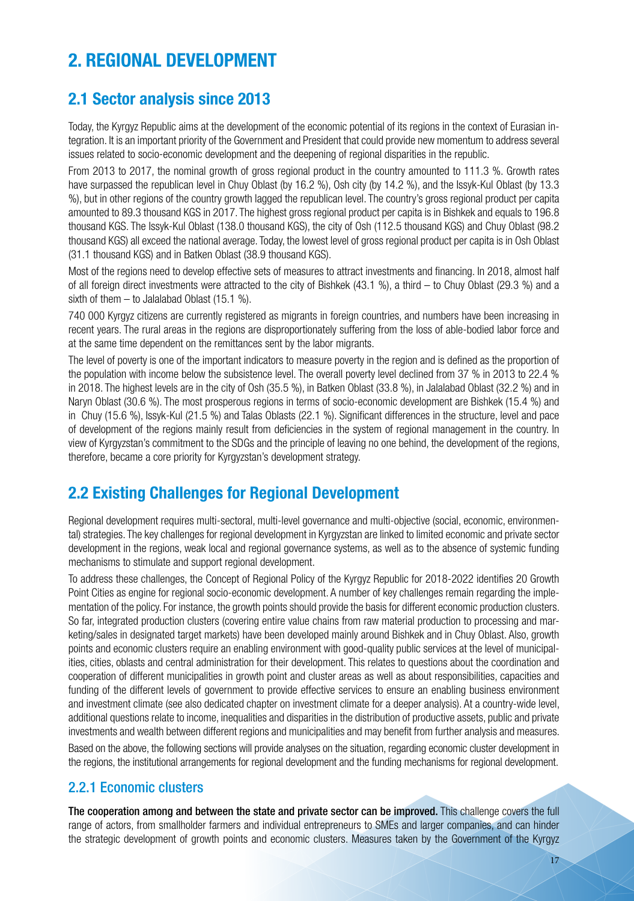# 2. REGIONAL DEVELOPMENT

## 2.1 Sector analysis since 2013

Today, the Kyrgyz Republic aims at the development of the economic potential of its regions in the context of Eurasian integration. It is an important priority of the Government and President that could provide new momentum to address several issues related to socio-economic development and the deepening of regional disparities in the republic.

From 2013 to 2017, the nominal growth of gross regional product in the country amounted to 111.3 %. Growth rates have surpassed the republican level in Chuy Oblast (by 16.2 %), Osh city (by 14.2 %), and the Issyk-Kul Oblast (by 13.3 %), but in other regions of the country growth lagged the republican level. The country's gross regional product per capita amounted to 89.3 thousand KGS in 2017. The highest gross regional product per capita is in Bishkek and equals to 196.8 thousand KGS. The Issyk-Kul Oblast (138.0 thousand KGS), the city of Osh (112.5 thousand KGS) and Chuy Oblast (98.2 thousand KGS) all exceed the national average. Today, the lowest level of gross regional product per capita is in Osh Oblast (31.1 thousand KGS) and in Batken Oblast (38.9 thousand KGS).

Most of the regions need to develop effective sets of measures to attract investments and financing. In 2018, almost half of all foreign direct investments were attracted to the city of Bishkek (43.1 %), a third – to Chuy Oblast (29.3 %) and a sixth of them – to Jalalabad Oblast (15.1 %).

740 000 Kyrgyz citizens are currently registered as migrants in foreign countries, and numbers have been increasing in recent years. The rural areas in the regions are disproportionately suffering from the loss of able-bodied labor force and at the same time dependent on the remittances sent by the labor migrants.

The level of poverty is one of the important indicators to measure poverty in the region and is defined as the proportion of the population with income below the subsistence level. The overall poverty level declined from 37 % in 2013 to 22.4 % in 2018. The highest levels are in the city of Osh (35.5 %), in Batken Oblast (33.8 %), in Jalalabad Oblast (32.2 %) and in Naryn Oblast (30.6 %). The most prosperous regions in terms of socio-economic development are Bishkek (15.4 %) and in Chuy (15.6 %), Issyk-Kul (21.5 %) and Talas Oblasts (22.1 %). Significant differences in the structure, level and pace of development of the regions mainly result from deficiencies in the system of regional management in the country. In view of Kyrgyzstan's commitment to the SDGs and the principle of leaving no one behind, the development of the regions, therefore, became a core priority for Kyrgyzstan's development strategy.

## 2.2 Existing Challenges for Regional Development

Regional development requires multi-sectoral, multi-level governance and multi-objective (social, economic, environmental) strategies. The key challenges for regional development in Kyrgyzstan are linked to limited economic and private sector development in the regions, weak local and regional governance systems, as well as to the absence of systemic funding mechanisms to stimulate and support regional development.

To address these challenges, the Concept of Regional Policy of the Kyrgyz Republic for 2018-2022 identifies 20 Growth Point Cities as engine for regional socio-economic development. A number of key challenges remain regarding the implementation of the policy. For instance, the growth points should provide the basis for different economic production clusters. So far, integrated production clusters (covering entire value chains from raw material production to processing and marketing/sales in designated target markets) have been developed mainly around Bishkek and in Chuy Oblast. Also, growth points and economic clusters require an enabling environment with good-quality public services at the level of municipalities, cities, oblasts and central administration for their development. This relates to questions about the coordination and cooperation of different municipalities in growth point and cluster areas as well as about responsibilities, capacities and funding of the different levels of government to provide effective services to ensure an enabling business environment and investment climate (see also dedicated chapter on investment climate for a deeper analysis). At a country-wide level, additional questions relate to income, inequalities and disparities in the distribution of productive assets, public and private investments and wealth between different regions and municipalities and may benefit from further analysis and measures.

Based on the above, the following sections will provide analyses on the situation, regarding economic cluster development in the regions, the institutional arrangements for regional development and the funding mechanisms for regional development.

### 2.2.1 Economic clusters

**The cooperation among and between the state and private sector can be improved.** This challenge covers the full range of actors, from smallholder farmers and individual entrepreneurs to SMEs and larger companies, and can hinder the strategic development of growth points and economic clusters. Measures taken by the Government of the Kyrgyz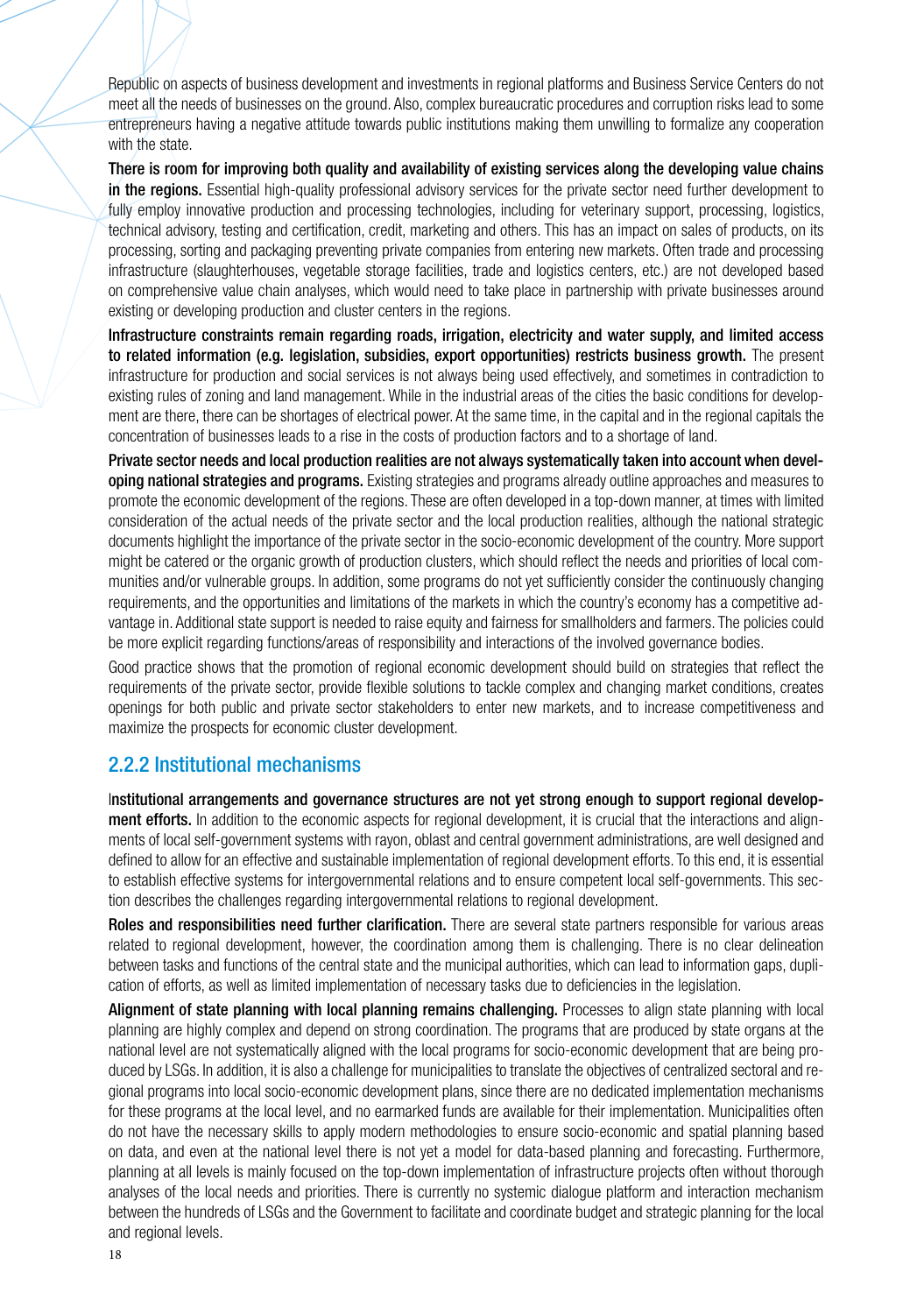Republic on aspects of business development and investments in regional platforms and Business Service Centers do not meet all the needs of businesses on the ground. Also, complex bureaucratic procedures and corruption risks lead to some entrepreneurs having a negative attitude towards public institutions making them unwilling to formalize any cooperation with the state.

**There is room for improving both quality and availability of existing services along the developing value chains in the regions.** Essential high-quality professional advisory services for the private sector need further development to fully employ innovative production and processing technologies, including for veterinary support, processing, logistics, technical advisory, testing and certification, credit, marketing and others. This has an impact on sales of products, on its processing, sorting and packaging preventing private companies from entering new markets. Often trade and processing infrastructure (slaughterhouses, vegetable storage facilities, trade and logistics centers, etc.) are not developed based on comprehensive value chain analyses, which would need to take place in partnership with private businesses around existing or developing production and cluster centers in the regions.

**Infrastructure constraints remain regarding roads, irrigation, electricity and water supply, and limited access to related information (e.g. legislation, subsidies, export opportunities) restricts business growth.** The present infrastructure for production and social services is not always being used effectively, and sometimes in contradiction to existing rules of zoning and land management. While in the industrial areas of the cities the basic conditions for development are there, there can be shortages of electrical power. At the same time, in the capital and in the regional capitals the concentration of businesses leads to a rise in the costs of production factors and to a shortage of land.

**Private sector needs and local production realities are not always systematically taken into account when developing national strategies and programs.** Existing strategies and programs already outline approaches and measures to promote the economic development of the regions. These are often developed in a top-down manner, at times with limited consideration of the actual needs of the private sector and the local production realities, although the national strategic documents highlight the importance of the private sector in the socio-economic development of the country. More support might be catered or the organic growth of production clusters, which should reflect the needs and priorities of local communities and/or vulnerable groups. In addition, some programs do not yet sufficiently consider the continuously changing requirements, and the opportunities and limitations of the markets in which the country's economy has a competitive advantage in. Additional state support is needed to raise equity and fairness for smallholders and farmers. The policies could be more explicit regarding functions/areas of responsibility and interactions of the involved governance bodies.

Good practice shows that the promotion of regional economic development should build on strategies that reflect the requirements of the private sector, provide flexible solutions to tackle complex and changing market conditions, creates openings for both public and private sector stakeholders to enter new markets, and to increase competitiveness and maximize the prospects for economic cluster development.

### 2.2.2 Institutional mechanisms

**Institutional arrangements and governance structures are not yet strong enough to support regional development efforts.** In addition to the economic aspects for regional development, it is crucial that the interactions and alignments of local self-government systems with rayon, oblast and central government administrations, are well designed and defined to allow for an effective and sustainable implementation of regional development efforts. To this end, it is essential to establish effective systems for intergovernmental relations and to ensure competent local self-governments. This section describes the challenges regarding intergovernmental relations to regional development.

**Roles and responsibilities need further clarification.** There are several state partners responsible for various areas related to regional development, however, the coordination among them is challenging. There is no clear delineation between tasks and functions of the central state and the municipal authorities, which can lead to information gaps, duplication of efforts, as well as limited implementation of necessary tasks due to deficiencies in the legislation.

**Alignment of state planning with local planning remains challenging.** Processes to align state planning with local planning are highly complex and depend on strong coordination. The programs that are produced by state organs at the national level are not systematically aligned with the local programs for socio-economic development that are being produced by LSGs. In addition, it is also a challenge for municipalities to translate the objectives of centralized sectoral and regional programs into local socio-economic development plans, since there are no dedicated implementation mechanisms for these programs at the local level, and no earmarked funds are available for their implementation. Municipalities often do not have the necessary skills to apply modern methodologies to ensure socio-economic and spatial planning based on data, and even at the national level there is not yet a model for data-based planning and forecasting. Furthermore, planning at all levels is mainly focused on the top-down implementation of infrastructure projects often without thorough analyses of the local needs and priorities. There is currently no systemic dialogue platform and interaction mechanism between the hundreds of LSGs and the Government to facilitate and coordinate budget and strategic planning for the local and regional levels.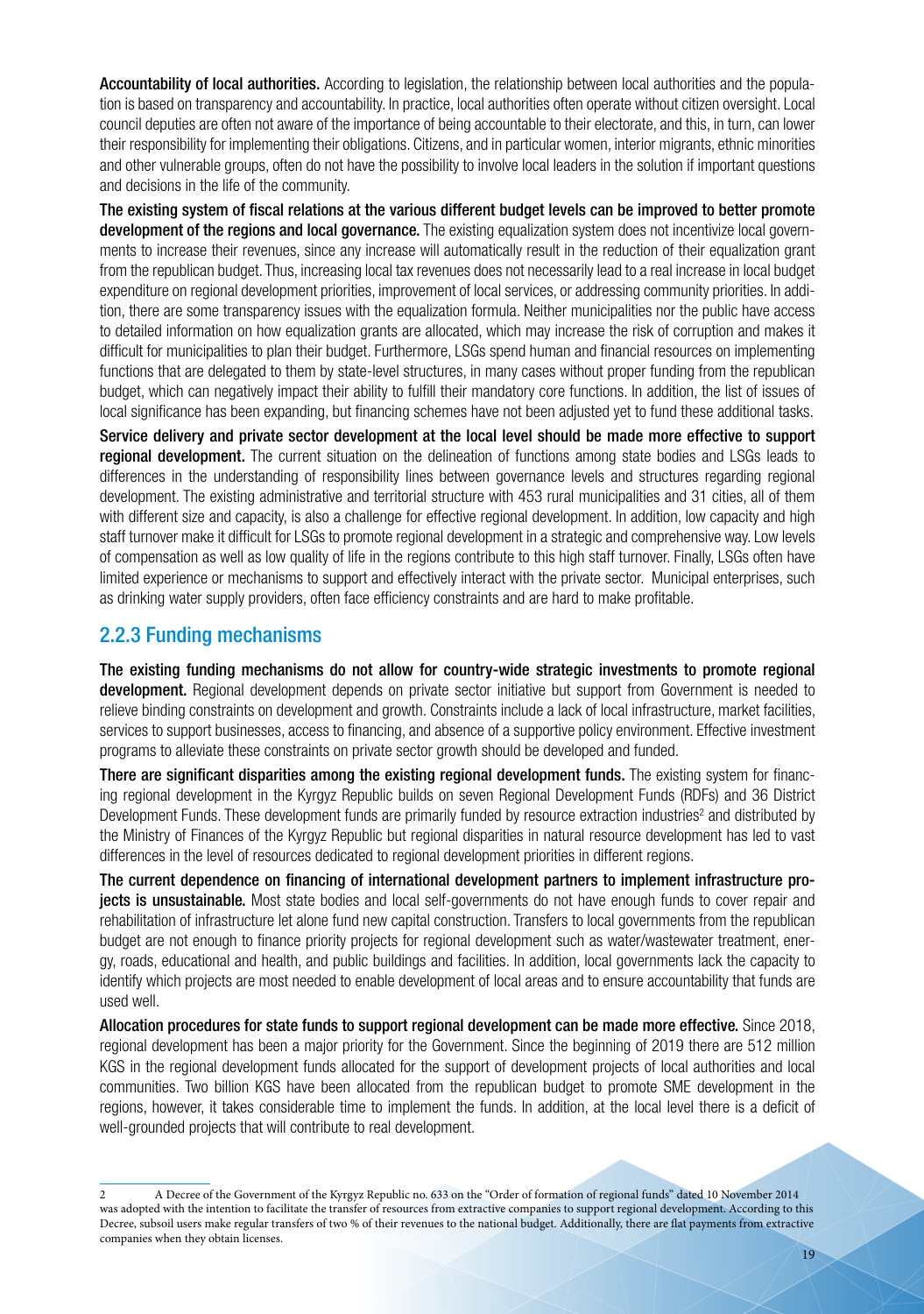**Accountability of local authorities.** According to legislation, the relationship between local authorities and the population is based on transparency and accountability. In practice, local authorities often operate without citizen oversight. Local council deputies are often not aware of the importance of being accountable to their electorate, and this, in turn, can lower their responsibility for implementing their obligations. Citizens, and in particular women, interior migrants, ethnic minorities and other vulnerable groups, often do not have the possibility to involve local leaders in the solution if important questions and decisions in the life of the community.

**The existing system of fiscal relations at the various different budget levels can be improved to better promote development of the regions and local governance.** The existing equalization system does not incentivize local governments to increase their revenues, since any increase will automatically result in the reduction of their equalization grant from the republican budget. Thus, increasing local tax revenues does not necessarily lead to a real increase in local budget expenditure on regional development priorities, improvement of local services, or addressing community priorities. In addition, there are some transparency issues with the equalization formula. Neither municipalities nor the public have access to detailed information on how equalization grants are allocated, which may increase the risk of corruption and makes it difficult for municipalities to plan their budget. Furthermore, LSGs spend human and financial resources on implementing functions that are delegated to them by state-level structures, in many cases without proper funding from the republican budget, which can negatively impact their ability to fulfill their mandatory core functions. In addition, the list of issues of local significance has been expanding, but financing schemes have not been adjusted yet to fund these additional tasks.

**Service delivery and private sector development at the local level should be made more effective to support regional development.** The current situation on the delineation of functions among state bodies and LSGs leads to differences in the understanding of responsibility lines between governance levels and structures regarding regional development. The existing administrative and territorial structure with 453 rural municipalities and 31 cities, all of them with different size and capacity, is also a challenge for effective regional development. In addition, low capacity and high staff turnover make it difficult for LSGs to promote regional development in a strategic and comprehensive way. Low levels of compensation as well as low quality of life in the regions contribute to this high staff turnover. Finally, LSGs often have limited experience or mechanisms to support and effectively interact with the private sector. Municipal enterprises, such as drinking water supply providers, often face efficiency constraints and are hard to make profitable.

### 2.2.3 Funding mechanisms

**The existing funding mechanisms do not allow for country-wide strategic investments to promote regional development.** Regional development depends on private sector initiative but support from Government is needed to relieve binding constraints on development and growth. Constraints include a lack of local infrastructure, market facilities, services to support businesses, access to financing, and absence of a supportive policy environment. Effective investment programs to alleviate these constraints on private sector growth should be developed and funded.

**There are significant disparities among the existing regional development funds.** The existing system for financing regional development in the Kyrgyz Republic builds on seven Regional Development Funds (RDFs) and 36 District Development Funds. These development funds are primarily funded by resource extraction industries[2] and distributed by the Ministry of Finances of the Kyrgyz Republic but regional disparities in natural resource development has led to vast differences in the level of resources dedicated to regional development priorities in different regions.

**The current dependence on financing of international development partners to implement infrastructure projects is unsustainable.** Most state bodies and local self-governments do not have enough funds to cover repair and rehabilitation of infrastructure let alone fund new capital construction. Transfers to local governments from the republican budget are not enough to finance priority projects for regional development such as water/wastewater treatment, energy, roads, educational and health, and public buildings and facilities. In addition, local governments lack the capacity to identify which projects are most needed to enable development of local areas and to ensure accountability that funds are used well.

**Allocation procedures for state funds to support regional development can be made more effective.** Since 2018, regional development has been a major priority for the Government. Since the beginning of 2019 there are 512 million KGS in the regional development funds allocated for the support of development projects of local authorities and local communities. Two billion KGS have been allocated from the republican budget to promote SME development in the regions, however, it takes considerable time to implement the funds. In addition, at the local level there is a deficit of well-grounded projects that will contribute to real development.

---

2 A Decree of the Government of the Kyrgyz Republic no. 633 on the "Order of formation of regional funds" dated 10 November 2014 was adopted with the intention to facilitate the transfer of resources from extractive companies to support regional development. According to this Decree, subsoil users make regular transfers of two % of their revenues to the national budget. Additionally, there are flat payments from extractive companies when they obtain licenses.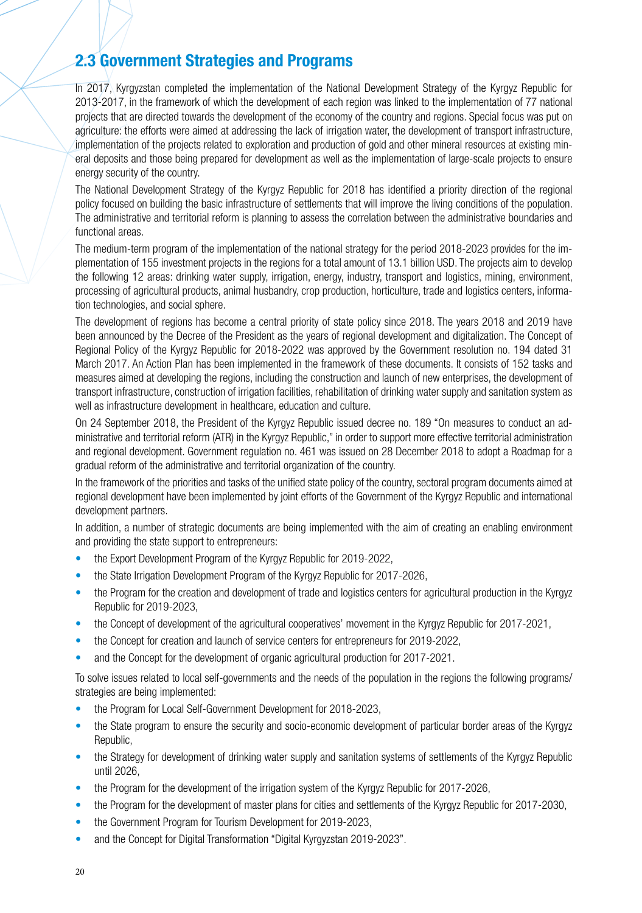## 2.3 Government Strategies and Programs

In 2017, Kyrgyzstan completed the implementation of the National Development Strategy of the Kyrgyz Republic for 2013-2017, in the framework of which the development of each region was linked to the implementation of 77 national projects that are directed towards the development of the economy of the country and regions. Special focus was put on agriculture: the efforts were aimed at addressing the lack of irrigation water, the development of transport infrastructure, implementation of the projects related to exploration and production of gold and other mineral resources at existing mineral deposits and those being prepared for development as well as the implementation of large-scale projects to ensure energy security of the country.

The National Development Strategy of the Kyrgyz Republic for 2018 has identified a priority direction of the regional policy focused on building the basic infrastructure of settlements that will improve the living conditions of the population. The administrative and territorial reform is planning to assess the correlation between the administrative boundaries and functional areas.

The medium-term program of the implementation of the national strategy for the period 2018-2023 provides for the implementation of 155 investment projects in the regions for a total amount of 13.1 billion USD. The projects aim to develop the following 12 areas: drinking water supply, irrigation, energy, industry, transport and logistics, mining, environment, processing of agricultural products, animal husbandry, crop production, horticulture, trade and logistics centers, information technologies, and social sphere.

The development of regions has become a central priority of state policy since 2018. The years 2018 and 2019 have been announced by the Decree of the President as the years of regional development and digitalization. The Concept of Regional Policy of the Kyrgyz Republic for 2018-2022 was approved by the Government resolution no. 194 dated 31 March 2017. An Action Plan has been implemented in the framework of these documents. It consists of 152 tasks and measures aimed at developing the regions, including the construction and launch of new enterprises, the development of transport infrastructure, construction of irrigation facilities, rehabilitation of drinking water supply and sanitation system as well as infrastructure development in healthcare, education and culture.

On 24 September 2018, the President of the Kyrgyz Republic issued decree no. 189 "On measures to conduct an administrative and territorial reform (ATR) in the Kyrgyz Republic," in order to support more effective territorial administration and regional development. Government regulation no. 461 was issued on 28 December 2018 to adopt a Roadmap for a gradual reform of the administrative and territorial organization of the country.

In the framework of the priorities and tasks of the unified state policy of the country, sectoral program documents aimed at regional development have been implemented by joint efforts of the Government of the Kyrgyz Republic and international development partners.

In addition, a number of strategic documents are being implemented with the aim of creating an enabling environment and providing the state support to entrepreneurs:

- the Export Development Program of the Kyrgyz Republic for 2019-2022,
- the State Irrigation Development Program of the Kyrgyz Republic for 2017-2026,
- the Program for the creation and development of trade and logistics centers for agricultural production in the Kyrgyz Republic for 2019-2023,
- the Concept of development of the agricultural cooperatives' movement in the Kyrgyz Republic for 2017-2021,
- the Concept for creation and launch of service centers for entrepreneurs for 2019-2022,
- and the Concept for the development of organic agricultural production for 2017-2021.

To solve issues related to local self-governments and the needs of the population in the regions the following programs/strategies are being implemented:

- the Program for Local Self-Government Development for 2018-2023,
- the State program to ensure the security and socio-economic development of particular border areas of the Kyrgyz Republic,
- the Strategy for development of drinking water supply and sanitation systems of settlements of the Kyrgyz Republic until 2026,
- the Program for the development of the irrigation system of the Kyrgyz Republic for 2017-2026,
- the Program for the development of master plans for cities and settlements of the Kyrgyz Republic for 2017-2030,
- the Government Program for Tourism Development for 2019-2023,
- and the Concept for Digital Transformation "Digital Kyrgyzstan 2019-2023".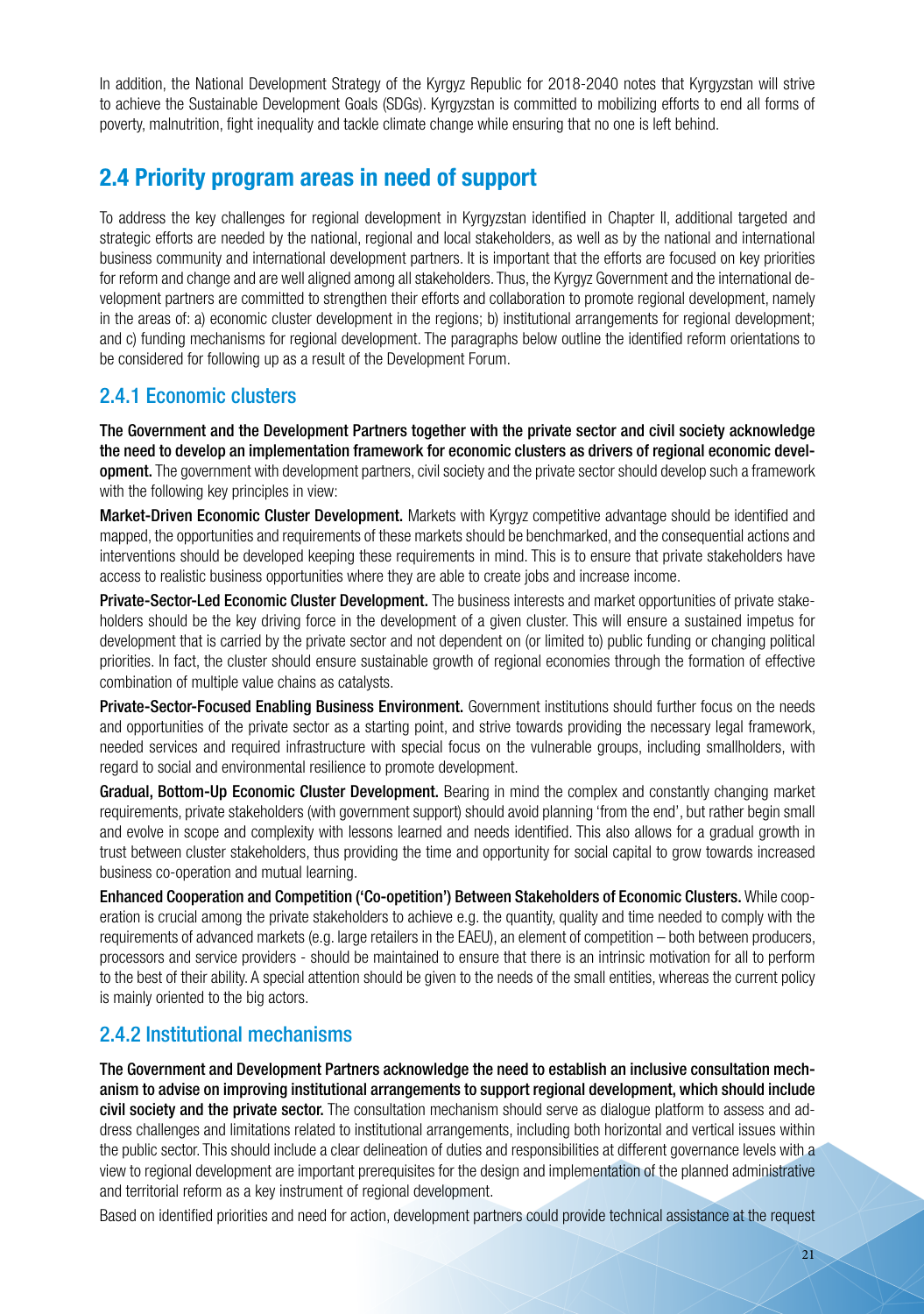In addition, the National Development Strategy of the Kyrgyz Republic for 2018-2040 notes that Kyrgyzstan will strive to achieve the Sustainable Development Goals (SDGs). Kyrgyzstan is committed to mobilizing efforts to end all forms of poverty, malnutrition, fight inequality and tackle climate change while ensuring that no one is left behind.

## 2.4 Priority program areas in need of support

To address the key challenges for regional development in Kyrgyzstan identified in Chapter II, additional targeted and strategic efforts are needed by the national, regional and local stakeholders, as well as by the national and international business community and international development partners. It is important that the efforts are focused on key priorities for reform and change and are well aligned among all stakeholders. Thus, the Kyrgyz Government and the international development partners are committed to strengthen their efforts and collaboration to promote regional development, namely in the areas of: a) economic cluster development in the regions; b) institutional arrangements for regional development; and c) funding mechanisms for regional development. The paragraphs below outline the identified reform orientations to be considered for following up as a result of the Development Forum.

### 2.4.1 Economic clusters

**The Government and the Development Partners together with the private sector and civil society acknowledge the need to develop an implementation framework for economic clusters as drivers of regional economic development.** The government with development partners, civil society and the private sector should develop such a framework with the following key principles in view:

**Market-Driven Economic Cluster Development.** Markets with Kyrgyz competitive advantage should be identified and mapped, the opportunities and requirements of these markets should be benchmarked, and the consequential actions and interventions should be developed keeping these requirements in mind. This is to ensure that private stakeholders have access to realistic business opportunities where they are able to create jobs and increase income.

**Private-Sector-Led Economic Cluster Development.** The business interests and market opportunities of private stakeholders should be the key driving force in the development of a given cluster. This will ensure a sustained impetus for development that is carried by the private sector and not dependent on (or limited to) public funding or changing political priorities. In fact, the cluster should ensure sustainable growth of regional economies through the formation of effective combination of multiple value chains as catalysts.

**Private-Sector-Focused Enabling Business Environment.** Government institutions should further focus on the needs and opportunities of the private sector as a starting point, and strive towards providing the necessary legal framework, needed services and required infrastructure with special focus on the vulnerable groups, including smallholders, with regard to social and environmental resilience to promote development.

**Gradual, Bottom-Up Economic Cluster Development.** Bearing in mind the complex and constantly changing market requirements, private stakeholders (with government support) should avoid planning 'from the end', but rather begin small and evolve in scope and complexity with lessons learned and needs identified. This also allows for a gradual growth in trust between cluster stakeholders, thus providing the time and opportunity for social capital to grow towards increased business co-operation and mutual learning.

**Enhanced Cooperation and Competition ('Co-opetition') Between Stakeholders of Economic Clusters.** While cooperation is crucial among the private stakeholders to achieve e.g. the quantity, quality and time needed to comply with the requirements of advanced markets (e.g. large retailers in the EAEU), an element of competition – both between producers, processors and service providers - should be maintained to ensure that there is an intrinsic motivation for all to perform to the best of their ability. A special attention should be given to the needs of the small entities, whereas the current policy is mainly oriented to the big actors.

### 2.4.2 Institutional mechanisms

**The Government and Development Partners acknowledge the need to establish an inclusive consultation mechanism to advise on improving institutional arrangements to support regional development, which should include civil society and the private sector.** The consultation mechanism should serve as dialogue platform to assess and address challenges and limitations related to institutional arrangements, including both horizontal and vertical issues within the public sector. This should include a clear delineation of duties and responsibilities at different governance levels with a view to regional development are important prerequisites for the design and implementation of the planned administrative and territorial reform as a key instrument of regional development.

Based on identified priorities and need for action, development partners could provide technical assistance at the request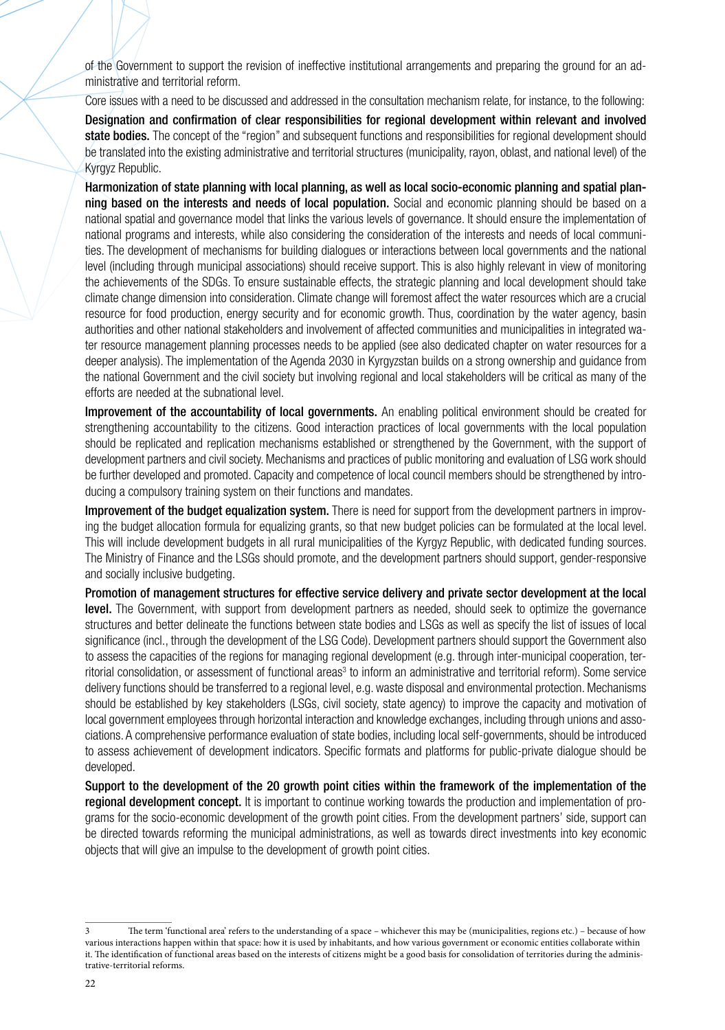of the Government to support the revision of ineffective institutional arrangements and preparing the ground for an administrative and territorial reform.

Core issues with a need to be discussed and addressed in the consultation mechanism relate, for instance, to the following:

**Designation and confirmation of clear responsibilities for regional development within relevant and involved state bodies.** The concept of the "region" and subsequent functions and responsibilities for regional development should be translated into the existing administrative and territorial structures (municipality, rayon, oblast, and national level) of the Kyrgyz Republic.

**Harmonization of state planning with local planning, as well as local socio-economic planning and spatial planning based on the interests and needs of local population.** Social and economic planning should be based on a national spatial and governance model that links the various levels of governance. It should ensure the implementation of national programs and interests, while also considering the consideration of the interests and needs of local communities. The development of mechanisms for building dialogues or interactions between local governments and the national level (including through municipal associations) should receive support. This is also highly relevant in view of monitoring the achievements of the SDGs. To ensure sustainable effects, the strategic planning and local development should take climate change dimension into consideration. Climate change will foremost affect the water resources which are a crucial resource for food production, energy security and for economic growth. Thus, coordination by the water agency, basin authorities and other national stakeholders and involvement of affected communities and municipalities in integrated water resource management planning processes needs to be applied (see also dedicated chapter on water resources for a deeper analysis). The implementation of the Agenda 2030 in Kyrgyzstan builds on a strong ownership and guidance from the national Government and the civil society but involving regional and local stakeholders will be critical as many of the efforts are needed at the subnational level.

**Improvement of the accountability of local governments.** An enabling political environment should be created for strengthening accountability to the citizens. Good interaction practices of local governments with the local population should be replicated and replication mechanisms established or strengthened by the Government, with the support of development partners and civil society. Mechanisms and practices of public monitoring and evaluation of LSG work should be further developed and promoted. Capacity and competence of local council members should be strengthened by introducing a compulsory training system on their functions and mandates.

**Improvement of the budget equalization system.** There is need for support from the development partners in improving the budget allocation formula for equalizing grants, so that new budget policies can be formulated at the local level. This will include development budgets in all rural municipalities of the Kyrgyz Republic, with dedicated funding sources. The Ministry of Finance and the LSGs should promote, and the development partners should support, gender-responsive and socially inclusive budgeting.

**Promotion of management structures for effective service delivery and private sector development at the local level.** The Government, with support from development partners as needed, should seek to optimize the governance structures and better delineate the functions between state bodies and LSGs as well as specify the list of issues of local significance (incl., through the development of the LSG Code). Development partners should support the Government also to assess the capacities of the regions for managing regional development (e.g. through inter-municipal cooperation, territorial consolidation, or assessment of functional areas[3] to inform an administrative and territorial reform). Some service delivery functions should be transferred to a regional level, e.g. waste disposal and environmental protection. Mechanisms should be established by key stakeholders (LSGs, civil society, state agency) to improve the capacity and motivation of local government employees through horizontal interaction and knowledge exchanges, including through unions and associations. A comprehensive performance evaluation of state bodies, including local self-governments, should be introduced to assess achievement of development indicators. Specific formats and platforms for public-private dialogue should be developed.

**Support to the development of the 20 growth point cities within the framework of the implementation of the regional development concept.** It is important to continue working towards the production and implementation of programs for the socio-economic development of the growth point cities. From the development partners' side, support can be directed towards reforming the municipal administrations, as well as towards direct investments into key economic objects that will give an impulse to the development of growth point cities.

---

3 The term 'functional area' refers to the understanding of a space – whichever this may be (municipalities, regions etc.) – because of how various interactions happen within that space: how it is used by inhabitants, and how various government or economic entities collaborate within it. The identification of functional areas based on the interests of citizens might be a good basis for consolidation of territories during the administrative-territorial reforms.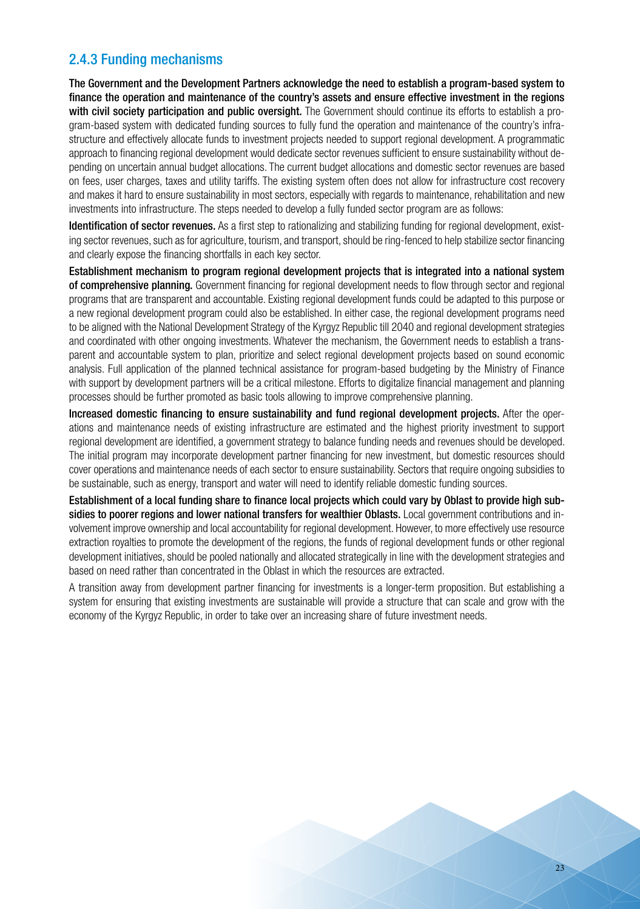### 2.4.3 Funding mechanisms

**The Government and the Development Partners acknowledge the need to establish a program-based system to finance the operation and maintenance of the country's assets and ensure effective investment in the regions with civil society participation and public oversight.** The Government should continue its efforts to establish a program-based system with dedicated funding sources to fully fund the operation and maintenance of the country's infrastructure and effectively allocate funds to investment projects needed to support regional development. A programmatic approach to financing regional development would dedicate sector revenues sufficient to ensure sustainability without depending on uncertain annual budget allocations. The current budget allocations and domestic sector revenues are based on fees, user charges, taxes and utility tariffs. The existing system often does not allow for infrastructure cost recovery and makes it hard to ensure sustainability in most sectors, especially with regards to maintenance, rehabilitation and new investments into infrastructure. The steps needed to develop a fully funded sector program are as follows:

**Identification of sector revenues.** As a first step to rationalizing and stabilizing funding for regional development, existing sector revenues, such as for agriculture, tourism, and transport, should be ring-fenced to help stabilize sector financing and clearly expose the financing shortfalls in each key sector.

**Establishment mechanism to program regional development projects that is integrated into a national system of comprehensive planning.** Government financing for regional development needs to flow through sector and regional programs that are transparent and accountable. Existing regional development funds could be adapted to this purpose or a new regional development program could also be established. In either case, the regional development programs need to be aligned with the National Development Strategy of the Kyrgyz Republic till 2040 and regional development strategies and coordinated with other ongoing investments. Whatever the mechanism, the Government needs to establish a transparent and accountable system to plan, prioritize and select regional development projects based on sound economic analysis. Full application of the planned technical assistance for program-based budgeting by the Ministry of Finance with support by development partners will be a critical milestone. Efforts to digitalize financial management and planning processes should be further promoted as basic tools allowing to improve comprehensive planning.

**Increased domestic financing to ensure sustainability and fund regional development projects.** After the operations and maintenance needs of existing infrastructure are estimated and the highest priority investment to support regional development are identified, a government strategy to balance funding needs and revenues should be developed. The initial program may incorporate development partner financing for new investment, but domestic resources should cover operations and maintenance needs of each sector to ensure sustainability. Sectors that require ongoing subsidies to be sustainable, such as energy, transport and water will need to identify reliable domestic funding sources.

**Establishment of a local funding share to finance local projects which could vary by Oblast to provide high subsidies to poorer regions and lower national transfers for wealthier Oblasts.** Local government contributions and involvement improve ownership and local accountability for regional development. However, to more effectively use resource extraction royalties to promote the development of the regions, the funds of regional development funds or other regional development initiatives, should be pooled nationally and allocated strategically in line with the development strategies and based on need rather than concentrated in the Oblast in which the resources are extracted.

A transition away from development partner financing for investments is a longer-term proposition. But establishing a system for ensuring that existing investments are sustainable will provide a structure that can scale and grow with the economy of the Kyrgyz Republic, in order to take over an increasing share of future investment needs.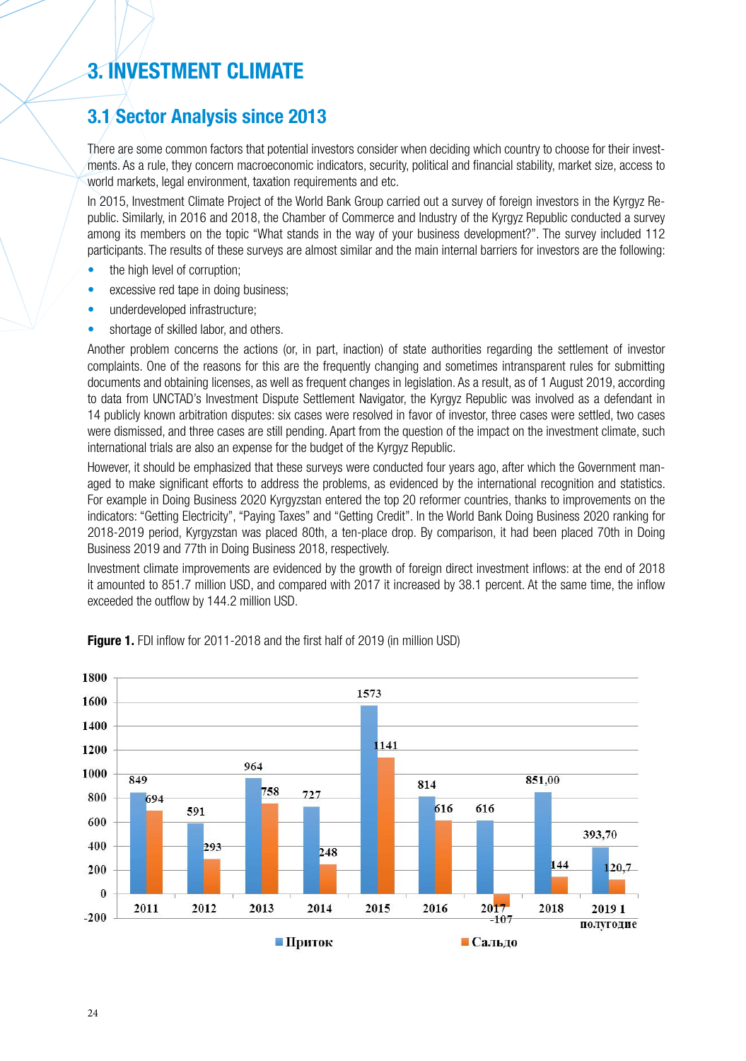# 3. INVESTMENT CLIMATE

## 3.1 Sector Analysis since 2013

There are some common factors that potential investors consider when deciding which country to choose for their investments. As a rule, they concern macroeconomic indicators, security, political and financial stability, market size, access to world markets, legal environment, taxation requirements and etc.

In 2015, Investment Climate Project of the World Bank Group carried out a survey of foreign investors in the Kyrgyz Republic. Similarly, in 2016 and 2018, the Chamber of Commerce and Industry of the Kyrgyz Republic conducted a survey among its members on the topic "What stands in the way of your business development?". The survey included 112 participants. The results of these surveys are almost similar and the main internal barriers for investors are the following:

- the high level of corruption;
- excessive red tape in doing business;
- underdeveloped infrastructure;
- shortage of skilled labor, and others.

Another problem concerns the actions (or, in part, inaction) of state authorities regarding the settlement of investor complaints. One of the reasons for this are the frequently changing and sometimes intransparent rules for submitting documents and obtaining licenses, as well as frequent changes in legislation. As a result, as of 1 August 2019, according to data from UNCTAD's Investment Dispute Settlement Navigator, the Kyrgyz Republic was involved as a defendant in 14 publicly known arbitration disputes: six cases were resolved in favor of investor, three cases were settled, two cases were dismissed, and three cases are still pending. Apart from the question of the impact on the investment climate, such international trials are also an expense for the budget of the Kyrgyz Republic.

However, it should be emphasized that these surveys were conducted four years ago, after which the Government managed to make significant efforts to address the problems, as evidenced by the international recognition and statistics. For example in Doing Business 2020 Kyrgyzstan entered the top 20 reformer countries, thanks to improvements on the indicators: "Getting Electricity", "Paying Taxes" and "Getting Credit". In the World Bank Doing Business 2020 ranking for 2018-2019 period, Kyrgyzstan was placed 80th, a ten-place drop. By comparison, it had been placed 70th in Doing Business 2019 and 77th in Doing Business 2018, respectively.

Investment climate improvements are evidenced by the growth of foreign direct investment inflows: at the end of 2018 it amounted to 851.7 million USD, and compared with 2017 it increased by 38.1 percent. At the same time, the inflow exceeded the outflow by 144.2 million USD.

**Figure 1.** FDI inflow for 2011-2018 and the first half of 2019 (in million USD)

| | 2011 | 2012 | 2013 | 2014 | 2015 | 2016 | 2017 | 2018 | 2019 1 полугодие |
|---|---|---|---|---|---|---|---|---|---|
| Приток | 849 | 591 | 964 | 727 | 1573 | 814 | 616 | 851,00 | 393,70 |
| Сальдо | 694 | 293 | 758 | 248 | 1141 | 616 | -107 | 144 | 120,7 |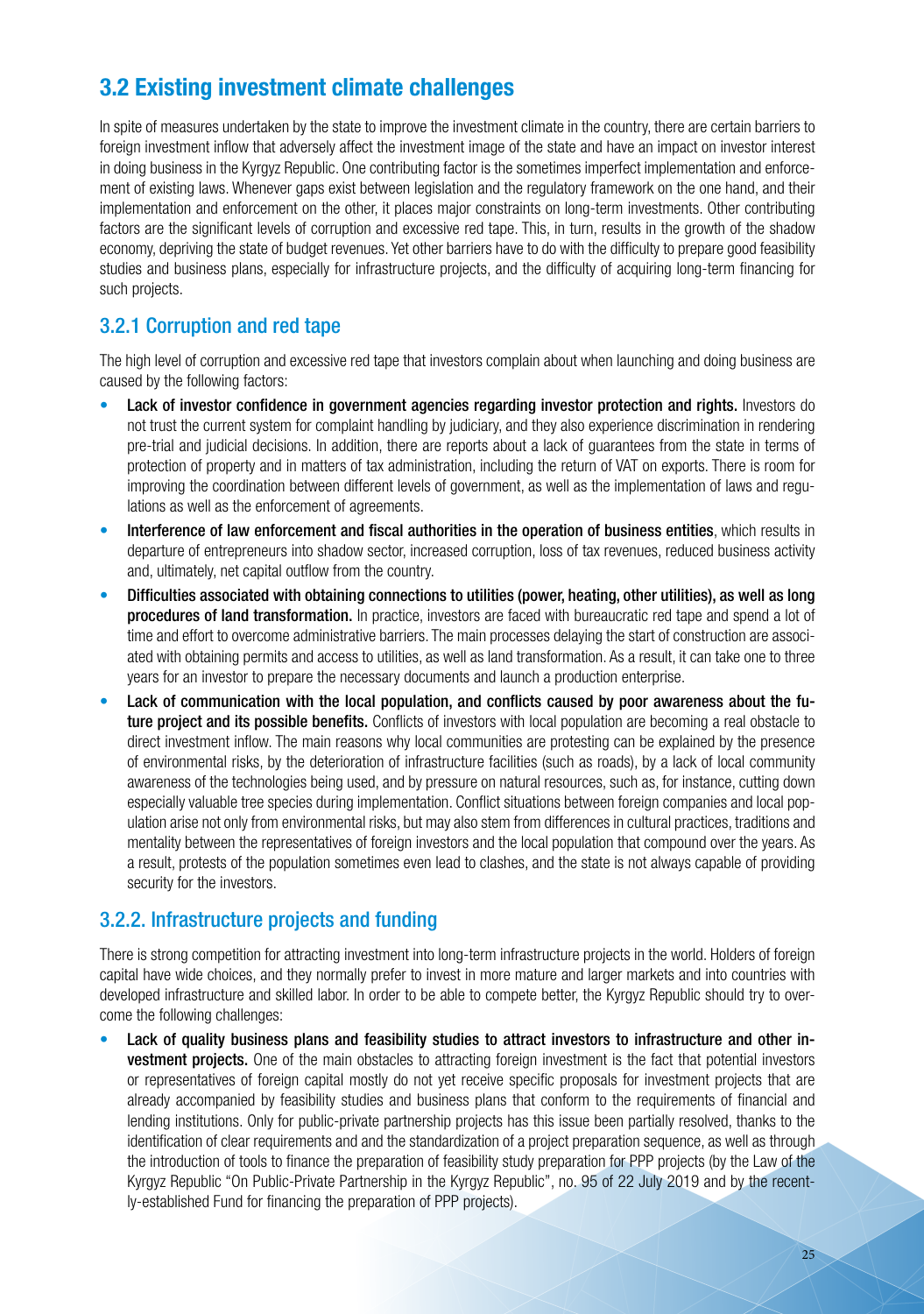## 3.2 Existing investment climate challenges

In spite of measures undertaken by the state to improve the investment climate in the country, there are certain barriers to foreign investment inflow that adversely affect the investment image of the state and have an impact on investor interest in doing business in the Kyrgyz Republic. One contributing factor is the sometimes imperfect implementation and enforcement of existing laws. Whenever gaps exist between legislation and the regulatory framework on the one hand, and their implementation and enforcement on the other, it places major constraints on long-term investments. Other contributing factors are the significant levels of corruption and excessive red tape. This, in turn, results in the growth of the shadow economy, depriving the state of budget revenues. Yet other barriers have to do with the difficulty to prepare good feasibility studies and business plans, especially for infrastructure projects, and the difficulty of acquiring long-term financing for such projects.

### 3.2.1 Corruption and red tape

The high level of corruption and excessive red tape that investors complain about when launching and doing business are caused by the following factors:

- **Lack of investor confidence in government agencies regarding investor protection and rights.** Investors do not trust the current system for complaint handling by judiciary, and they also experience discrimination in rendering pre-trial and judicial decisions. In addition, there are reports about a lack of guarantees from the state in terms of protection of property and in matters of tax administration, including the return of VAT on exports. There is room for improving the coordination between different levels of government, as well as the implementation of laws and regulations as well as the enforcement of agreements.
- **Interference of law enforcement and fiscal authorities in the operation of business entities**, which results in departure of entrepreneurs into shadow sector, increased corruption, loss of tax revenues, reduced business activity and, ultimately, net capital outflow from the country.
- **Difficulties associated with obtaining connections to utilities (power, heating, other utilities), as well as long procedures of land transformation.** In practice, investors are faced with bureaucratic red tape and spend a lot of time and effort to overcome administrative barriers. The main processes delaying the start of construction are associated with obtaining permits and access to utilities, as well as land transformation. As a result, it can take one to three years for an investor to prepare the necessary documents and launch a production enterprise.
- **Lack of communication with the local population, and conflicts caused by poor awareness about the future project and its possible benefits.** Conflicts of investors with local population are becoming a real obstacle to direct investment inflow. The main reasons why local communities are protesting can be explained by the presence of environmental risks, by the deterioration of infrastructure facilities (such as roads), by a lack of local community awareness of the technologies being used, and by pressure on natural resources, such as, for instance, cutting down especially valuable tree species during implementation. Conflict situations between foreign companies and local population arise not only from environmental risks, but may also stem from differences in cultural practices, traditions and mentality between the representatives of foreign investors and the local population that compound over the years. As a result, protests of the population sometimes even lead to clashes, and the state is not always capable of providing security for the investors.

### 3.2.2. Infrastructure projects and funding

There is strong competition for attracting investment into long-term infrastructure projects in the world. Holders of foreign capital have wide choices, and they normally prefer to invest in more mature and larger markets and into countries with developed infrastructure and skilled labor. In order to be able to compete better, the Kyrgyz Republic should try to overcome the following challenges:

- **Lack of quality business plans and feasibility studies to attract investors to infrastructure and other investment projects.** One of the main obstacles to attracting foreign investment is the fact that potential investors or representatives of foreign capital mostly do not yet receive specific proposals for investment projects that are already accompanied by feasibility studies and business plans that conform to the requirements of financial and lending institutions. Only for public-private partnership projects has this issue been partially resolved, thanks to the identification of clear requirements and and the standardization of a project preparation sequence, as well as through the introduction of tools to finance the preparation of feasibility study preparation for PPP projects (by the Law of the Kyrgyz Republic "On Public-Private Partnership in the Kyrgyz Republic", no. 95 of 22 July 2019 and by the recently-established Fund for financing the preparation of PPP projects).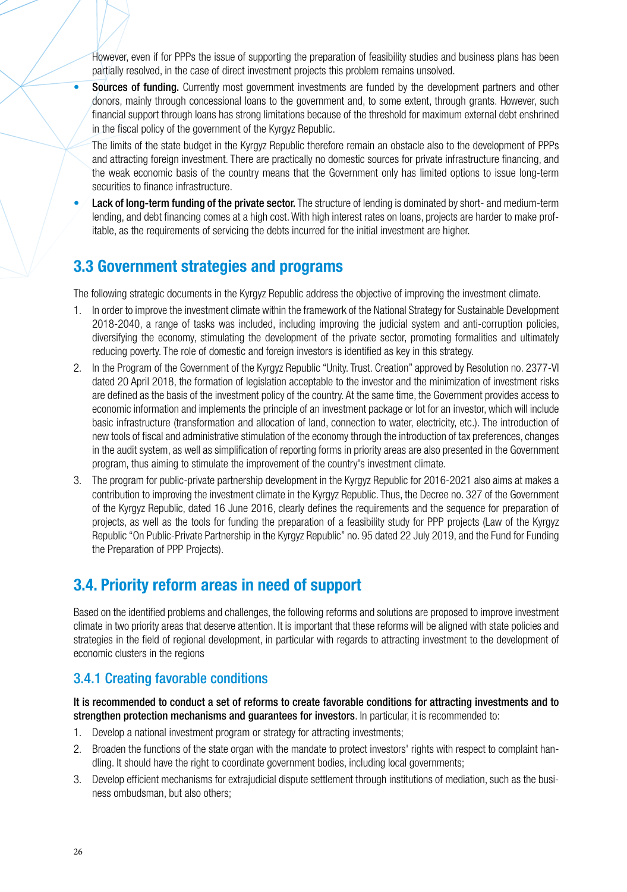However, even if for PPPs the issue of supporting the preparation of feasibility studies and business plans has been partially resolved, in the case of direct investment projects this problem remains unsolved.

- **Sources of funding.** Currently most government investments are funded by the development partners and other donors, mainly through concessional loans to the government and, to some extent, through grants. However, such financial support through loans has strong limitations because of the threshold for maximum external debt enshrined in the fiscal policy of the government of the Kyrgyz Republic.

  The limits of the state budget in the Kyrgyz Republic therefore remain an obstacle also to the development of PPPs and attracting foreign investment. There are practically no domestic sources for private infrastructure financing, and the weak economic basis of the country means that the Government only has limited options to issue long-term securities to finance infrastructure.

- **Lack of long-term funding of the private sector.** The structure of lending is dominated by short- and medium-term lending, and debt financing comes at a high cost. With high interest rates on loans, projects are harder to make profitable, as the requirements of servicing the debts incurred for the initial investment are higher.

## 3.3 Government strategies and programs

The following strategic documents in the Kyrgyz Republic address the objective of improving the investment climate.

1. In order to improve the investment climate within the framework of the National Strategy for Sustainable Development 2018-2040, a range of tasks was included, including improving the judicial system and anti-corruption policies, diversifying the economy, stimulating the development of the private sector, promoting formalities and ultimately reducing poverty. The role of domestic and foreign investors is identified as key in this strategy.
2. In the Program of the Government of the Kyrgyz Republic "Unity. Trust. Creation" approved by Resolution no. 2377-VI dated 20 April 2018, the formation of legislation acceptable to the investor and the minimization of investment risks are defined as the basis of the investment policy of the country. At the same time, the Government provides access to economic information and implements the principle of an investment package or lot for an investor, which will include basic infrastructure (transformation and allocation of land, connection to water, electricity, etc.). The introduction of new tools of fiscal and administrative stimulation of the economy through the introduction of tax preferences, changes in the audit system, as well as simplification of reporting forms in priority areas are also presented in the Government program, thus aiming to stimulate the improvement of the country's investment climate.
3. The program for public-private partnership development in the Kyrgyz Republic for 2016-2021 also aims at makes a contribution to improving the investment climate in the Kyrgyz Republic. Thus, the Decree no. 327 of the Government of the Kyrgyz Republic, dated 16 June 2016, clearly defines the requirements and the sequence for preparation of projects, as well as the tools for funding the preparation of a feasibility study for PPP projects (Law of the Kyrgyz Republic "On Public-Private Partnership in the Kyrgyz Republic" no. 95 dated 22 July 2019, and the Fund for Funding the Preparation of PPP Projects).

## 3.4. Priority reform areas in need of support

Based on the identified problems and challenges, the following reforms and solutions are proposed to improve investment climate in two priority areas that deserve attention. It is important that these reforms will be aligned with state policies and strategies in the field of regional development, in particular with regards to attracting investment to the development of economic clusters in the regions

### 3.4.1 Creating favorable conditions

**It is recommended to conduct a set of reforms to create favorable conditions for attracting investments and to strengthen protection mechanisms and guarantees for investors**. In particular, it is recommended to:

1. Develop a national investment program or strategy for attracting investments;
2. Broaden the functions of the state organ with the mandate to protect investors' rights with respect to complaint handling. It should have the right to coordinate government bodies, including local governments;
3. Develop efficient mechanisms for extrajudicial dispute settlement through institutions of mediation, such as the business ombudsman, but also others;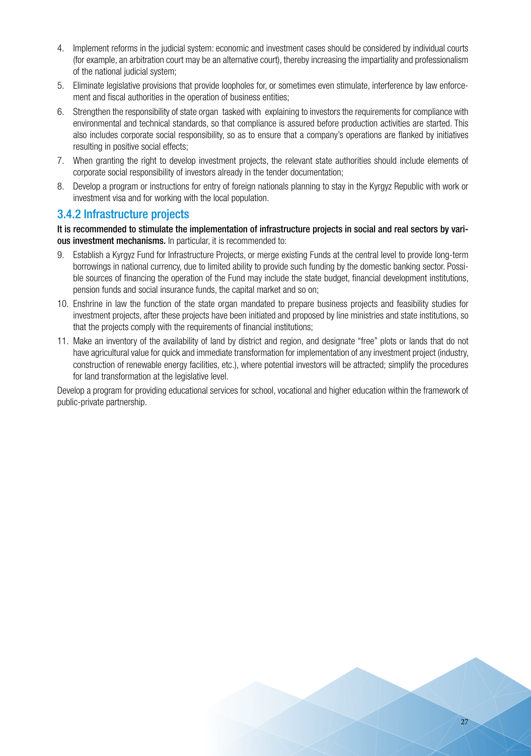4. Implement reforms in the judicial system: economic and investment cases should be considered by individual courts (for example, an arbitration court may be an alternative court), thereby increasing the impartiality and professionalism of the national judicial system;
5. Eliminate legislative provisions that provide loopholes for, or sometimes even stimulate, interference by law enforcement and fiscal authorities in the operation of business entities;
6. Strengthen the responsibility of state organ tasked with explaining to investors the requirements for compliance with environmental and technical standards, so that compliance is assured before production activities are started. This also includes corporate social responsibility, so as to ensure that a company's operations are flanked by initiatives resulting in positive social effects;
7. When granting the right to develop investment projects, the relevant state authorities should include elements of corporate social responsibility of investors already in the tender documentation;
8. Develop a program or instructions for entry of foreign nationals planning to stay in the Kyrgyz Republic with work or investment visa and for working with the local population.

### 3.4.2 Infrastructure projects

**It is recommended to stimulate the implementation of infrastructure projects in social and real sectors by various investment mechanisms.** In particular, it is recommended to:

9. Establish a Kyrgyz Fund for Infrastructure Projects, or merge existing Funds at the central level to provide long-term borrowings in national currency, due to limited ability to provide such funding by the domestic banking sector. Possible sources of financing the operation of the Fund may include the state budget, financial development institutions, pension funds and social insurance funds, the capital market and so on;
10. Enshrine in law the function of the state organ mandated to prepare business projects and feasibility studies for investment projects, after these projects have been initiated and proposed by line ministries and state institutions, so that the projects comply with the requirements of financial institutions;
11. Make an inventory of the availability of land by district and region, and designate "free" plots or lands that do not have agricultural value for quick and immediate transformation for implementation of any investment project (industry, construction of renewable energy facilities, etc.), where potential investors will be attracted; simplify the procedures for land transformation at the legislative level.

Develop a program for providing educational services for school, vocational and higher education within the framework of public-private partnership.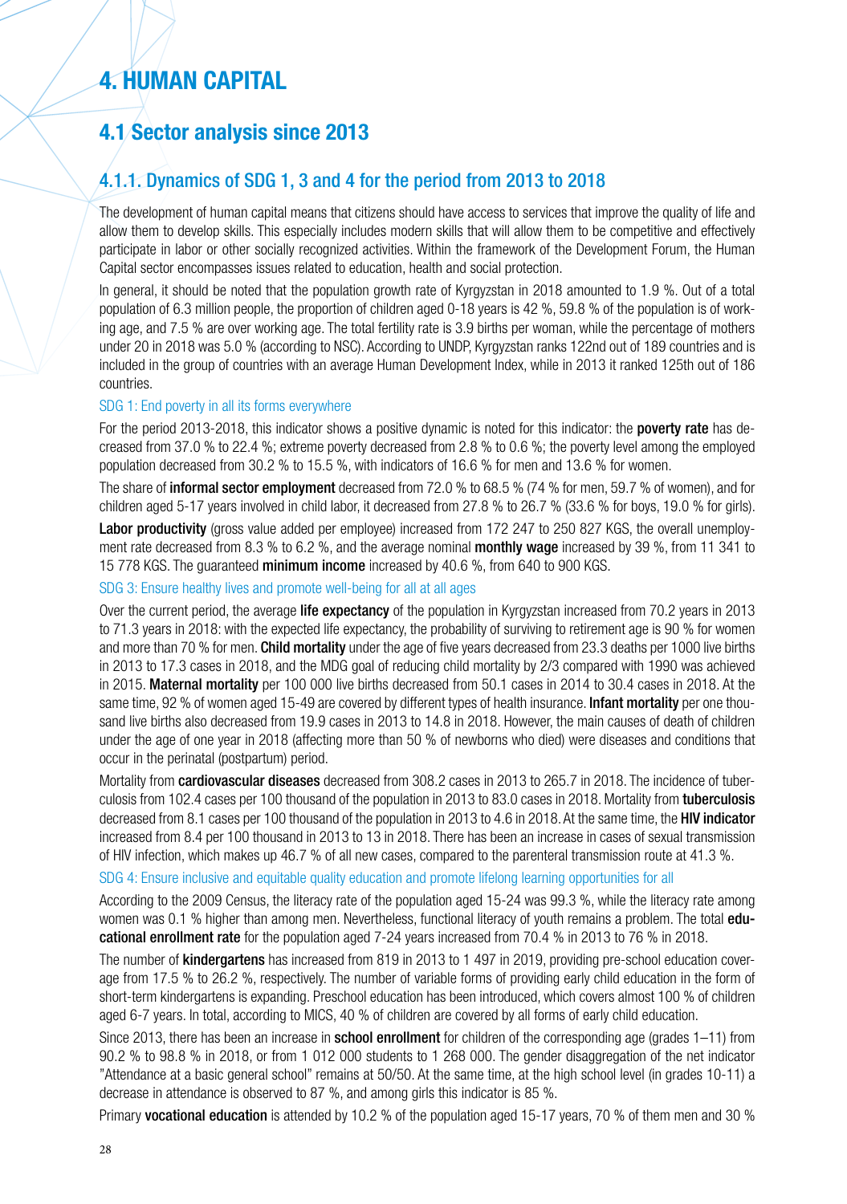# 4. HUMAN CAPITAL

## 4.1 Sector analysis since 2013

### 4.1.1. Dynamics of SDG 1, 3 and 4 for the period from 2013 to 2018

The development of human capital means that citizens should have access to services that improve the quality of life and allow them to develop skills. This especially includes modern skills that will allow them to be competitive and effectively participate in labor or other socially recognized activities. Within the framework of the Development Forum, the Human Capital sector encompasses issues related to education, health and social protection.

In general, it should be noted that the population growth rate of Kyrgyzstan in 2018 amounted to 1.9 %. Out of a total population of 6.3 million people, the proportion of children aged 0-18 years is 42 %, 59.8 % of the population is of working age, and 7.5 % are over working age. The total fertility rate is 3.9 births per woman, while the percentage of mothers under 20 in 2018 was 5.0 % (according to NSC). According to UNDP, Kyrgyzstan ranks 122nd out of 189 countries and is included in the group of countries with an average Human Development Index, while in 2013 it ranked 125th out of 186 countries.

#### SDG 1: End poverty in all its forms everywhere

For the period 2013-2018, this indicator shows a positive dynamic is noted for this indicator: the **poverty rate** has decreased from 37.0 % to 22.4 %; extreme poverty decreased from 2.8 % to 0.6 %; the poverty level among the employed population decreased from 30.2 % to 15.5 %, with indicators of 16.6 % for men and 13.6 % for women.

The share of **informal sector employment** decreased from 72.0 % to 68.5 % (74 % for men, 59.7 % of women), and for children aged 5-17 years involved in child labor, it decreased from 27.8 % to 26.7 % (33.6 % for boys, 19.0 % for girls).

**Labor productivity** (gross value added per employee) increased from 172 247 to 250 827 KGS, the overall unemployment rate decreased from 8.3 % to 6.2 %, and the average nominal **monthly wage** increased by 39 %, from 11 341 to 15 778 KGS. The guaranteed **minimum income** increased by 40.6 %, from 640 to 900 KGS.

#### SDG 3: Ensure healthy lives and promote well-being for all at all ages

Over the current period, the average **life expectancy** of the population in Kyrgyzstan increased from 70.2 years in 2013 to 71.3 years in 2018: with the expected life expectancy, the probability of surviving to retirement age is 90 % for women and more than 70 % for men. **Child mortality** under the age of five years decreased from 23.3 deaths per 1000 live births in 2013 to 17.3 cases in 2018, and the MDG goal of reducing child mortality by 2/3 compared with 1990 was achieved in 2015. **Maternal mortality** per 100 000 live births decreased from 50.1 cases in 2014 to 30.4 cases in 2018. At the same time, 92 % of women aged 15-49 are covered by different types of health insurance. **Infant mortality** per one thousand live births also decreased from 19.9 cases in 2013 to 14.8 in 2018. However, the main causes of death of children under the age of one year in 2018 (affecting more than 50 % of newborns who died) were diseases and conditions that occur in the perinatal (postpartum) period.

Mortality from **cardiovascular diseases** decreased from 308.2 cases in 2013 to 265.7 in 2018. The incidence of tuberculosis from 102.4 cases per 100 thousand of the population in 2013 to 83.0 cases in 2018. Mortality from **tuberculosis** decreased from 8.1 cases per 100 thousand of the population in 2013 to 4.6 in 2018. At the same time, the **HIV indicator** increased from 8.4 per 100 thousand in 2013 to 13 in 2018. There has been an increase in cases of sexual transmission of HIV infection, which makes up 46.7 % of all new cases, compared to the parenteral transmission route at 41.3 %.

#### SDG 4: Ensure inclusive and equitable quality education and promote lifelong learning opportunities for all

According to the 2009 Census, the literacy rate of the population aged 15-24 was 99.3 %, while the literacy rate among women was 0.1 % higher than among men. Nevertheless, functional literacy of youth remains a problem. The total **educational enrollment rate** for the population aged 7-24 years increased from 70.4 % in 2013 to 76 % in 2018.

The number of **kindergartens** has increased from 819 in 2013 to 1 497 in 2019, providing pre-school education coverage from 17.5 % to 26.2 %, respectively. The number of variable forms of providing early child education in the form of short-term kindergartens is expanding. Preschool education has been introduced, which covers almost 100 % of children aged 6-7 years. In total, according to MICS, 40 % of children are covered by all forms of early child education.

Since 2013, there has been an increase in **school enrollment** for children of the corresponding age (grades 1–11) from 90.2 % to 98.8 % in 2018, or from 1 012 000 students to 1 268 000. The gender disaggregation of the net indicator "Attendance at a basic general school" remains at 50/50. At the same time, at the high school level (in grades 10-11) a decrease in attendance is observed to 87 %, and among girls this indicator is 85 %.

Primary **vocational education** is attended by 10.2 % of the population aged 15-17 years, 70 % of them men and 30 %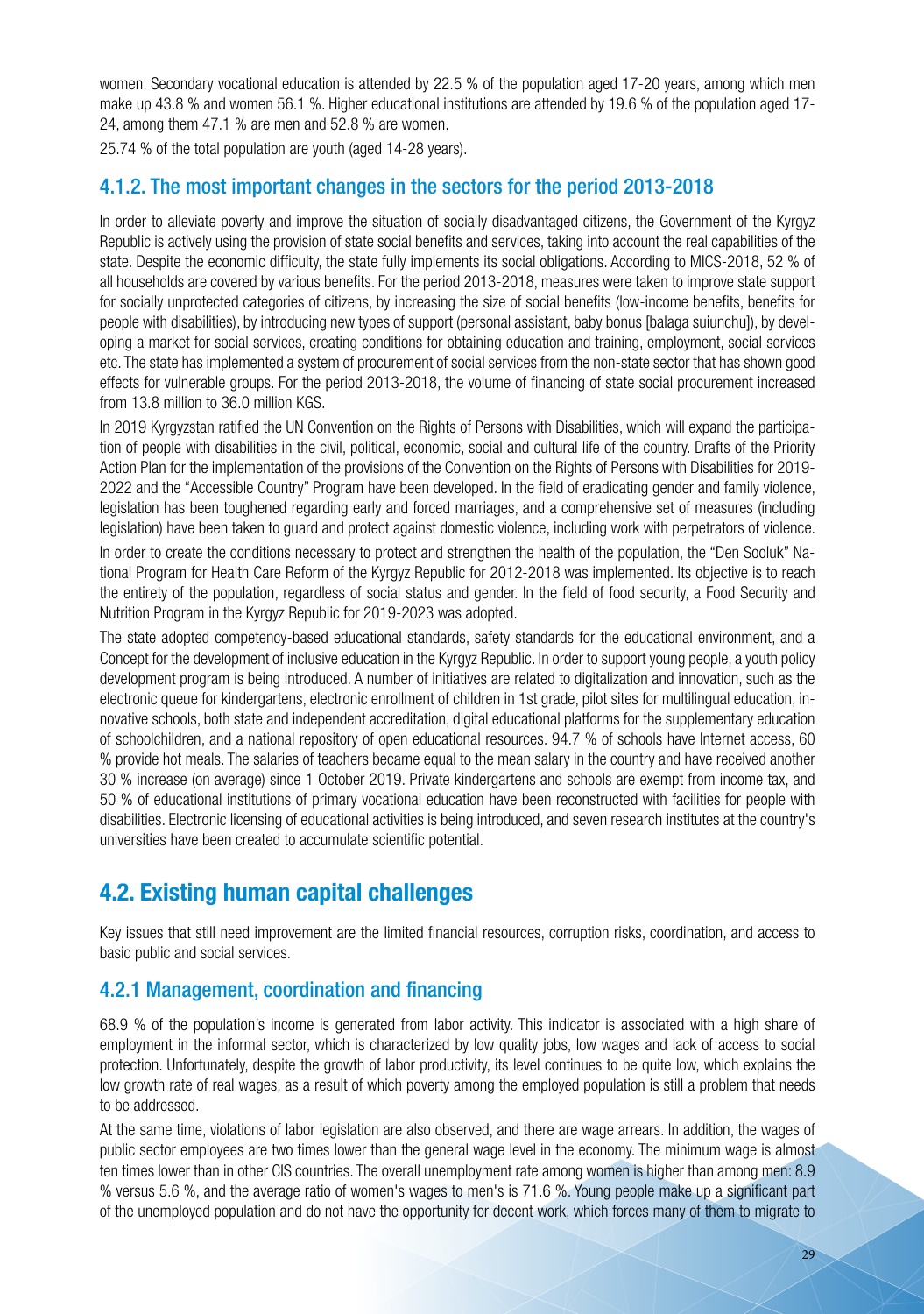women. Secondary vocational education is attended by 22.5 % of the population aged 17-20 years, among which men make up 43.8 % and women 56.1 %. Higher educational institutions are attended by 19.6 % of the population aged 17-24, among them 47.1 % are men and 52.8 % are women.

25.74 % of the total population are youth (aged 14-28 years).

### 4.1.2. The most important changes in the sectors for the period 2013-2018

In order to alleviate poverty and improve the situation of socially disadvantaged citizens, the Government of the Kyrgyz Republic is actively using the provision of state social benefits and services, taking into account the real capabilities of the state. Despite the economic difficulty, the state fully implements its social obligations. According to MICS-2018, 52 % of all households are covered by various benefits. For the period 2013-2018, measures were taken to improve state support for socially unprotected categories of citizens, by increasing the size of social benefits (low-income benefits, benefits for people with disabilities), by introducing new types of support (personal assistant, baby bonus [balaga suiunchu]), by developing a market for social services, creating conditions for obtaining education and training, employment, social services etc. The state has implemented a system of procurement of social services from the non-state sector that has shown good effects for vulnerable groups. For the period 2013-2018, the volume of financing of state social procurement increased from 13.8 million to 36.0 million KGS.

In 2019 Kyrgyzstan ratified the UN Convention on the Rights of Persons with Disabilities, which will expand the participation of people with disabilities in the civil, political, economic, social and cultural life of the country. Drafts of the Priority Action Plan for the implementation of the provisions of the Convention on the Rights of Persons with Disabilities for 2019-2022 and the "Accessible Country" Program have been developed. In the field of eradicating gender and family violence, legislation has been toughened regarding early and forced marriages, and a comprehensive set of measures (including legislation) have been taken to guard and protect against domestic violence, including work with perpetrators of violence.

In order to create the conditions necessary to protect and strengthen the health of the population, the "Den Sooluk" National Program for Health Care Reform of the Kyrgyz Republic for 2012-2018 was implemented. Its objective is to reach the entirety of the population, regardless of social status and gender. In the field of food security, a Food Security and Nutrition Program in the Kyrgyz Republic for 2019-2023 was adopted.

The state adopted competency-based educational standards, safety standards for the educational environment, and a Concept for the development of inclusive education in the Kyrgyz Republic. In order to support young people, a youth policy development program is being introduced. A number of initiatives are related to digitalization and innovation, such as the electronic queue for kindergartens, electronic enrollment of children in 1st grade, pilot sites for multilingual education, innovative schools, both state and independent accreditation, digital educational platforms for the supplementary education of schoolchildren, and a national repository of open educational resources. 94.7 % of schools have Internet access, 60 % provide hot meals. The salaries of teachers became equal to the mean salary in the country and have received another 30 % increase (on average) since 1 October 2019. Private kindergartens and schools are exempt from income tax, and 50 % of educational institutions of primary vocational education have been reconstructed with facilities for people with disabilities. Electronic licensing of educational activities is being introduced, and seven research institutes at the country's universities have been created to accumulate scientific potential.

## 4.2. Existing human capital challenges

Key issues that still need improvement are the limited financial resources, corruption risks, coordination, and access to basic public and social services.

### 4.2.1 Management, coordination and financing

68.9 % of the population's income is generated from labor activity. This indicator is associated with a high share of employment in the informal sector, which is characterized by low quality jobs, low wages and lack of access to social protection. Unfortunately, despite the growth of labor productivity, its level continues to be quite low, which explains the low growth rate of real wages, as a result of which poverty among the employed population is still a problem that needs to be addressed.

At the same time, violations of labor legislation are also observed, and there are wage arrears. In addition, the wages of public sector employees are two times lower than the general wage level in the economy. The minimum wage is almost ten times lower than in other CIS countries. The overall unemployment rate among women is higher than among men: 8.9 % versus 5.6 %, and the average ratio of women's wages to men's is 71.6 %. Young people make up a significant part of the unemployed population and do not have the opportunity for decent work, which forces many of them to migrate to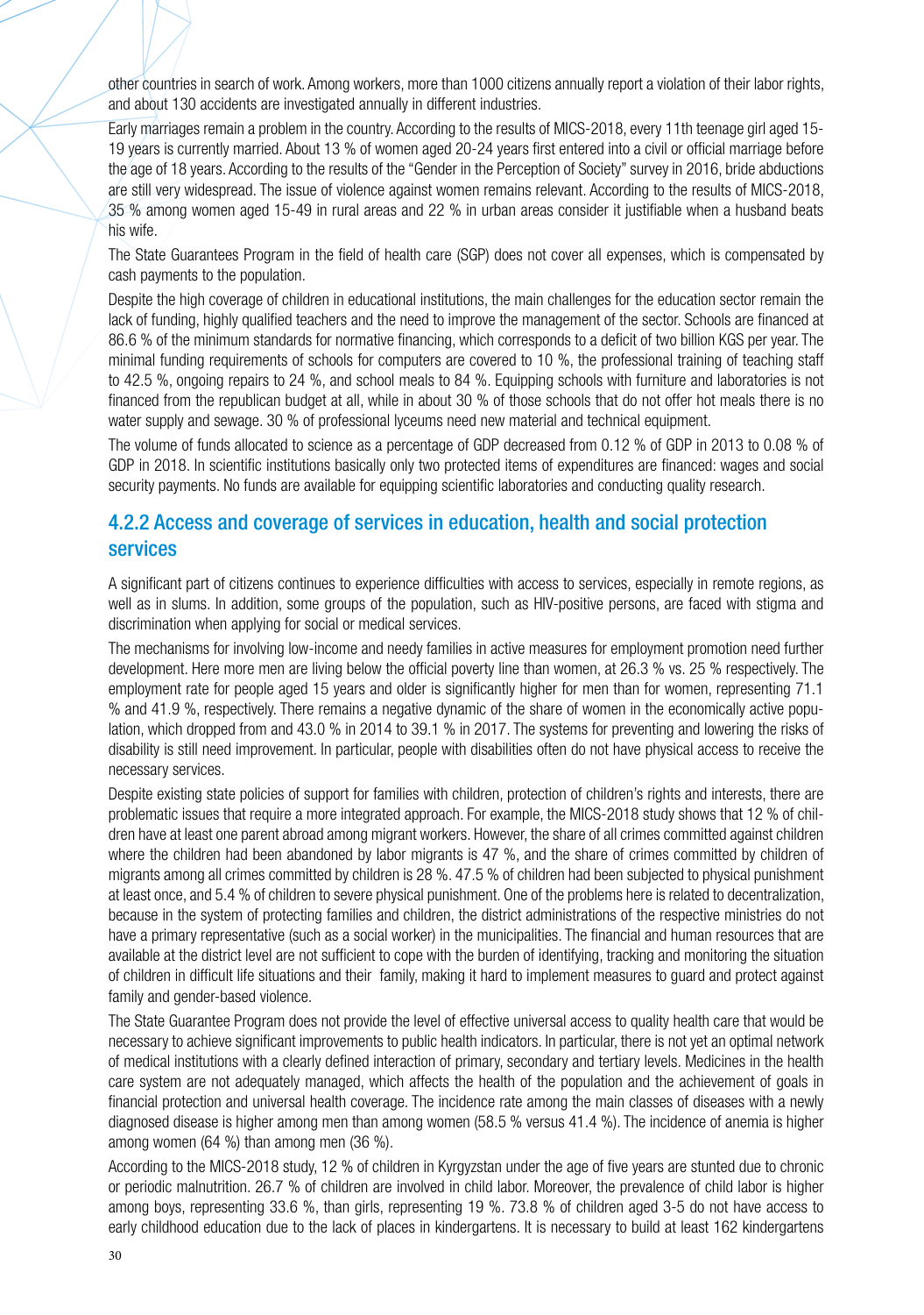other countries in search of work. Among workers, more than 1000 citizens annually report a violation of their labor rights, and about 130 accidents are investigated annually in different industries.

Early marriages remain a problem in the country. According to the results of MICS-2018, every 11th teenage girl aged 15-19 years is currently married. About 13 % of women aged 20-24 years first entered into a civil or official marriage before the age of 18 years. According to the results of the "Gender in the Perception of Society" survey in 2016, bride abductions are still very widespread. The issue of violence against women remains relevant. According to the results of MICS-2018, 35 % among women aged 15-49 in rural areas and 22 % in urban areas consider it justifiable when a husband beats his wife.

The State Guarantees Program in the field of health care (SGP) does not cover all expenses, which is compensated by cash payments to the population.

Despite the high coverage of children in educational institutions, the main challenges for the education sector remain the lack of funding, highly qualified teachers and the need to improve the management of the sector. Schools are financed at 86.6 % of the minimum standards for normative financing, which corresponds to a deficit of two billion KGS per year. The minimal funding requirements of schools for computers are covered to 10 %, the professional training of teaching staff to 42.5 %, ongoing repairs to 24 %, and school meals to 84 %. Equipping schools with furniture and laboratories is not financed from the republican budget at all, while in about 30 % of those schools that do not offer hot meals there is no water supply and sewage. 30 % of professional lyceums need new material and technical equipment.

The volume of funds allocated to science as a percentage of GDP decreased from 0.12 % of GDP in 2013 to 0.08 % of GDP in 2018. In scientific institutions basically only two protected items of expenditures are financed: wages and social security payments. No funds are available for equipping scientific laboratories and conducting quality research.

### 4.2.2 Access and coverage of services in education, health and social protection services

A significant part of citizens continues to experience difficulties with access to services, especially in remote regions, as well as in slums. In addition, some groups of the population, such as HIV-positive persons, are faced with stigma and discrimination when applying for social or medical services.

The mechanisms for involving low-income and needy families in active measures for employment promotion need further development. Here more men are living below the official poverty line than women, at 26.3 % vs. 25 % respectively. The employment rate for people aged 15 years and older is significantly higher for men than for women, representing 71.1 % and 41.9 %, respectively. There remains a negative dynamic of the share of women in the economically active population, which dropped from and 43.0 % in 2014 to 39.1 % in 2017. The systems for preventing and lowering the risks of disability is still need improvement. In particular, people with disabilities often do not have physical access to receive the necessary services.

Despite existing state policies of support for families with children, protection of children's rights and interests, there are problematic issues that require a more integrated approach. For example, the MICS-2018 study shows that 12 % of children have at least one parent abroad among migrant workers. However, the share of all crimes committed against children where the children had been abandoned by labor migrants is 47 %, and the share of crimes committed by children of migrants among all crimes committed by children is 28 %. 47.5 % of children had been subjected to physical punishment at least once, and 5.4 % of children to severe physical punishment. One of the problems here is related to decentralization, because in the system of protecting families and children, the district administrations of the respective ministries do not have a primary representative (such as a social worker) in the municipalities. The financial and human resources that are available at the district level are not sufficient to cope with the burden of identifying, tracking and monitoring the situation of children in difficult life situations and their family, making it hard to implement measures to guard and protect against family and gender-based violence.

The State Guarantee Program does not provide the level of effective universal access to quality health care that would be necessary to achieve significant improvements to public health indicators. In particular, there is not yet an optimal network of medical institutions with a clearly defined interaction of primary, secondary and tertiary levels. Medicines in the health care system are not adequately managed, which affects the health of the population and the achievement of goals in financial protection and universal health coverage. The incidence rate among the main classes of diseases with a newly diagnosed disease is higher among men than among women (58.5 % versus 41.4 %). The incidence of anemia is higher among women (64 %) than among men (36 %).

According to the MICS-2018 study, 12 % of children in Kyrgyzstan under the age of five years are stunted due to chronic or periodic malnutrition. 26.7 % of children are involved in child labor. Moreover, the prevalence of child labor is higher among boys, representing 33.6 %, than girls, representing 19 %. 73.8 % of children aged 3-5 do not have access to early childhood education due to the lack of places in kindergartens. It is necessary to build at least 162 kindergartens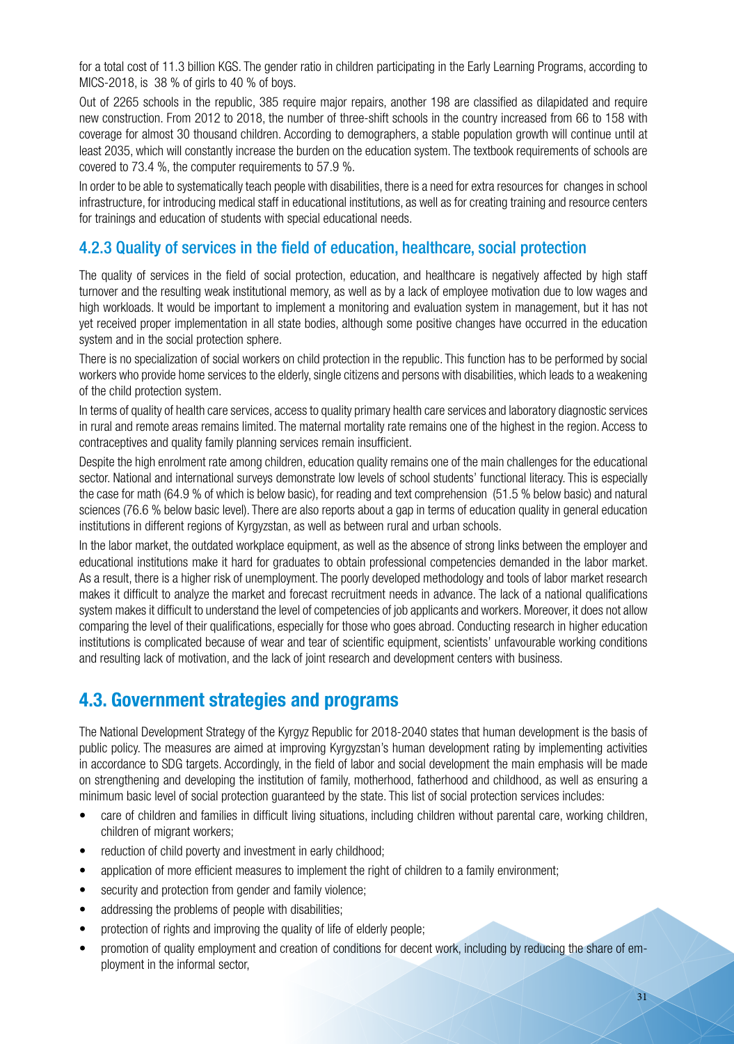for a total cost of 11.3 billion KGS. The gender ratio in children participating in the Early Learning Programs, according to MICS-2018, is 38 % of girls to 40 % of boys.

Out of 2265 schools in the republic, 385 require major repairs, another 198 are classified as dilapidated and require new construction. From 2012 to 2018, the number of three-shift schools in the country increased from 66 to 158 with coverage for almost 30 thousand children. According to demographers, a stable population growth will continue until at least 2035, which will constantly increase the burden on the education system. The textbook requirements of schools are covered to 73.4 %, the computer requirements to 57.9 %.

In order to be able to systematically teach people with disabilities, there is a need for extra resources for changes in school infrastructure, for introducing medical staff in educational institutions, as well as for creating training and resource centers for trainings and education of students with special educational needs.

### 4.2.3 Quality of services in the field of education, healthcare, social protection

The quality of services in the field of social protection, education, and healthcare is negatively affected by high staff turnover and the resulting weak institutional memory, as well as by a lack of employee motivation due to low wages and high workloads. It would be important to implement a monitoring and evaluation system in management, but it has not yet received proper implementation in all state bodies, although some positive changes have occurred in the education system and in the social protection sphere.

There is no specialization of social workers on child protection in the republic. This function has to be performed by social workers who provide home services to the elderly, single citizens and persons with disabilities, which leads to a weakening of the child protection system.

In terms of quality of health care services, access to quality primary health care services and laboratory diagnostic services in rural and remote areas remains limited. The maternal mortality rate remains one of the highest in the region. Access to contraceptives and quality family planning services remain insufficient.

Despite the high enrolment rate among children, education quality remains one of the main challenges for the educational sector. National and international surveys demonstrate low levels of school students' functional literacy. This is especially the case for math (64.9 % of which is below basic), for reading and text comprehension (51.5 % below basic) and natural sciences (76.6 % below basic level). There are also reports about a gap in terms of education quality in general education institutions in different regions of Kyrgyzstan, as well as between rural and urban schools.

In the labor market, the outdated workplace equipment, as well as the absence of strong links between the employer and educational institutions make it hard for graduates to obtain professional competencies demanded in the labor market. As a result, there is a higher risk of unemployment. The poorly developed methodology and tools of labor market research makes it difficult to analyze the market and forecast recruitment needs in advance. The lack of a national qualifications system makes it difficult to understand the level of competencies of job applicants and workers. Moreover, it does not allow comparing the level of their qualifications, especially for those who goes abroad. Conducting research in higher education institutions is complicated because of wear and tear of scientific equipment, scientists' unfavourable working conditions and resulting lack of motivation, and the lack of joint research and development centers with business.

## 4.3. Government strategies and programs

The National Development Strategy of the Kyrgyz Republic for 2018-2040 states that human development is the basis of public policy. The measures are aimed at improving Kyrgyzstan's human development rating by implementing activities in accordance to SDG targets. Accordingly, in the field of labor and social development the main emphasis will be made on strengthening and developing the institution of family, motherhood, fatherhood and childhood, as well as ensuring a minimum basic level of social protection guaranteed by the state. This list of social protection services includes:

- care of children and families in difficult living situations, including children without parental care, working children, children of migrant workers;
- reduction of child poverty and investment in early childhood;
- application of more efficient measures to implement the right of children to a family environment;
- security and protection from gender and family violence;
- addressing the problems of people with disabilities;
- protection of rights and improving the quality of life of elderly people;
- promotion of quality employment and creation of conditions for decent work, including by reducing the share of employment in the informal sector,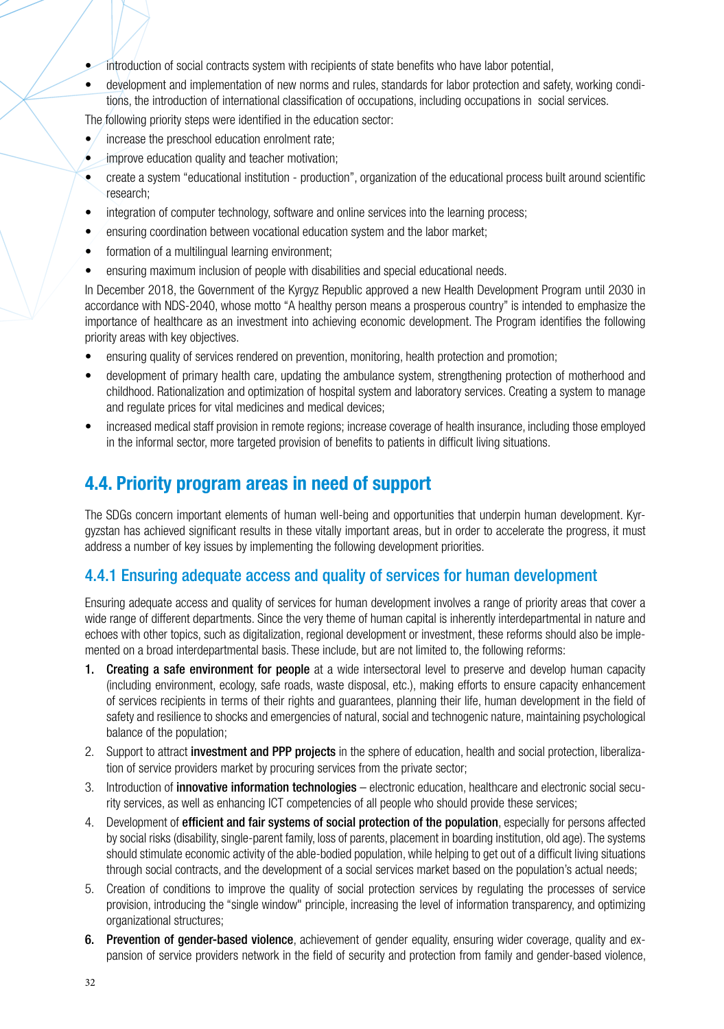- introduction of social contracts system with recipients of state benefits who have labor potential,
- development and implementation of new norms and rules, standards for labor protection and safety, working conditions, the introduction of international classification of occupations, including occupations in social services.

The following priority steps were identified in the education sector:

- increase the preschool education enrolment rate;
- improve education quality and teacher motivation;
- create a system "educational institution - production", organization of the educational process built around scientific research;
- integration of computer technology, software and online services into the learning process;
- ensuring coordination between vocational education system and the labor market;
- formation of a multilingual learning environment;
- ensuring maximum inclusion of people with disabilities and special educational needs.

In December 2018, the Government of the Kyrgyz Republic approved a new Health Development Program until 2030 in accordance with NDS-2040, whose motto "A healthy person means a prosperous country" is intended to emphasize the importance of healthcare as an investment into achieving economic development. The Program identifies the following priority areas with key objectives.

- ensuring quality of services rendered on prevention, monitoring, health protection and promotion;
- development of primary health care, updating the ambulance system, strengthening protection of motherhood and childhood. Rationalization and optimization of hospital system and laboratory services. Creating a system to manage and regulate prices for vital medicines and medical devices;
- increased medical staff provision in remote regions; increase coverage of health insurance, including those employed in the informal sector, more targeted provision of benefits to patients in difficult living situations.

## 4.4. Priority program areas in need of support

The SDGs concern important elements of human well-being and opportunities that underpin human development. Kyrgyzstan has achieved significant results in these vitally important areas, but in order to accelerate the progress, it must address a number of key issues by implementing the following development priorities.

### 4.4.1 Ensuring adequate access and quality of services for human development

Ensuring adequate access and quality of services for human development involves a range of priority areas that cover a wide range of different departments. Since the very theme of human capital is inherently interdepartmental in nature and echoes with other topics, such as digitalization, regional development or investment, these reforms should also be implemented on a broad interdepartmental basis. These include, but are not limited to, the following reforms:

1. **Creating a safe environment for people** at a wide intersectoral level to preserve and develop human capacity (including environment, ecology, safe roads, waste disposal, etc.), making efforts to ensure capacity enhancement of services recipients in terms of their rights and guarantees, planning their life, human development in the field of safety and resilience to shocks and emergencies of natural, social and technogenic nature, maintaining psychological balance of the population;
2. Support to attract **investment and PPP projects** in the sphere of education, health and social protection, liberalization of service providers market by procuring services from the private sector;
3. Introduction of **innovative information technologies** – electronic education, healthcare and electronic social security services, as well as enhancing ICT competencies of all people who should provide these services;
4. Development of **efficient and fair systems of social protection of the population**, especially for persons affected by social risks (disability, single-parent family, loss of parents, placement in boarding institution, old age). The systems should stimulate economic activity of the able-bodied population, while helping to get out of a difficult living situations through social contracts, and the development of a social services market based on the population's actual needs;
5. Creation of conditions to improve the quality of social protection services by regulating the processes of service provision, introducing the "single window" principle, increasing the level of information transparency, and optimizing organizational structures;
6. **Prevention of gender-based violence**, achievement of gender equality, ensuring wider coverage, quality and expansion of service providers network in the field of security and protection from family and gender-based violence,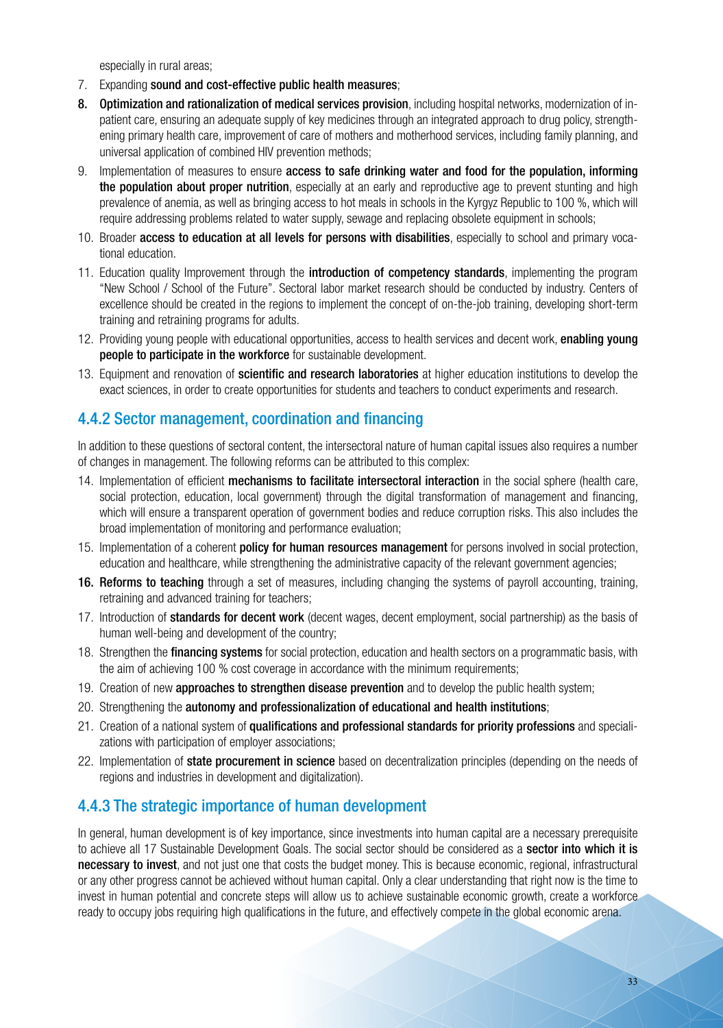especially in rural areas;

7. Expanding **sound and cost-effective public health measures**;
8. **Optimization and rationalization of medical services provision**, including hospital networks, modernization of in-patient care, ensuring an adequate supply of key medicines through an integrated approach to drug policy, strengthening primary health care, improvement of care of mothers and motherhood services, including family planning, and universal application of combined HIV prevention methods;
9. Implementation of measures to ensure **access to safe drinking water and food for the population, informing the population about proper nutrition**, especially at an early and reproductive age to prevent stunting and high prevalence of anemia, as well as bringing access to hot meals in schools in the Kyrgyz Republic to 100 %, which will require addressing problems related to water supply, sewage and replacing obsolete equipment in schools;
10. Broader **access to education at all levels for persons with disabilities**, especially to school and primary vocational education.
11. Education quality Improvement through the **introduction of competency standards**, implementing the program "New School / School of the Future". Sectoral labor market research should be conducted by industry. Centers of excellence should be created in the regions to implement the concept of on-the-job training, developing short-term training and retraining programs for adults.
12. Providing young people with educational opportunities, access to health services and decent work, **enabling young people to participate in the workforce** for sustainable development.
13. Equipment and renovation of **scientific and research laboratories** at higher education institutions to develop the exact sciences, in order to create opportunities for students and teachers to conduct experiments and research.

### 4.4.2 Sector management, coordination and financing

In addition to these questions of sectoral content, the intersectoral nature of human capital issues also requires a number of changes in management. The following reforms can be attributed to this complex:

14. Implementation of efficient **mechanisms to facilitate intersectoral interaction** in the social sphere (health care, social protection, education, local government) through the digital transformation of management and financing, which will ensure a transparent operation of government bodies and reduce corruption risks. This also includes the broad implementation of monitoring and performance evaluation;
15. Implementation of a coherent **policy for human resources management** for persons involved in social protection, education and healthcare, while strengthening the administrative capacity of the relevant government agencies;
16. **Reforms to teaching** through a set of measures, including changing the systems of payroll accounting, training, retraining and advanced training for teachers;
17. Introduction of **standards for decent work** (decent wages, decent employment, social partnership) as the basis of human well-being and development of the country;
18. Strengthen the **financing systems** for social protection, education and health sectors on a programmatic basis, with the aim of achieving 100 % cost coverage in accordance with the minimum requirements;
19. Creation of new **approaches to strengthen disease prevention** and to develop the public health system;
20. Strengthening the **autonomy and professionalization of educational and health institutions**;
21. Creation of a national system of **qualifications and professional standards for priority professions** and specializations with participation of employer associations;
22. Implementation of **state procurement in science** based on decentralization principles (depending on the needs of regions and industries in development and digitalization).

### 4.4.3 The strategic importance of human development

In general, human development is of key importance, since investments into human capital are a necessary prerequisite to achieve all 17 Sustainable Development Goals. The social sector should be considered as a **sector into which it is necessary to invest**, and not just one that costs the budget money. This is because economic, regional, infrastructural or any other progress cannot be achieved without human capital. Only a clear understanding that right now is the time to invest in human potential and concrete steps will allow us to achieve sustainable economic growth, create a workforce ready to occupy jobs requiring high qualifications in the future, and effectively compete in the global economic arena.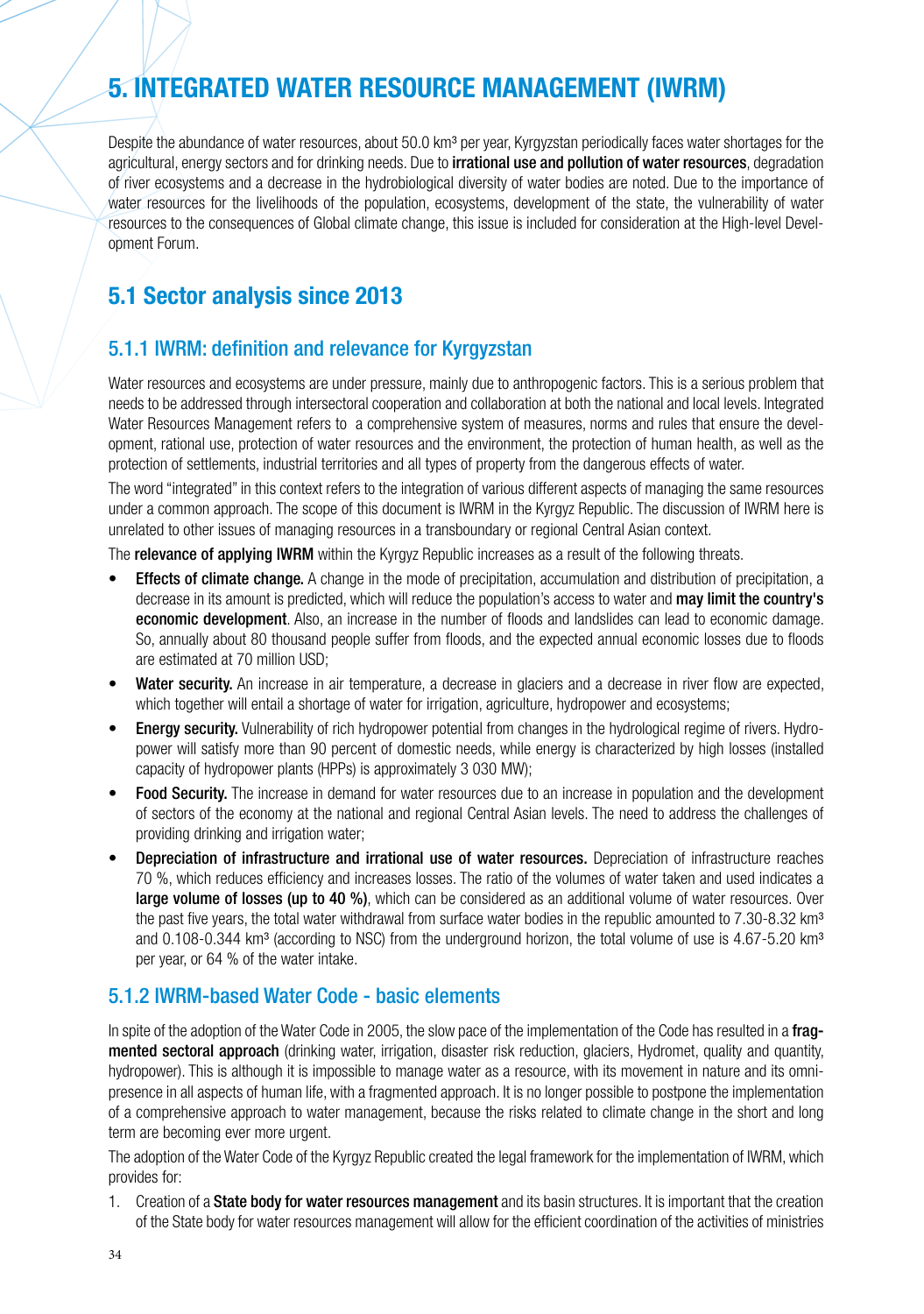# 5. INTEGRATED WATER RESOURCE MANAGEMENT (IWRM)

Despite the abundance of water resources, about 50.0 km³ per year, Kyrgyzstan periodically faces water shortages for the agricultural, energy sectors and for drinking needs. Due to **irrational use and pollution of water resources**, degradation of river ecosystems and a decrease in the hydrobiological diversity of water bodies are noted. Due to the importance of water resources for the livelihoods of the population, ecosystems, development of the state, the vulnerability of water resources to the consequences of Global climate change, this issue is included for consideration at the High-level Development Forum.

## 5.1 Sector analysis since 2013

### 5.1.1 IWRM: definition and relevance for Kyrgyzstan

Water resources and ecosystems are under pressure, mainly due to anthropogenic factors. This is a serious problem that needs to be addressed through intersectoral cooperation and collaboration at both the national and local levels. Integrated Water Resources Management refers to a comprehensive system of measures, norms and rules that ensure the development, rational use, protection of water resources and the environment, the protection of human health, as well as the protection of settlements, industrial territories and all types of property from the dangerous effects of water.

The word "integrated" in this context refers to the integration of various different aspects of managing the same resources under a common approach. The scope of this document is IWRM in the Kyrgyz Republic. The discussion of IWRM here is unrelated to other issues of managing resources in a transboundary or regional Central Asian context.

The **relevance of applying IWRM** within the Kyrgyz Republic increases as a result of the following threats.

- **Effects of climate change.** A change in the mode of precipitation, accumulation and distribution of precipitation, a decrease in its amount is predicted, which will reduce the population's access to water and **may limit the country's economic development**. Also, an increase in the number of floods and landslides can lead to economic damage. So, annually about 80 thousand people suffer from floods, and the expected annual economic losses due to floods are estimated at 70 million USD;
- **Water security.** An increase in air temperature, a decrease in glaciers and a decrease in river flow are expected, which together will entail a shortage of water for irrigation, agriculture, hydropower and ecosystems;
- **Energy security.** Vulnerability of rich hydropower potential from changes in the hydrological regime of rivers. Hydropower will satisfy more than 90 percent of domestic needs, while energy is characterized by high losses (installed capacity of hydropower plants (HPPs) is approximately 3 030 MW);
- **Food Security.** The increase in demand for water resources due to an increase in population and the development of sectors of the economy at the national and regional Central Asian levels. The need to address the challenges of providing drinking and irrigation water;
- **Depreciation of infrastructure and irrational use of water resources.** Depreciation of infrastructure reaches 70 %, which reduces efficiency and increases losses. The ratio of the volumes of water taken and used indicates a **large volume of losses (up to 40 %)**, which can be considered as an additional volume of water resources. Over the past five years, the total water withdrawal from surface water bodies in the republic amounted to 7.30-8.32 km³ and 0.108-0.344 km³ (according to NSC) from the underground horizon, the total volume of use is 4.67-5.20 km³ per year, or 64 % of the water intake.

### 5.1.2 IWRM-based Water Code - basic elements

In spite of the adoption of the Water Code in 2005, the slow pace of the implementation of the Code has resulted in a **fragmented sectoral approach** (drinking water, irrigation, disaster risk reduction, glaciers, Hydromet, quality and quantity, hydropower). This is although it is impossible to manage water as a resource, with its movement in nature and its omnipresence in all aspects of human life, with a fragmented approach. It is no longer possible to postpone the implementation of a comprehensive approach to water management, because the risks related to climate change in the short and long term are becoming ever more urgent.

The adoption of the Water Code of the Kyrgyz Republic created the legal framework for the implementation of IWRM, which provides for:

1. Creation of a **State body for water resources management** and its basin structures. It is important that the creation of the State body for water resources management will allow for the efficient coordination of the activities of ministries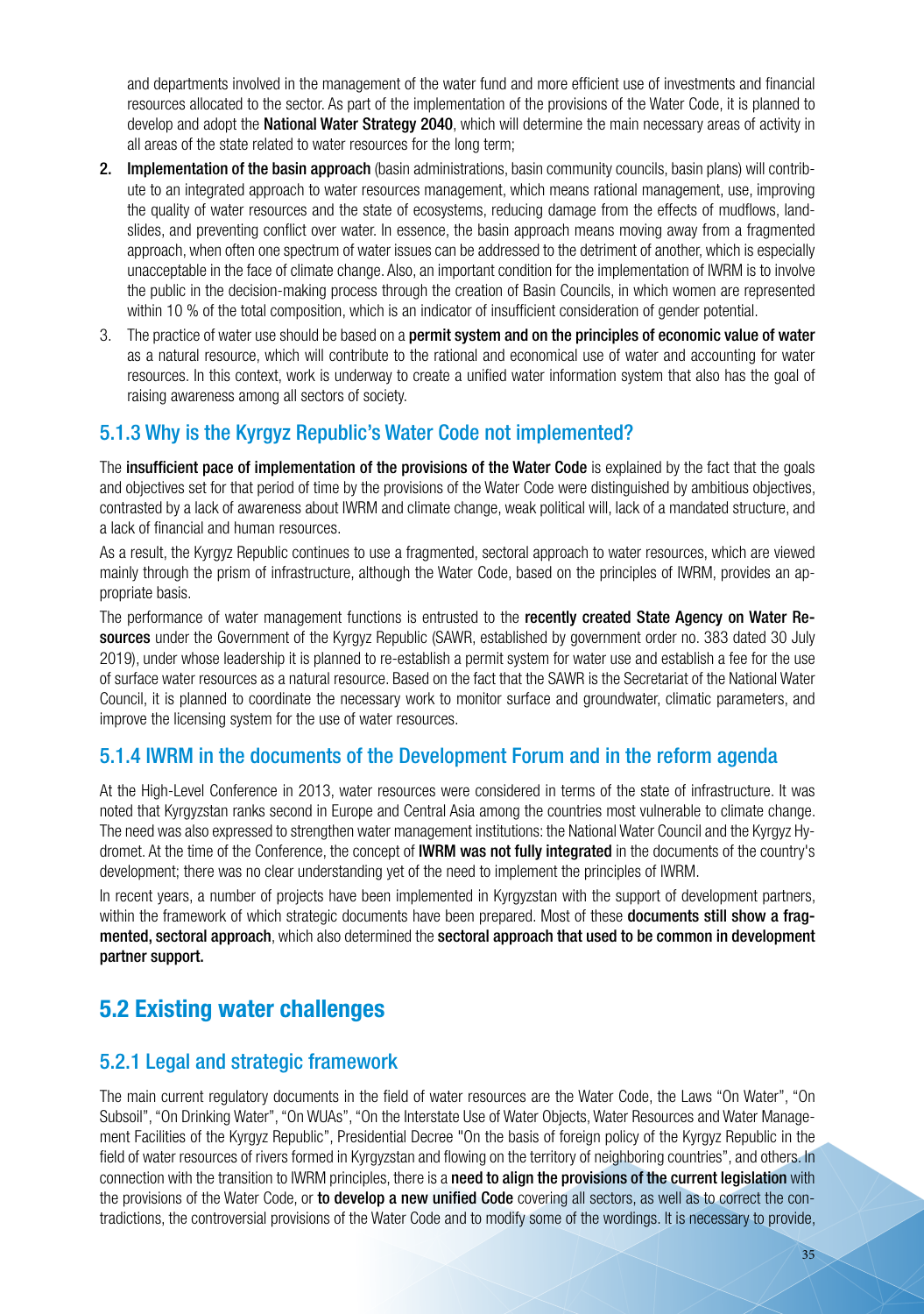and departments involved in the management of the water fund and more efficient use of investments and financial resources allocated to the sector. As part of the implementation of the provisions of the Water Code, it is planned to develop and adopt the **National Water Strategy 2040**, which will determine the main necessary areas of activity in all areas of the state related to water resources for the long term;

2. **Implementation of the basin approach** (basin administrations, basin community councils, basin plans) will contribute to an integrated approach to water resources management, which means rational management, use, improving the quality of water resources and the state of ecosystems, reducing damage from the effects of mudflows, landslides, and preventing conflict over water. In essence, the basin approach means moving away from a fragmented approach, when often one spectrum of water issues can be addressed to the detriment of another, which is especially unacceptable in the face of climate change. Also, an important condition for the implementation of IWRM is to involve the public in the decision-making process through the creation of Basin Councils, in which women are represented within 10 % of the total composition, which is an indicator of insufficient consideration of gender potential.
3. The practice of water use should be based on a **permit system and on the principles of economic value of water** as a natural resource, which will contribute to the rational and economical use of water and accounting for water resources. In this context, work is underway to create a unified water information system that also has the goal of raising awareness among all sectors of society.

### 5.1.3 Why is the Kyrgyz Republic's Water Code not implemented?

The **insufficient pace of implementation of the provisions of the Water Code** is explained by the fact that the goals and objectives set for that period of time by the provisions of the Water Code were distinguished by ambitious objectives, contrasted by a lack of awareness about IWRM and climate change, weak political will, lack of a mandated structure, and a lack of financial and human resources.

As a result, the Kyrgyz Republic continues to use a fragmented, sectoral approach to water resources, which are viewed mainly through the prism of infrastructure, although the Water Code, based on the principles of IWRM, provides an appropriate basis.

The performance of water management functions is entrusted to the **recently created State Agency on Water Resources** under the Government of the Kyrgyz Republic (SAWR, established by government order no. 383 dated 30 July 2019), under whose leadership it is planned to re-establish a permit system for water use and establish a fee for the use of surface water resources as a natural resource. Based on the fact that the SAWR is the Secretariat of the National Water Council, it is planned to coordinate the necessary work to monitor surface and groundwater, climatic parameters, and improve the licensing system for the use of water resources.

### 5.1.4 IWRM in the documents of the Development Forum and in the reform agenda

At the High-Level Conference in 2013, water resources were considered in terms of the state of infrastructure. It was noted that Kyrgyzstan ranks second in Europe and Central Asia among the countries most vulnerable to climate change. The need was also expressed to strengthen water management institutions: the National Water Council and the Kyrgyz Hydromet. At the time of the Conference, the concept of **IWRM was not fully integrated** in the documents of the country's development; there was no clear understanding yet of the need to implement the principles of IWRM.

In recent years, a number of projects have been implemented in Kyrgyzstan with the support of development partners, within the framework of which strategic documents have been prepared. Most of these **documents still show a fragmented, sectoral approach**, which also determined the **sectoral approach that used to be common in development partner support.**

## 5.2 Existing water challenges

### 5.2.1 Legal and strategic framework

The main current regulatory documents in the field of water resources are the Water Code, the Laws "On Water", "On Subsoil", "On Drinking Water", "On WUAs", "On the Interstate Use of Water Objects, Water Resources and Water Management Facilities of the Kyrgyz Republic", Presidential Decree "On the basis of foreign policy of the Kyrgyz Republic in the field of water resources of rivers formed in Kyrgyzstan and flowing on the territory of neighboring countries", and others. In connection with the transition to IWRM principles, there is a **need to align the provisions of the current legislation** with the provisions of the Water Code, or **to develop a new unified Code** covering all sectors, as well as to correct the contradictions, the controversial provisions of the Water Code and to modify some of the wordings. It is necessary to provide,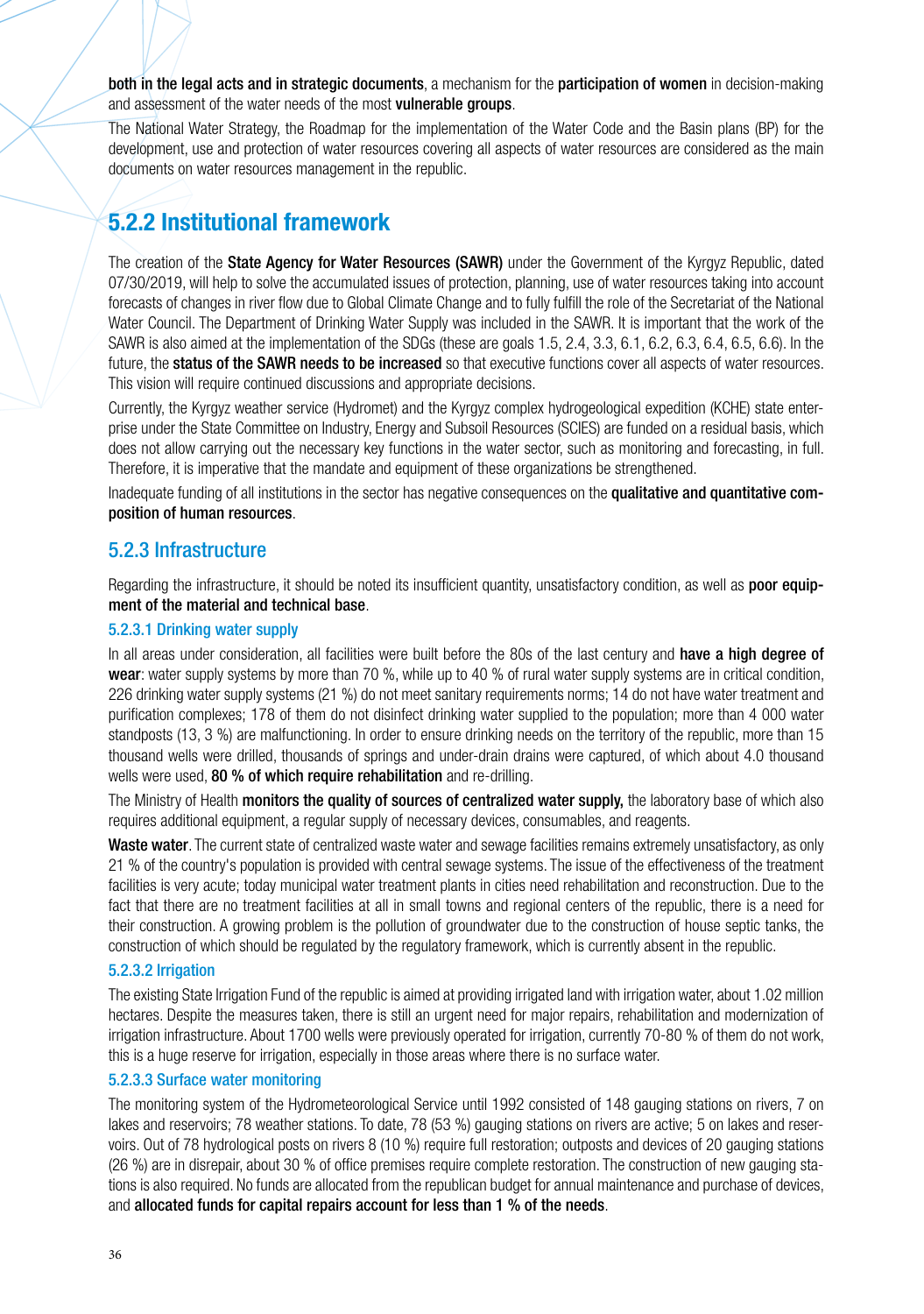**both in the legal acts and in strategic documents**, a mechanism for the **participation of women** in decision-making and assessment of the water needs of the most **vulnerable groups**.

The National Water Strategy, the Roadmap for the implementation of the Water Code and the Basin plans (BP) for the development, use and protection of water resources covering all aspects of water resources are considered as the main documents on water resources management in the republic.

## 5.2.2 Institutional framework

The creation of the **State Agency for Water Resources (SAWR)** under the Government of the Kyrgyz Republic, dated 07/30/2019, will help to solve the accumulated issues of protection, planning, use of water resources taking into account forecasts of changes in river flow due to Global Climate Change and to fully fulfill the role of the Secretariat of the National Water Council. The Department of Drinking Water Supply was included in the SAWR. It is important that the work of the SAWR is also aimed at the implementation of the SDGs (these are goals 1.5, 2.4, 3.3, 6.1, 6.2, 6.3, 6.4, 6.5, 6.6). In the future, the **status of the SAWR needs to be increased** so that executive functions cover all aspects of water resources. This vision will require continued discussions and appropriate decisions.

Currently, the Kyrgyz weather service (Hydromet) and the Kyrgyz complex hydrogeological expedition (KCHE) state enterprise under the State Committee on Industry, Energy and Subsoil Resources (SCIES) are funded on a residual basis, which does not allow carrying out the necessary key functions in the water sector, such as monitoring and forecasting, in full. Therefore, it is imperative that the mandate and equipment of these organizations be strengthened.

Inadequate funding of all institutions in the sector has negative consequences on the **qualitative and quantitative composition of human resources**.

### 5.2.3 Infrastructure

Regarding the infrastructure, it should be noted its insufficient quantity, unsatisfactory condition, as well as **poor equipment of the material and technical base**.

#### 5.2.3.1 Drinking water supply

In all areas under consideration, all facilities were built before the 80s of the last century and **have a high degree of wear**: water supply systems by more than 70 %, while up to 40 % of rural water supply systems are in critical condition, 226 drinking water supply systems (21 %) do not meet sanitary requirements norms; 14 do not have water treatment and purification complexes; 178 of them do not disinfect drinking water supplied to the population; more than 4 000 water standposts (13, 3 %) are malfunctioning. In order to ensure drinking needs on the territory of the republic, more than 15 thousand wells were drilled, thousands of springs and under-drain drains were captured, of which about 4.0 thousand wells were used, **80 % of which require rehabilitation** and re-drilling.

The Ministry of Health **monitors the quality of sources of centralized water supply,** the laboratory base of which also requires additional equipment, a regular supply of necessary devices, consumables, and reagents.

**Waste water**. The current state of centralized waste water and sewage facilities remains extremely unsatisfactory, as only 21 % of the country's population is provided with central sewage systems. The issue of the effectiveness of the treatment facilities is very acute; today municipal water treatment plants in cities need rehabilitation and reconstruction. Due to the fact that there are no treatment facilities at all in small towns and regional centers of the republic, there is a need for their construction. A growing problem is the pollution of groundwater due to the construction of house septic tanks, the construction of which should be regulated by the regulatory framework, which is currently absent in the republic.

#### 5.2.3.2 Irrigation

The existing State Irrigation Fund of the republic is aimed at providing irrigated land with irrigation water, about 1.02 million hectares. Despite the measures taken, there is still an urgent need for major repairs, rehabilitation and modernization of irrigation infrastructure. About 1700 wells were previously operated for irrigation, currently 70-80 % of them do not work, this is a huge reserve for irrigation, especially in those areas where there is no surface water.

#### 5.2.3.3 Surface water monitoring

The monitoring system of the Hydrometeorological Service until 1992 consisted of 148 gauging stations on rivers, 7 on lakes and reservoirs; 78 weather stations. To date, 78 (53 %) gauging stations on rivers are active; 5 on lakes and reservoirs. Out of 78 hydrological posts on rivers 8 (10 %) require full restoration; outposts and devices of 20 gauging stations (26 %) are in disrepair, about 30 % of office premises require complete restoration. The construction of new gauging stations is also required. No funds are allocated from the republican budget for annual maintenance and purchase of devices, and **allocated funds for capital repairs account for less than 1 % of the needs**.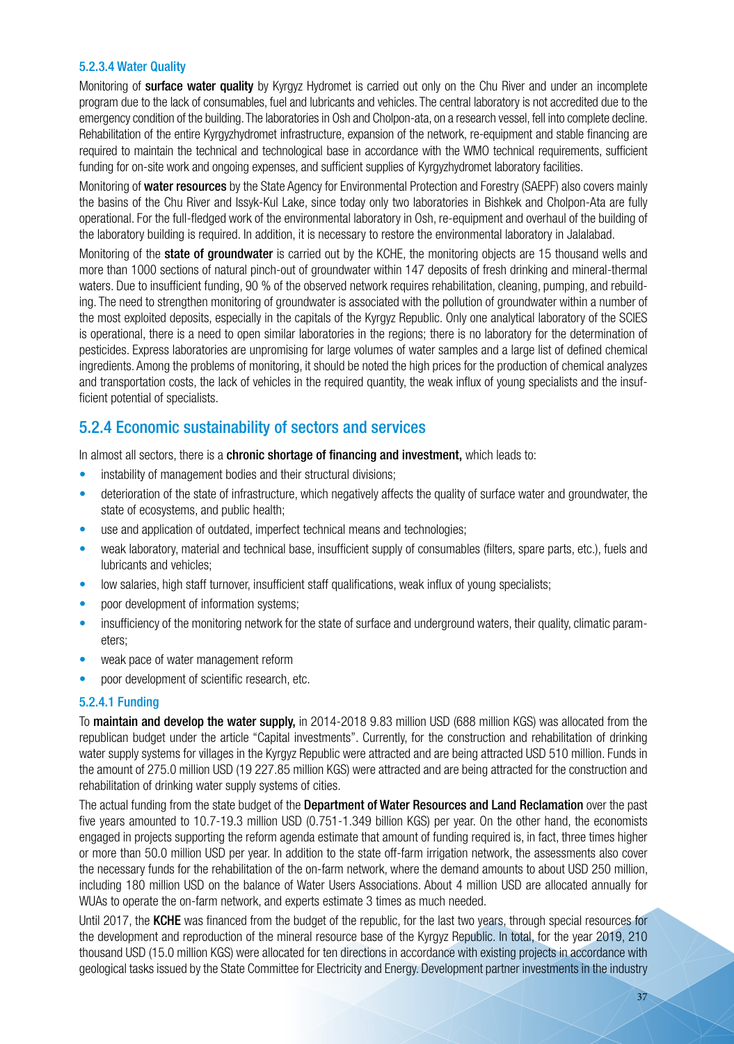#### 5.2.3.4 Water Quality

Monitoring of **surface water quality** by Kyrgyz Hydromet is carried out only on the Chu River and under an incomplete program due to the lack of consumables, fuel and lubricants and vehicles. The central laboratory is not accredited due to the emergency condition of the building. The laboratories in Osh and Cholpon-ata, on a research vessel, fell into complete decline. Rehabilitation of the entire Kyrgyzhydromet infrastructure, expansion of the network, re-equipment and stable financing are required to maintain the technical and technological base in accordance with the WMO technical requirements, sufficient funding for on-site work and ongoing expenses, and sufficient supplies of Kyrgyzhydromet laboratory facilities.

Monitoring of **water resources** by the State Agency for Environmental Protection and Forestry (SAEPF) also covers mainly the basins of the Chu River and Issyk-Kul Lake, since today only two laboratories in Bishkek and Cholpon-Ata are fully operational. For the full-fledged work of the environmental laboratory in Osh, re-equipment and overhaul of the building of the laboratory building is required. In addition, it is necessary to restore the environmental laboratory in Jalalabad.

Monitoring of the **state of groundwater** is carried out by the KCHE, the monitoring objects are 15 thousand wells and more than 1000 sections of natural pinch-out of groundwater within 147 deposits of fresh drinking and mineral-thermal waters. Due to insufficient funding, 90 % of the observed network requires rehabilitation, cleaning, pumping, and rebuilding. The need to strengthen monitoring of groundwater is associated with the pollution of groundwater within a number of the most exploited deposits, especially in the capitals of the Kyrgyz Republic. Only one analytical laboratory of the SCIES is operational, there is a need to open similar laboratories in the regions; there is no laboratory for the determination of pesticides. Express laboratories are unpromising for large volumes of water samples and a large list of defined chemical ingredients. Among the problems of monitoring, it should be noted the high prices for the production of chemical analyzes and transportation costs, the lack of vehicles in the required quantity, the weak influx of young specialists and the insufficient potential of specialists.

### 5.2.4 Economic sustainability of sectors and services

In almost all sectors, there is a **chronic shortage of financing and investment,** which leads to:

- instability of management bodies and their structural divisions;
- deterioration of the state of infrastructure, which negatively affects the quality of surface water and groundwater, the state of ecosystems, and public health;
- use and application of outdated, imperfect technical means and technologies;
- weak laboratory, material and technical base, insufficient supply of consumables (filters, spare parts, etc.), fuels and lubricants and vehicles;
- low salaries, high staff turnover, insufficient staff qualifications, weak influx of young specialists;
- poor development of information systems;
- insufficiency of the monitoring network for the state of surface and underground waters, their quality, climatic parameters;
- weak pace of water management reform
- poor development of scientific research, etc.

#### 5.2.4.1 Funding

To **maintain and develop the water supply,** in 2014-2018 9.83 million USD (688 million KGS) was allocated from the republican budget under the article "Capital investments". Currently, for the construction and rehabilitation of drinking water supply systems for villages in the Kyrgyz Republic were attracted and are being attracted USD 510 million. Funds in the amount of 275.0 million USD (19 227.85 million KGS) were attracted and are being attracted for the construction and rehabilitation of drinking water supply systems of cities.

The actual funding from the state budget of the **Department of Water Resources and Land Reclamation** over the past five years amounted to 10.7-19.3 million USD (0.751-1.349 billion KGS) per year. On the other hand, the economists engaged in projects supporting the reform agenda estimate that amount of funding required is, in fact, three times higher or more than 50.0 million USD per year. In addition to the state off-farm irrigation network, the assessments also cover the necessary funds for the rehabilitation of the on-farm network, where the demand amounts to about USD 250 million, including 180 million USD on the balance of Water Users Associations. About 4 million USD are allocated annually for WUAs to operate the on-farm network, and experts estimate 3 times as much needed.

Until 2017, the **KCHE** was financed from the budget of the republic, for the last two years, through special resources for the development and reproduction of the mineral resource base of the Kyrgyz Republic. In total, for the year 2019, 210 thousand USD (15.0 million KGS) were allocated for ten directions in accordance with existing projects in accordance with geological tasks issued by the State Committee for Electricity and Energy. Development partner investments in the industry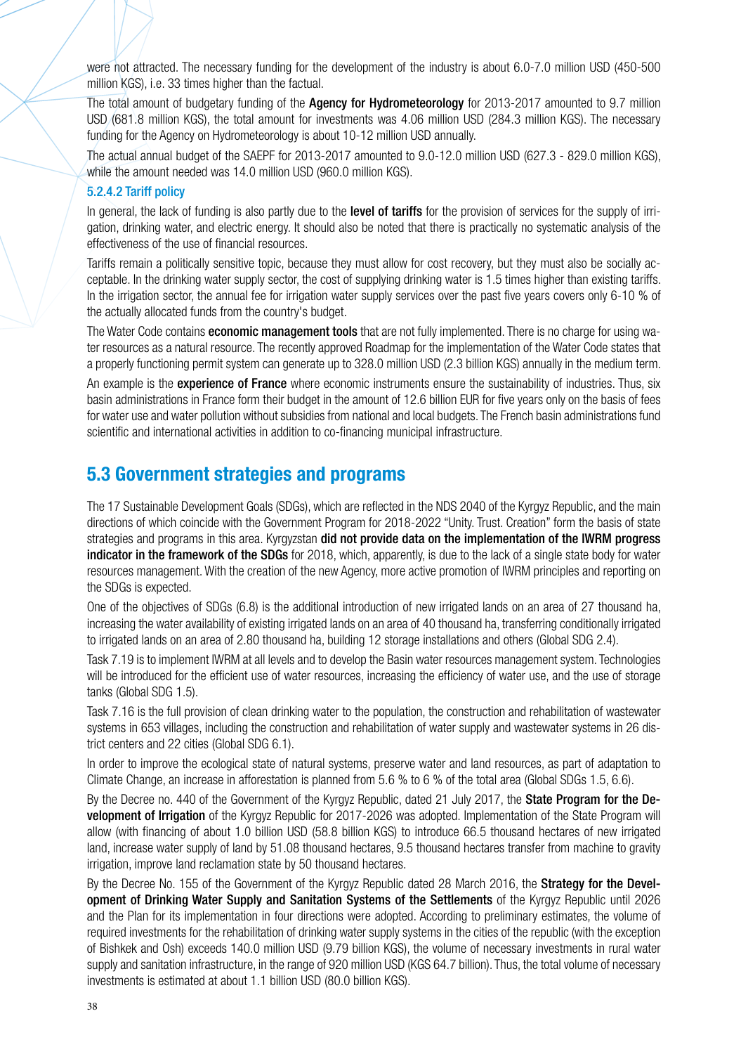were not attracted. The necessary funding for the development of the industry is about 6.0-7.0 million USD (450-500 million KGS), i.e. 33 times higher than the factual.

The total amount of budgetary funding of the **Agency for Hydrometeorology** for 2013-2017 amounted to 9.7 million USD (681.8 million KGS), the total amount for investments was 4.06 million USD (284.3 million KGS). The necessary funding for the Agency on Hydrometeorology is about 10-12 million USD annually.

The actual annual budget of the SAEPF for 2013-2017 amounted to 9.0-12.0 million USD (627.3 - 829.0 million KGS), while the amount needed was 14.0 million USD (960.0 million KGS).

#### 5.2.4.2 Tariff policy

In general, the lack of funding is also partly due to the **level of tariffs** for the provision of services for the supply of irrigation, drinking water, and electric energy. It should also be noted that there is practically no systematic analysis of the effectiveness of the use of financial resources.

Tariffs remain a politically sensitive topic, because they must allow for cost recovery, but they must also be socially acceptable. In the drinking water supply sector, the cost of supplying drinking water is 1.5 times higher than existing tariffs. In the irrigation sector, the annual fee for irrigation water supply services over the past five years covers only 6-10 % of the actually allocated funds from the country's budget.

The Water Code contains **economic management tools** that are not fully implemented. There is no charge for using water resources as a natural resource. The recently approved Roadmap for the implementation of the Water Code states that a properly functioning permit system can generate up to 328.0 million USD (2.3 billion KGS) annually in the medium term.

An example is the **experience of France** where economic instruments ensure the sustainability of industries. Thus, six basin administrations in France form their budget in the amount of 12.6 billion EUR for five years only on the basis of fees for water use and water pollution without subsidies from national and local budgets. The French basin administrations fund scientific and international activities in addition to co-financing municipal infrastructure.

## 5.3 Government strategies and programs

The 17 Sustainable Development Goals (SDGs), which are reflected in the NDS 2040 of the Kyrgyz Republic, and the main directions of which coincide with the Government Program for 2018-2022 "Unity. Trust. Creation" form the basis of state strategies and programs in this area. Kyrgyzstan **did not provide data on the implementation of the IWRM progress indicator in the framework of the SDGs** for 2018, which, apparently, is due to the lack of a single state body for water resources management. With the creation of the new Agency, more active promotion of IWRM principles and reporting on the SDGs is expected.

One of the objectives of SDGs (6.8) is the additional introduction of new irrigated lands on an area of 27 thousand ha, increasing the water availability of existing irrigated lands on an area of 40 thousand ha, transferring conditionally irrigated to irrigated lands on an area of 2.80 thousand ha, building 12 storage installations and others (Global SDG 2.4).

Task 7.19 is to implement IWRM at all levels and to develop the Basin water resources management system. Technologies will be introduced for the efficient use of water resources, increasing the efficiency of water use, and the use of storage tanks (Global SDG 1.5).

Task 7.16 is the full provision of clean drinking water to the population, the construction and rehabilitation of wastewater systems in 653 villages, including the construction and rehabilitation of water supply and wastewater systems in 26 district centers and 22 cities (Global SDG 6.1).

In order to improve the ecological state of natural systems, preserve water and land resources, as part of adaptation to Climate Change, an increase in afforestation is planned from 5.6 % to 6 % of the total area (Global SDGs 1.5, 6.6).

By the Decree no. 440 of the Government of the Kyrgyz Republic, dated 21 July 2017, the **State Program for the Development of Irrigation** of the Kyrgyz Republic for 2017-2026 was adopted. Implementation of the State Program will allow (with financing of about 1.0 billion USD (58.8 billion KGS) to introduce 66.5 thousand hectares of new irrigated land, increase water supply of land by 51.08 thousand hectares, 9.5 thousand hectares transfer from machine to gravity irrigation, improve land reclamation state by 50 thousand hectares.

By the Decree No. 155 of the Government of the Kyrgyz Republic dated 28 March 2016, the **Strategy for the Development of Drinking Water Supply and Sanitation Systems of the Settlements** of the Kyrgyz Republic until 2026 and the Plan for its implementation in four directions were adopted. According to preliminary estimates, the volume of required investments for the rehabilitation of drinking water supply systems in the cities of the republic (with the exception of Bishkek and Osh) exceeds 140.0 million USD (9.79 billion KGS), the volume of necessary investments in rural water supply and sanitation infrastructure, in the range of 920 million USD (KGS 64.7 billion). Thus, the total volume of necessary investments is estimated at about 1.1 billion USD (80.0 billion KGS).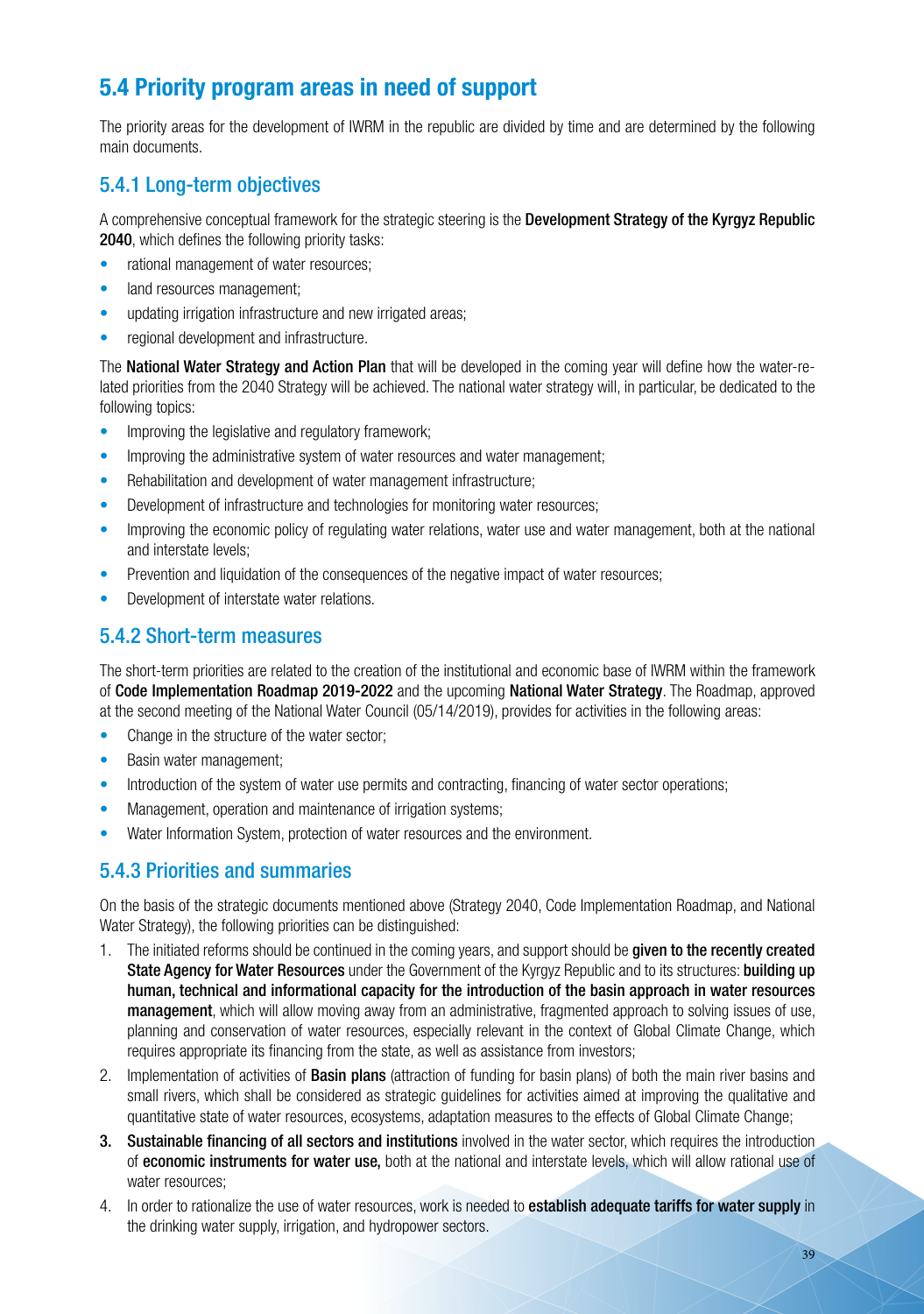## 5.4 Priority program areas in need of support

The priority areas for the development of IWRM in the republic are divided by time and are determined by the following main documents.

### 5.4.1 Long-term objectives

A comprehensive conceptual framework for the strategic steering is the **Development Strategy of the Kyrgyz Republic 2040**, which defines the following priority tasks:

- rational management of water resources;
- land resources management;
- updating irrigation infrastructure and new irrigated areas;
- regional development and infrastructure.

The **National Water Strategy and Action Plan** that will be developed in the coming year will define how the water-related priorities from the 2040 Strategy will be achieved. The national water strategy will, in particular, be dedicated to the following topics:

- Improving the legislative and regulatory framework;
- Improving the administrative system of water resources and water management;
- Rehabilitation and development of water management infrastructure;
- Development of infrastructure and technologies for monitoring water resources;
- Improving the economic policy of regulating water relations, water use and water management, both at the national and interstate levels;
- Prevention and liquidation of the consequences of the negative impact of water resources;
- Development of interstate water relations.

### 5.4.2 Short-term measures

The short-term priorities are related to the creation of the institutional and economic base of IWRM within the framework of **Code Implementation Roadmap 2019-2022** and the upcoming **National Water Strategy**. The Roadmap, approved at the second meeting of the National Water Council (05/14/2019), provides for activities in the following areas:

- Change in the structure of the water sector;
- Basin water management;
- Introduction of the system of water use permits and contracting, financing of water sector operations;
- Management, operation and maintenance of irrigation systems;
- Water Information System, protection of water resources and the environment.

### 5.4.3 Priorities and summaries

On the basis of the strategic documents mentioned above (Strategy 2040, Code Implementation Roadmap, and National Water Strategy), the following priorities can be distinguished:

1. The initiated reforms should be continued in the coming years, and support should be **given to the recently created State Agency for Water Resources** under the Government of the Kyrgyz Republic and to its structures: **building up human, technical and informational capacity for the introduction of the basin approach in water resources management**, which will allow moving away from an administrative, fragmented approach to solving issues of use, planning and conservation of water resources, especially relevant in the context of Global Climate Change, which requires appropriate its financing from the state, as well as assistance from investors;
2. Implementation of activities of **Basin plans** (attraction of funding for basin plans) of both the main river basins and small rivers, which shall be considered as strategic guidelines for activities aimed at improving the qualitative and quantitative state of water resources, ecosystems, adaptation measures to the effects of Global Climate Change;
3. **Sustainable financing of all sectors and institutions** involved in the water sector, which requires the introduction of **economic instruments for water use,** both at the national and interstate levels, which will allow rational use of water resources;
4. In order to rationalize the use of water resources, work is needed to **establish adequate tariffs for water supply** in the drinking water supply, irrigation, and hydropower sectors.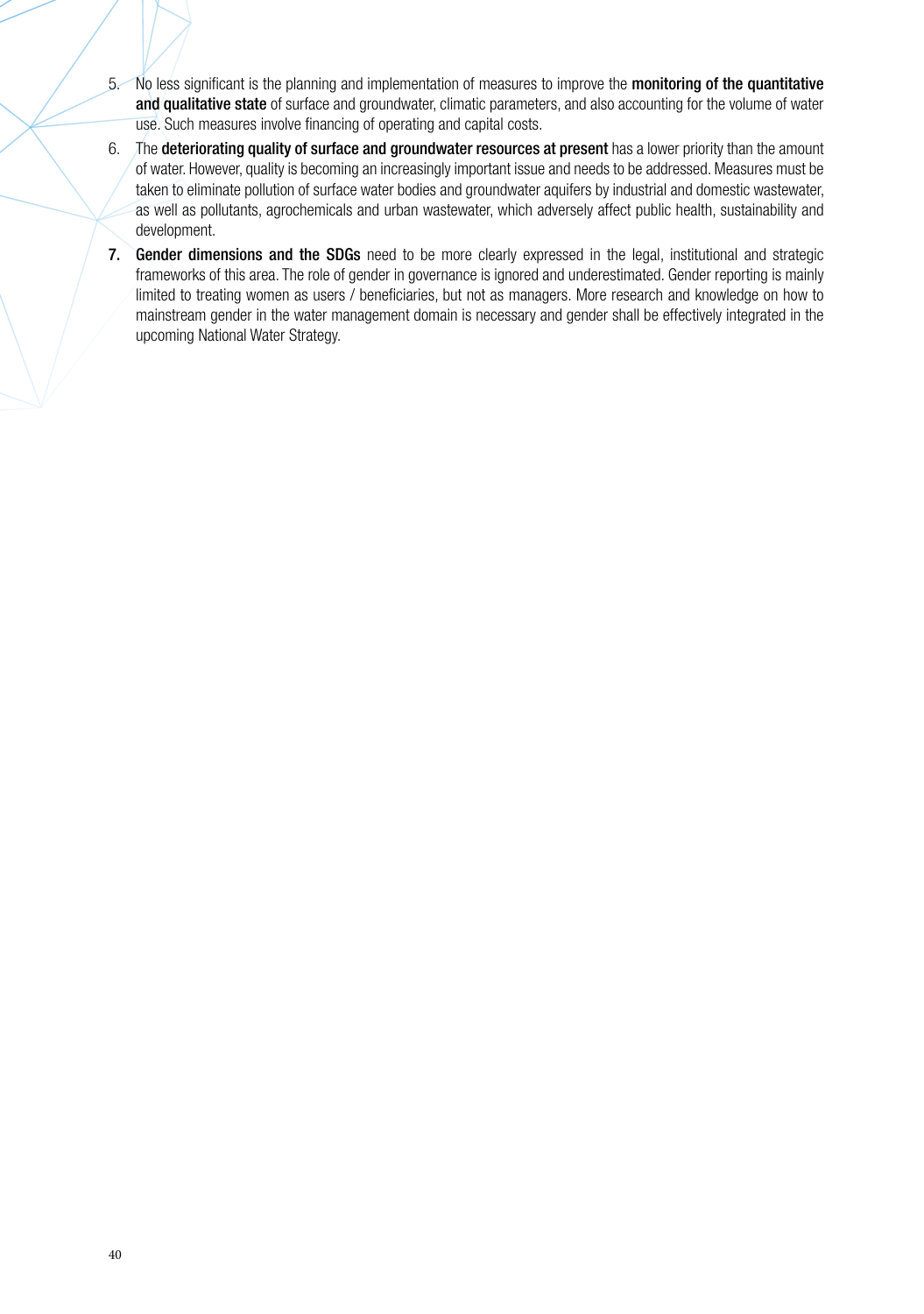5. No less significant is the planning and implementation of measures to improve the **monitoring of the quantitative and qualitative state** of surface and groundwater, climatic parameters, and also accounting for the volume of water use. Such measures involve financing of operating and capital costs.
6. The **deteriorating quality of surface and groundwater resources at present** has a lower priority than the amount of water. However, quality is becoming an increasingly important issue and needs to be addressed. Measures must be taken to eliminate pollution of surface water bodies and groundwater aquifers by industrial and domestic wastewater, as well as pollutants, agrochemicals and urban wastewater, which adversely affect public health, sustainability and development.
7. **Gender dimensions and the SDGs** need to be more clearly expressed in the legal, institutional and strategic frameworks of this area. The role of gender in governance is ignored and underestimated. Gender reporting is mainly limited to treating women as users / beneficiaries, but not as managers. More research and knowledge on how to mainstream gender in the water management domain is necessary and gender shall be effectively integrated in the upcoming National Water Strategy.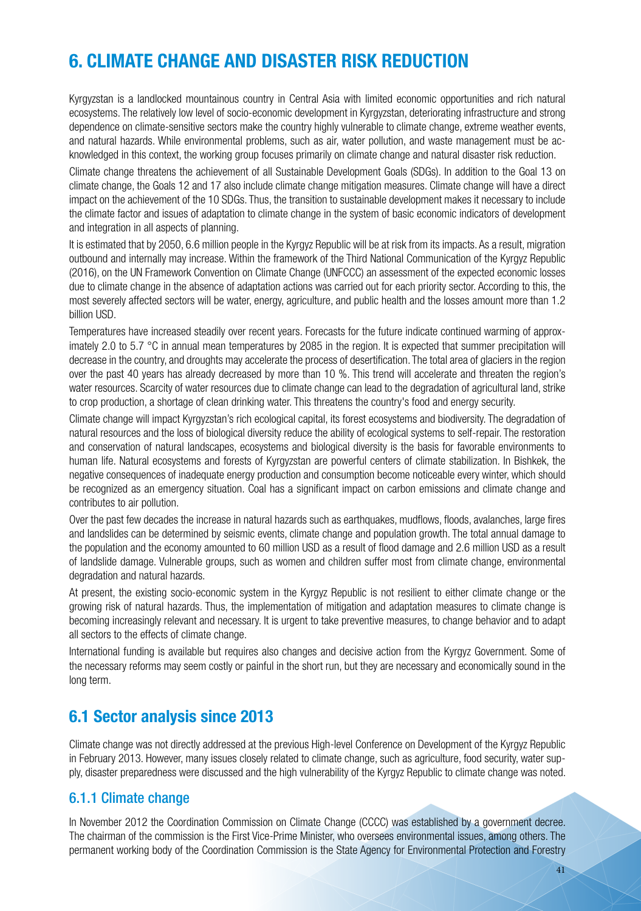# 6. CLIMATE CHANGE AND DISASTER RISK REDUCTION

Kyrgyzstan is a landlocked mountainous country in Central Asia with limited economic opportunities and rich natural ecosystems. The relatively low level of socio-economic development in Kyrgyzstan, deteriorating infrastructure and strong dependence on climate-sensitive sectors make the country highly vulnerable to climate change, extreme weather events, and natural hazards. While environmental problems, such as air, water pollution, and waste management must be acknowledged in this context, the working group focuses primarily on climate change and natural disaster risk reduction.

Climate change threatens the achievement of all Sustainable Development Goals (SDGs). In addition to the Goal 13 on climate change, the Goals 12 and 17 also include climate change mitigation measures. Climate change will have a direct impact on the achievement of the 10 SDGs. Thus, the transition to sustainable development makes it necessary to include the climate factor and issues of adaptation to climate change in the system of basic economic indicators of development and integration in all aspects of planning.

It is estimated that by 2050, 6.6 million people in the Kyrgyz Republic will be at risk from its impacts. As a result, migration outbound and internally may increase. Within the framework of the Third National Communication of the Kyrgyz Republic (2016), on the UN Framework Convention on Climate Change (UNFCCC) an assessment of the expected economic losses due to climate change in the absence of adaptation actions was carried out for each priority sector. According to this, the most severely affected sectors will be water, energy, agriculture, and public health and the losses amount more than 1.2 billion USD.

Temperatures have increased steadily over recent years. Forecasts for the future indicate continued warming of approximately 2.0 to 5.7 °C in annual mean temperatures by 2085 in the region. It is expected that summer precipitation will decrease in the country, and droughts may accelerate the process of desertification. The total area of glaciers in the region over the past 40 years has already decreased by more than 10 %. This trend will accelerate and threaten the region's water resources. Scarcity of water resources due to climate change can lead to the degradation of agricultural land, strike to crop production, a shortage of clean drinking water. This threatens the country's food and energy security.

Climate change will impact Kyrgyzstan's rich ecological capital, its forest ecosystems and biodiversity. The degradation of natural resources and the loss of biological diversity reduce the ability of ecological systems to self-repair. The restoration and conservation of natural landscapes, ecosystems and biological diversity is the basis for favorable environments to human life. Natural ecosystems and forests of Kyrgyzstan are powerful centers of climate stabilization. In Bishkek, the negative consequences of inadequate energy production and consumption become noticeable every winter, which should be recognized as an emergency situation. Coal has a significant impact on carbon emissions and climate change and contributes to air pollution.

Over the past few decades the increase in natural hazards such as earthquakes, mudflows, floods, avalanches, large fires and landslides can be determined by seismic events, climate change and population growth. The total annual damage to the population and the economy amounted to 60 million USD as a result of flood damage and 2.6 million USD as a result of landslide damage. Vulnerable groups, such as women and children suffer most from climate change, environmental degradation and natural hazards.

At present, the existing socio-economic system in the Kyrgyz Republic is not resilient to either climate change or the growing risk of natural hazards. Thus, the implementation of mitigation and adaptation measures to climate change is becoming increasingly relevant and necessary. It is urgent to take preventive measures, to change behavior and to adapt all sectors to the effects of climate change.

International funding is available but requires also changes and decisive action from the Kyrgyz Government. Some of the necessary reforms may seem costly or painful in the short run, but they are necessary and economically sound in the long term.

## 6.1 Sector analysis since 2013

Climate change was not directly addressed at the previous High-level Conference on Development of the Kyrgyz Republic in February 2013. However, many issues closely related to climate change, such as agriculture, food security, water supply, disaster preparedness were discussed and the high vulnerability of the Kyrgyz Republic to climate change was noted.

### 6.1.1 Climate change

In November 2012 the Coordination Commission on Climate Change (CCCC) was established by a government decree. The chairman of the commission is the First Vice-Prime Minister, who oversees environmental issues, among others. The permanent working body of the Coordination Commission is the State Agency for Environmental Protection and Forestry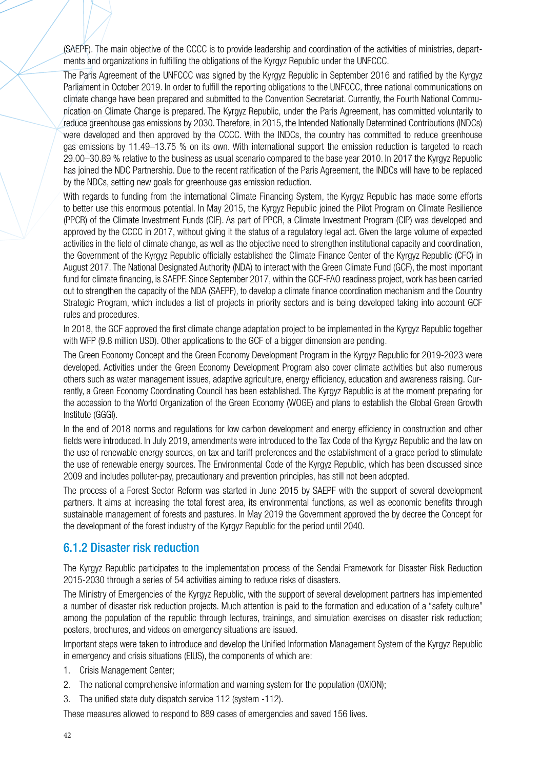(SAEPF). The main objective of the CCCC is to provide leadership and coordination of the activities of ministries, departments and organizations in fulfilling the obligations of the Kyrgyz Republic under the UNFCCC.

The Paris Agreement of the UNFCCC was signed by the Kyrgyz Republic in September 2016 and ratified by the Kyrgyz Parliament in October 2019. In order to fulfill the reporting obligations to the UNFCCC, three national communications on climate change have been prepared and submitted to the Convention Secretariat. Currently, the Fourth National Communication on Climate Change is prepared. The Kyrgyz Republic, under the Paris Agreement, has committed voluntarily to reduce greenhouse gas emissions by 2030. Therefore, in 2015, the Intended Nationally Determined Contributions (INDCs) were developed and then approved by the CCCC. With the INDCs, the country has committed to reduce greenhouse gas emissions by 11.49–13.75 % on its own. With international support the emission reduction is targeted to reach 29.00–30.89 % relative to the business as usual scenario compared to the base year 2010. In 2017 the Kyrgyz Republic has joined the NDC Partnership. Due to the recent ratification of the Paris Agreement, the INDCs will have to be replaced by the NDCs, setting new goals for greenhouse gas emission reduction.

With regards to funding from the international Climate Financing System, the Kyrgyz Republic has made some efforts to better use this enormous potential. In May 2015, the Kyrgyz Republic joined the Pilot Program on Climate Resilience (PPCR) of the Climate Investment Funds (CIF). As part of PPCR, a Climate Investment Program (CIP) was developed and approved by the CCCC in 2017, without giving it the status of a regulatory legal act. Given the large volume of expected activities in the field of climate change, as well as the objective need to strengthen institutional capacity and coordination, the Government of the Kyrgyz Republic officially established the Climate Finance Center of the Kyrgyz Republic (CFC) in August 2017. The National Designated Authority (NDA) to interact with the Green Climate Fund (GCF), the most important fund for climate financing, is SAEPF. Since September 2017, within the GCF-FAO readiness project, work has been carried out to strengthen the capacity of the NDA (SAEPF), to develop a climate finance coordination mechanism and the Country Strategic Program, which includes a list of projects in priority sectors and is being developed taking into account GCF rules and procedures.

In 2018, the GCF approved the first climate change adaptation project to be implemented in the Kyrgyz Republic together with WFP (9.8 million USD). Other applications to the GCF of a bigger dimension are pending.

The Green Economy Concept and the Green Economy Development Program in the Kyrgyz Republic for 2019-2023 were developed. Activities under the Green Economy Development Program also cover climate activities but also numerous others such as water management issues, adaptive agriculture, energy efficiency, education and awareness raising. Currently, a Green Economy Coordinating Council has been established. The Kyrgyz Republic is at the moment preparing for the accession to the World Organization of the Green Economy (WOGE) and plans to establish the Global Green Growth Institute (GGGI).

In the end of 2018 norms and regulations for low carbon development and energy efficiency in construction and other fields were introduced. In July 2019, amendments were introduced to the Tax Code of the Kyrgyz Republic and the law on the use of renewable energy sources, on tax and tariff preferences and the establishment of a grace period to stimulate the use of renewable energy sources. The Environmental Code of the Kyrgyz Republic, which has been discussed since 2009 and includes polluter-pay, precautionary and prevention principles, has still not been adopted.

The process of a Forest Sector Reform was started in June 2015 by SAEPF with the support of several development partners. It aims at increasing the total forest area, its environmental functions, as well as economic benefits through sustainable management of forests and pastures. In May 2019 the Government approved the by decree the Concept for the development of the forest industry of the Kyrgyz Republic for the period until 2040.

### 6.1.2 Disaster risk reduction

The Kyrgyz Republic participates to the implementation process of the Sendai Framework for Disaster Risk Reduction 2015-2030 through a series of 54 activities aiming to reduce risks of disasters.

The Ministry of Emergencies of the Kyrgyz Republic, with the support of several development partners has implemented a number of disaster risk reduction projects. Much attention is paid to the formation and education of a "safety culture" among the population of the republic through lectures, trainings, and simulation exercises on disaster risk reduction; posters, brochures, and videos on emergency situations are issued.

Important steps were taken to introduce and develop the Unified Information Management System of the Kyrgyz Republic in emergency and crisis situations (EIUS), the components of which are:

1. Crisis Management Center;
2. The national comprehensive information and warning system for the population (OXION);
3. The unified state duty dispatch service 112 (system -112).

These measures allowed to respond to 889 cases of emergencies and saved 156 lives.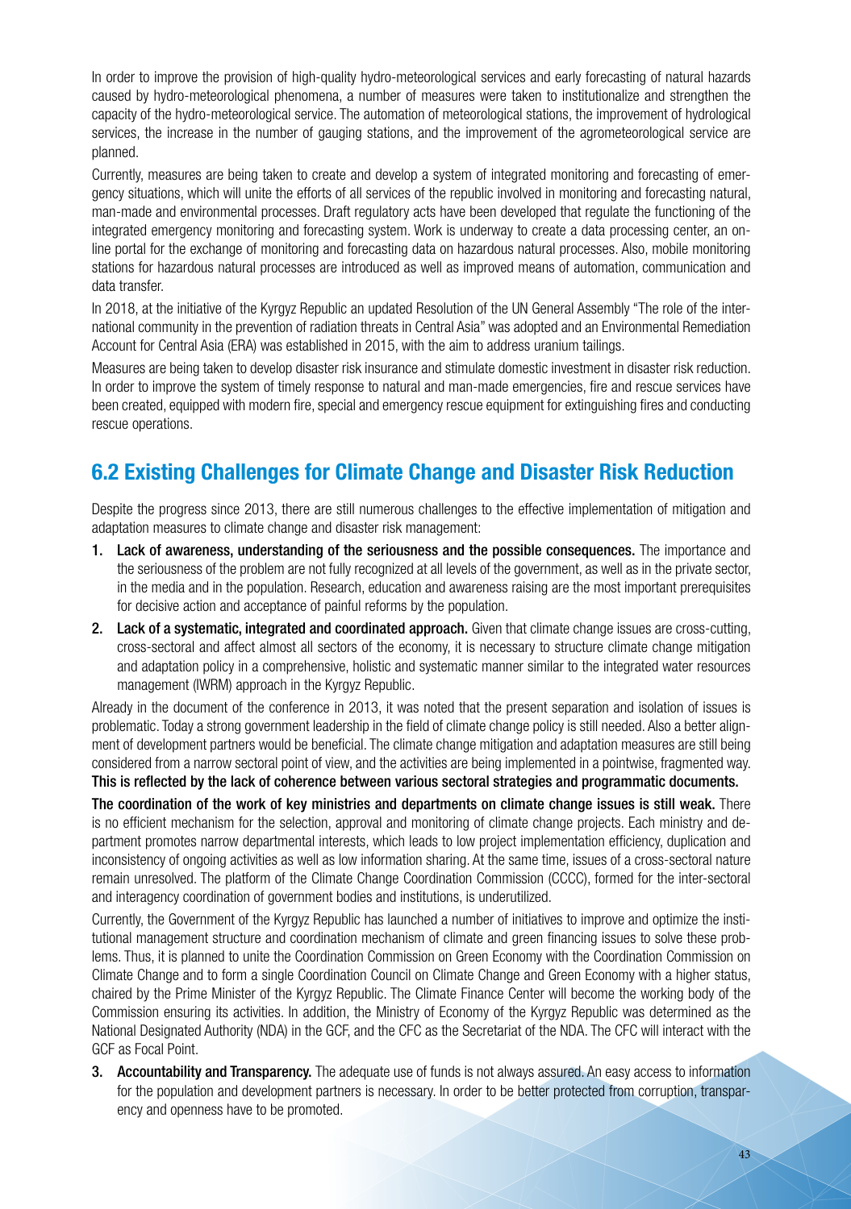In order to improve the provision of high-quality hydro-meteorological services and early forecasting of natural hazards caused by hydro-meteorological phenomena, a number of measures were taken to institutionalize and strengthen the capacity of the hydro-meteorological service. The automation of meteorological stations, the improvement of hydrological services, the increase in the number of gauging stations, and the improvement of the agrometeorological service are planned.

Currently, measures are being taken to create and develop a system of integrated monitoring and forecasting of emergency situations, which will unite the efforts of all services of the republic involved in monitoring and forecasting natural, man-made and environmental processes. Draft regulatory acts have been developed that regulate the functioning of the integrated emergency monitoring and forecasting system. Work is underway to create a data processing center, an online portal for the exchange of monitoring and forecasting data on hazardous natural processes. Also, mobile monitoring stations for hazardous natural processes are introduced as well as improved means of automation, communication and data transfer.

In 2018, at the initiative of the Kyrgyz Republic an updated Resolution of the UN General Assembly "The role of the international community in the prevention of radiation threats in Central Asia" was adopted and an Environmental Remediation Account for Central Asia (ERA) was established in 2015, with the aim to address uranium tailings.

Measures are being taken to develop disaster risk insurance and stimulate domestic investment in disaster risk reduction. In order to improve the system of timely response to natural and man-made emergencies, fire and rescue services have been created, equipped with modern fire, special and emergency rescue equipment for extinguishing fires and conducting rescue operations.

## 6.2 Existing Challenges for Climate Change and Disaster Risk Reduction

Despite the progress since 2013, there are still numerous challenges to the effective implementation of mitigation and adaptation measures to climate change and disaster risk management:

1. **Lack of awareness, understanding of the seriousness and the possible consequences.** The importance and the seriousness of the problem are not fully recognized at all levels of the government, as well as in the private sector, in the media and in the population. Research, education and awareness raising are the most important prerequisites for decisive action and acceptance of painful reforms by the population.
2. **Lack of a systematic, integrated and coordinated approach.** Given that climate change issues are cross-cutting, cross-sectoral and affect almost all sectors of the economy, it is necessary to structure climate change mitigation and adaptation policy in a comprehensive, holistic and systematic manner similar to the integrated water resources management (IWRM) approach in the Kyrgyz Republic.

Already in the document of the conference in 2013, it was noted that the present separation and isolation of issues is problematic. Today a strong government leadership in the field of climate change policy is still needed. Also a better alignment of development partners would be beneficial. The climate change mitigation and adaptation measures are still being considered from a narrow sectoral point of view, and the activities are being implemented in a pointwise, fragmented way. **This is reflected by the lack of coherence between various sectoral strategies and programmatic documents.**

**The coordination of the work of key ministries and departments on climate change issues is still weak.** There is no efficient mechanism for the selection, approval and monitoring of climate change projects. Each ministry and department promotes narrow departmental interests, which leads to low project implementation efficiency, duplication and inconsistency of ongoing activities as well as low information sharing. At the same time, issues of a cross-sectoral nature remain unresolved. The platform of the Climate Change Coordination Commission (CCCC), formed for the inter-sectoral and interagency coordination of government bodies and institutions, is underutilized.

Currently, the Government of the Kyrgyz Republic has launched a number of initiatives to improve and optimize the institutional management structure and coordination mechanism of climate and green financing issues to solve these problems. Thus, it is planned to unite the Coordination Commission on Green Economy with the Coordination Commission on Climate Change and to form a single Coordination Council on Climate Change and Green Economy with a higher status, chaired by the Prime Minister of the Kyrgyz Republic. The Climate Finance Center will become the working body of the Commission ensuring its activities. In addition, the Ministry of Economy of the Kyrgyz Republic was determined as the National Designated Authority (NDA) in the GCF, and the CFC as the Secretariat of the NDA. The CFC will interact with the GCF as Focal Point.

3. **Accountability and Transparency.** The adequate use of funds is not always assured. An easy access to information for the population and development partners is necessary. In order to be better protected from corruption, transparency and openness have to be promoted.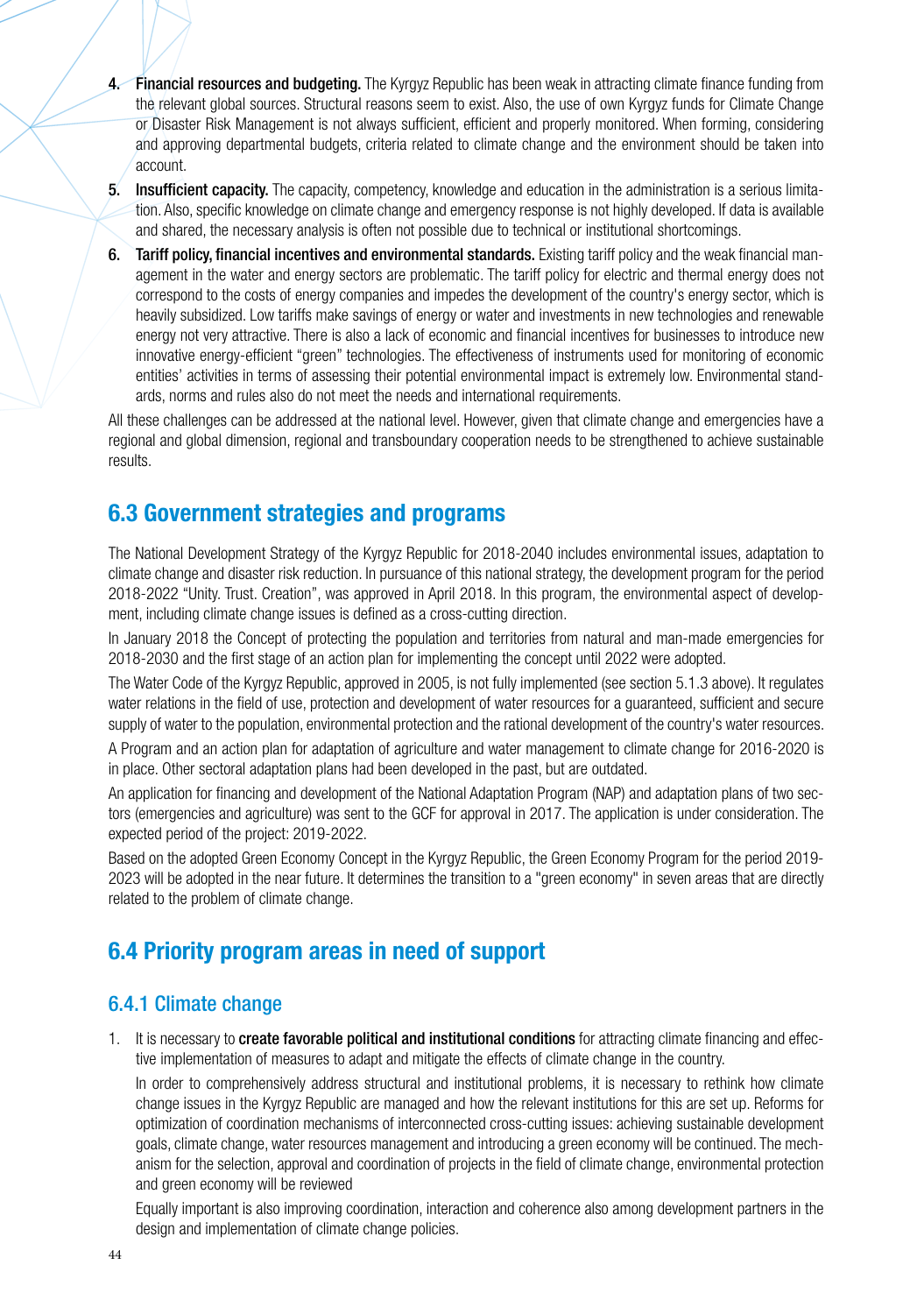4. **Financial resources and budgeting.** The Kyrgyz Republic has been weak in attracting climate finance funding from the relevant global sources. Structural reasons seem to exist. Also, the use of own Kyrgyz funds for Climate Change or Disaster Risk Management is not always sufficient, efficient and properly monitored. When forming, considering and approving departmental budgets, criteria related to climate change and the environment should be taken into account.
5. **Insufficient capacity.** The capacity, competency, knowledge and education in the administration is a serious limitation. Also, specific knowledge on climate change and emergency response is not highly developed. If data is available and shared, the necessary analysis is often not possible due to technical or institutional shortcomings.
6. **Tariff policy, financial incentives and environmental standards.** Existing tariff policy and the weak financial management in the water and energy sectors are problematic. The tariff policy for electric and thermal energy does not correspond to the costs of energy companies and impedes the development of the country's energy sector, which is heavily subsidized. Low tariffs make savings of energy or water and investments in new technologies and renewable energy not very attractive. There is also a lack of economic and financial incentives for businesses to introduce new innovative energy-efficient "green" technologies. The effectiveness of instruments used for monitoring of economic entities' activities in terms of assessing their potential environmental impact is extremely low. Environmental standards, norms and rules also do not meet the needs and international requirements.

All these challenges can be addressed at the national level. However, given that climate change and emergencies have a regional and global dimension, regional and transboundary cooperation needs to be strengthened to achieve sustainable results.

## 6.3 Government strategies and programs

The National Development Strategy of the Kyrgyz Republic for 2018-2040 includes environmental issues, adaptation to climate change and disaster risk reduction. In pursuance of this national strategy, the development program for the period 2018-2022 "Unity. Trust. Creation", was approved in April 2018. In this program, the environmental aspect of development, including climate change issues is defined as a cross-cutting direction.

In January 2018 the Concept of protecting the population and territories from natural and man-made emergencies for 2018-2030 and the first stage of an action plan for implementing the concept until 2022 were adopted.

The Water Code of the Kyrgyz Republic, approved in 2005, is not fully implemented (see section 5.1.3 above). It regulates water relations in the field of use, protection and development of water resources for a guaranteed, sufficient and secure supply of water to the population, environmental protection and the rational development of the country's water resources.

A Program and an action plan for adaptation of agriculture and water management to climate change for 2016-2020 is in place. Other sectoral adaptation plans had been developed in the past, but are outdated.

An application for financing and development of the National Adaptation Program (NAP) and adaptation plans of two sectors (emergencies and agriculture) was sent to the GCF for approval in 2017. The application is under consideration. The expected period of the project: 2019-2022.

Based on the adopted Green Economy Concept in the Kyrgyz Republic, the Green Economy Program for the period 2019-2023 will be adopted in the near future. It determines the transition to a "green economy" in seven areas that are directly related to the problem of climate change.

## 6.4 Priority program areas in need of support

### 6.4.1 Climate change

1. It is necessary to **create favorable political and institutional conditions** for attracting climate financing and effective implementation of measures to adapt and mitigate the effects of climate change in the country.

   In order to comprehensively address structural and institutional problems, it is necessary to rethink how climate change issues in the Kyrgyz Republic are managed and how the relevant institutions for this are set up. Reforms for optimization of coordination mechanisms of interconnected cross-cutting issues: achieving sustainable development goals, climate change, water resources management and introducing a green economy will be continued. The mechanism for the selection, approval and coordination of projects in the field of climate change, environmental protection and green economy will be reviewed

   Equally important is also improving coordination, interaction and coherence also among development partners in the design and implementation of climate change policies.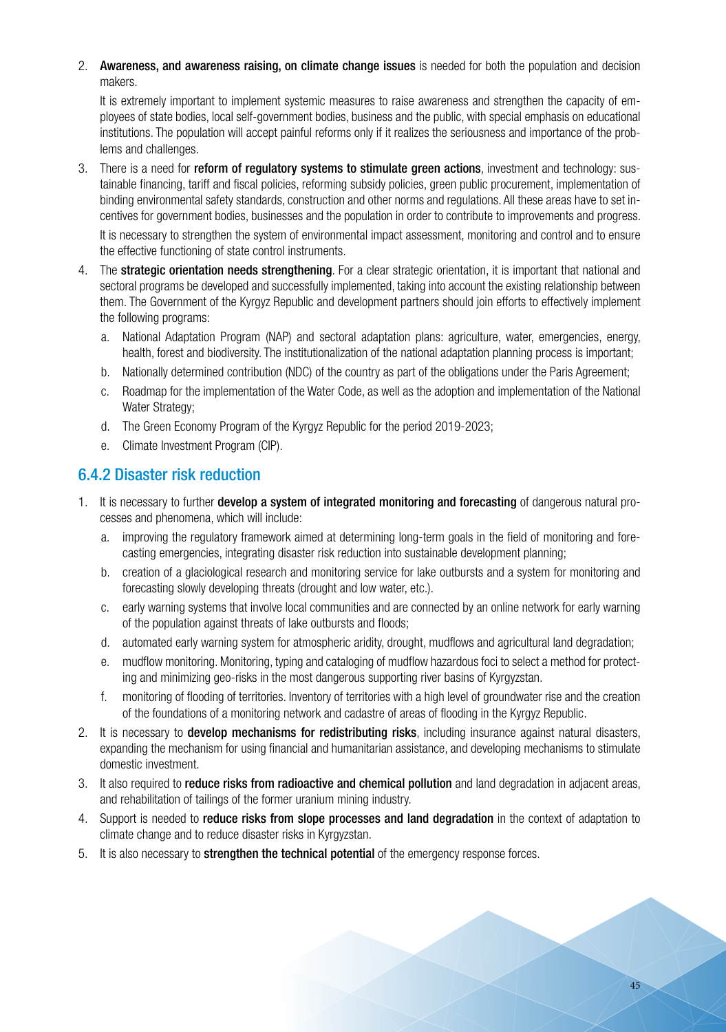2. **Awareness, and awareness raising, on climate change issues** is needed for both the population and decision makers.

   It is extremely important to implement systemic measures to raise awareness and strengthen the capacity of employees of state bodies, local self-government bodies, business and the public, with special emphasis on educational institutions. The population will accept painful reforms only if it realizes the seriousness and importance of the problems and challenges.

3. There is a need for **reform of regulatory systems to stimulate green actions**, investment and technology: sustainable financing, tariff and fiscal policies, reforming subsidy policies, green public procurement, implementation of binding environmental safety standards, construction and other norms and regulations. All these areas have to set incentives for government bodies, businesses and the population in order to contribute to improvements and progress.

   It is necessary to strengthen the system of environmental impact assessment, monitoring and control and to ensure the effective functioning of state control instruments.

4. The **strategic orientation needs strengthening**. For a clear strategic orientation, it is important that national and sectoral programs be developed and successfully implemented, taking into account the existing relationship between them. The Government of the Kyrgyz Republic and development partners should join efforts to effectively implement the following programs:

   a. National Adaptation Program (NAP) and sectoral adaptation plans: agriculture, water, emergencies, energy, health, forest and biodiversity. The institutionalization of the national adaptation planning process is important;

   b. Nationally determined contribution (NDC) of the country as part of the obligations under the Paris Agreement;

   c. Roadmap for the implementation of the Water Code, as well as the adoption and implementation of the National Water Strategy;

   d. The Green Economy Program of the Kyrgyz Republic for the period 2019-2023;

   e. Climate Investment Program (CIP).

### 6.4.2 Disaster risk reduction

1. It is necessary to further **develop a system of integrated monitoring and forecasting** of dangerous natural processes and phenomena, which will include:

   a. improving the regulatory framework aimed at determining long-term goals in the field of monitoring and forecasting emergencies, integrating disaster risk reduction into sustainable development planning;

   b. creation of a glaciological research and monitoring service for lake outbursts and a system for monitoring and forecasting slowly developing threats (drought and low water, etc.).

   c. early warning systems that involve local communities and are connected by an online network for early warning of the population against threats of lake outbursts and floods;

   d. automated early warning system for atmospheric aridity, drought, mudflows and agricultural land degradation;

   e. mudflow monitoring. Monitoring, typing and cataloging of mudflow hazardous foci to select a method for protecting and minimizing geo-risks in the most dangerous supporting river basins of Kyrgyzstan.

   f. monitoring of flooding of territories. Inventory of territories with a high level of groundwater rise and the creation of the foundations of a monitoring network and cadastre of areas of flooding in the Kyrgyz Republic.

2. It is necessary to **develop mechanisms for redistributing risks**, including insurance against natural disasters, expanding the mechanism for using financial and humanitarian assistance, and developing mechanisms to stimulate domestic investment.

3. It also required to **reduce risks from radioactive and chemical pollution** and land degradation in adjacent areas, and rehabilitation of tailings of the former uranium mining industry.

4. Support is needed to **reduce risks from slope processes and land degradation** in the context of adaptation to climate change and to reduce disaster risks in Kyrgyzstan.

5. It is also necessary to **strengthen the technical potential** of the emergency response forces.